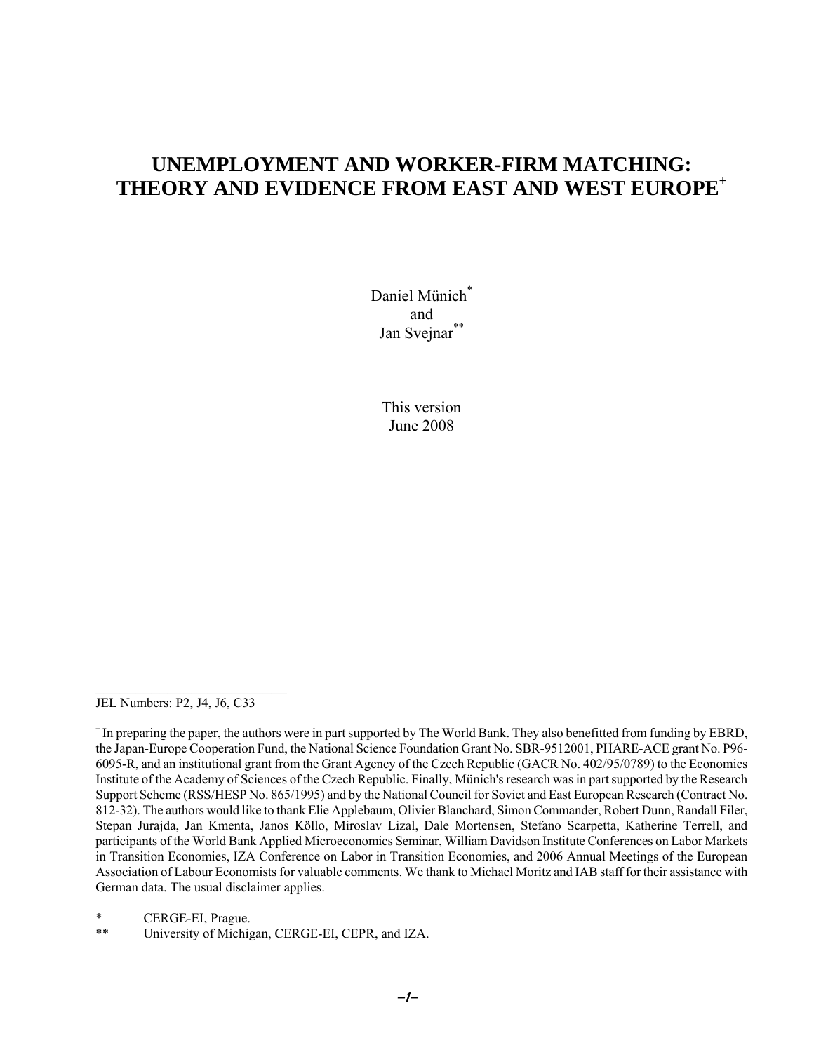# UNEMPLOYMENT AND WORKER-FIRM MATCHING: THEORY AND EVIDENCE FROM EAST AND WEST EUROPE[+]

Daniel Münich[*]
and
Jan Svejnar[**]

This version
June 2008

JEL Numbers: P2, J4, J6, C33

[+] In preparing the paper, the authors were in part supported by The World Bank. They also benefitted from funding by EBRD, the Japan-Europe Cooperation Fund, the National Science Foundation Grant No. SBR-9512001, PHARE-ACE grant No. P96-6095-R, and an institutional grant from the Grant Agency of the Czech Republic (GACR No. 402/95/0789) to the Economics Institute of the Academy of Sciences of the Czech Republic. Finally, Münich's research was in part supported by the Research Support Scheme (RSS/HESP No. 865/1995) and by the National Council for Soviet and East European Research (Contract No. 812-32). The authors would like to thank Elie Applebaum, Olivier Blanchard, Simon Commander, Robert Dunn, Randall Filer, Stepan Jurajda, Jan Kmenta, Janos Köllo, Miroslav Lizal, Dale Mortensen, Stefano Scarpetta, Katherine Terrell, and participants of the World Bank Applied Microeconomics Seminar, William Davidson Institute Conferences on Labor Markets in Transition Economies, IZA Conference on Labor in Transition Economies, and 2006 Annual Meetings of the European Association of Labour Economists for valuable comments. We thank to Michael Moritz and IAB staff for their assistance with German data. The usual disclaimer applies.

\* CERGE-EI, Prague.

\*\* University of Michigan, CERGE-EI, CEPR, and IZA.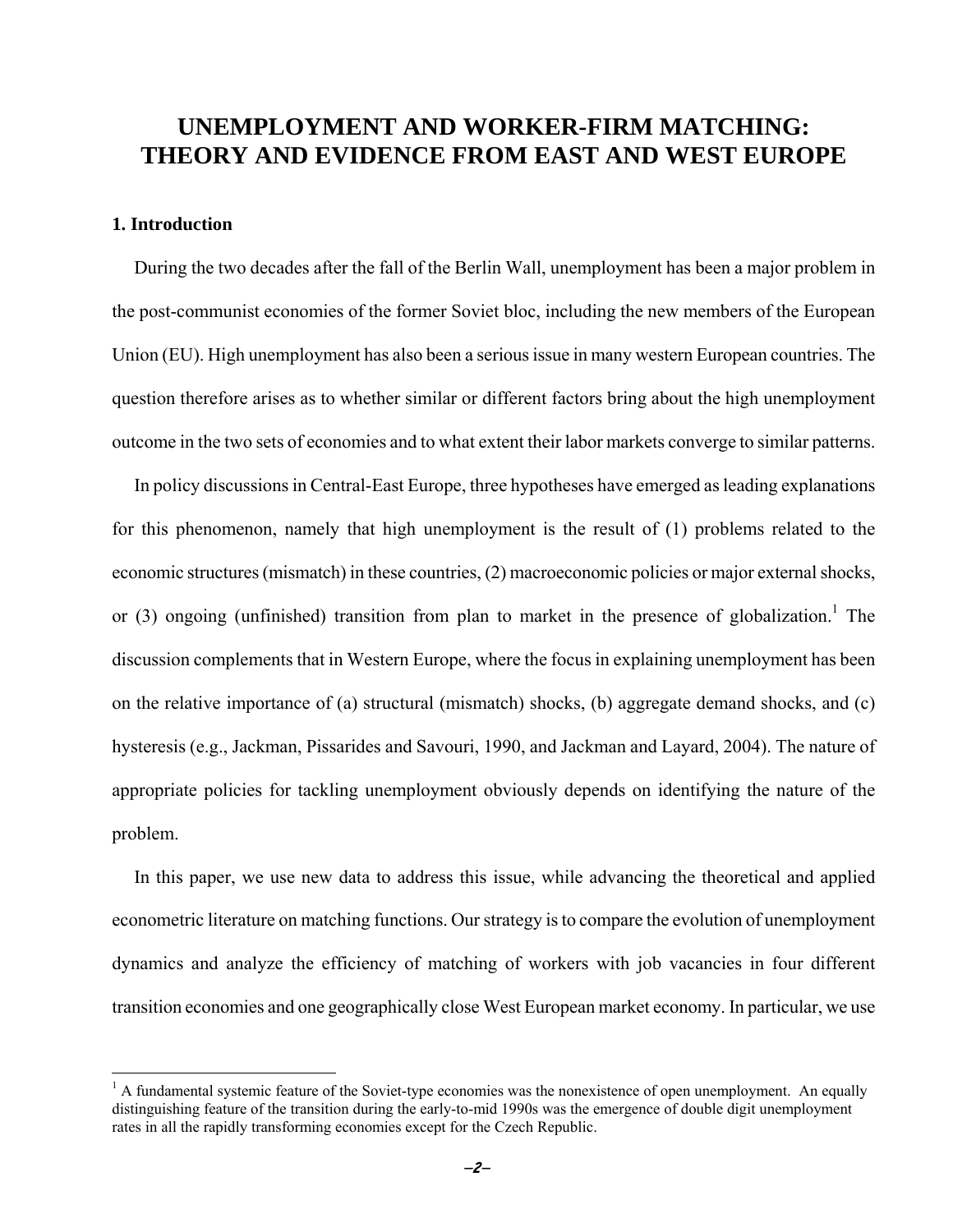# UNEMPLOYMENT AND WORKER-FIRM MATCHING: THEORY AND EVIDENCE FROM EAST AND WEST EUROPE

## 1. Introduction

During the two decades after the fall of the Berlin Wall, unemployment has been a major problem in the post-communist economies of the former Soviet bloc, including the new members of the European Union (EU). High unemployment has also been a serious issue in many western European countries. The question therefore arises as to whether similar or different factors bring about the high unemployment outcome in the two sets of economies and to what extent their labor markets converge to similar patterns.

In policy discussions in Central-East Europe, three hypotheses have emerged as leading explanations for this phenomenon, namely that high unemployment is the result of (1) problems related to the economic structures (mismatch) in these countries, (2) macroeconomic policies or major external shocks, or (3) ongoing (unfinished) transition from plan to market in the presence of globalization.[1] The discussion complements that in Western Europe, where the focus in explaining unemployment has been on the relative importance of (a) structural (mismatch) shocks, (b) aggregate demand shocks, and (c) hysteresis (e.g., Jackman, Pissarides and Savouri, 1990, and Jackman and Layard, 2004). The nature of appropriate policies for tackling unemployment obviously depends on identifying the nature of the problem.

In this paper, we use new data to address this issue, while advancing the theoretical and applied econometric literature on matching functions. Our strategy is to compare the evolution of unemployment dynamics and analyze the efficiency of matching of workers with job vacancies in four different transition economies and one geographically close West European market economy. In particular, we use

[1] A fundamental systemic feature of the Soviet-type economies was the nonexistence of open unemployment. An equally distinguishing feature of the transition during the early-to-mid 1990s was the emergence of double digit unemployment rates in all the rapidly transforming economies except for the Czech Republic.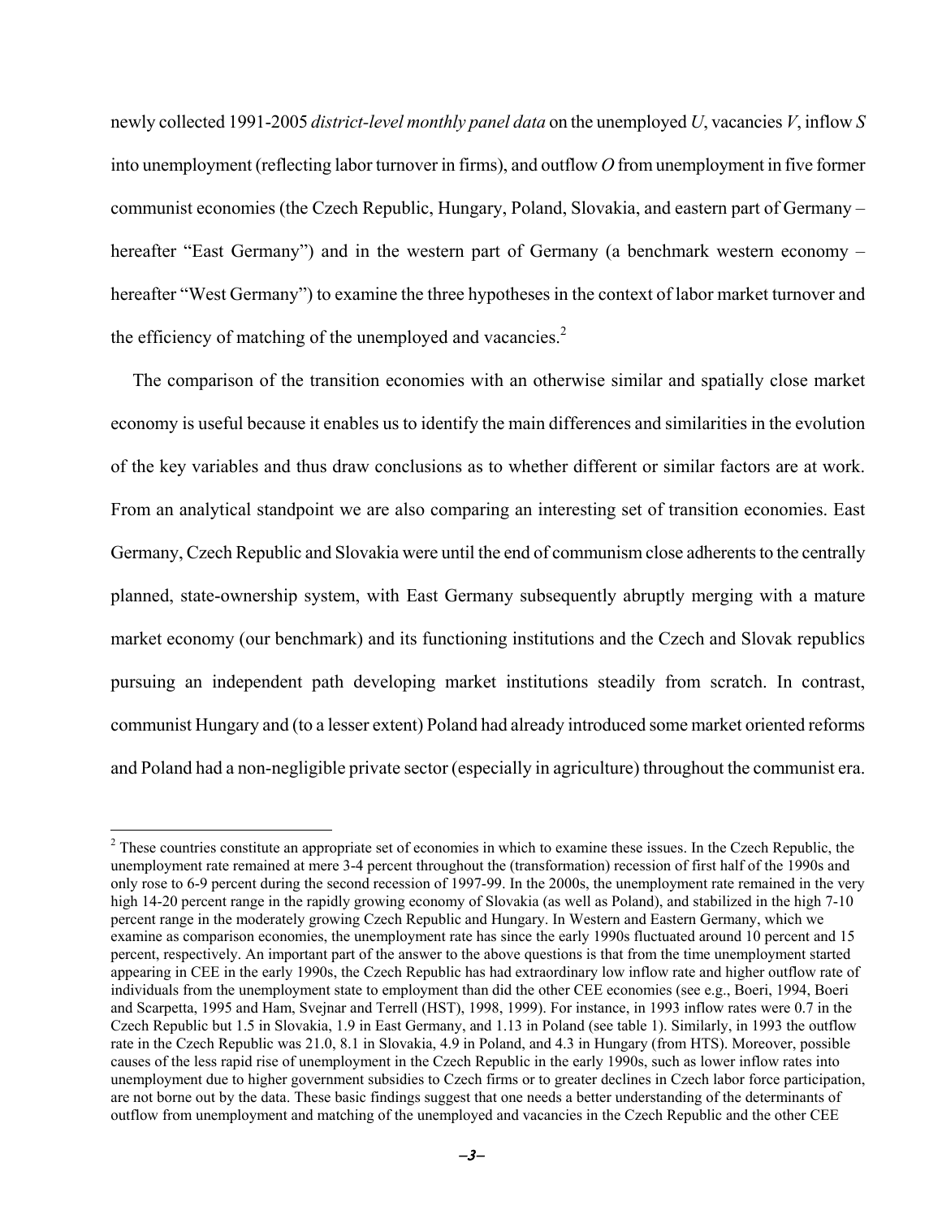newly collected 1991-2005 *district-level monthly panel data* on the unemployed $U$, vacancies $V$, inflow $S$ into unemployment (reflecting labor turnover in firms), and outflow $O$ from unemployment in five former communist economies (the Czech Republic, Hungary, Poland, Slovakia, and eastern part of Germany – hereafter "East Germany") and in the western part of Germany (a benchmark western economy – hereafter "West Germany") to examine the three hypotheses in the context of labor market turnover and the efficiency of matching of the unemployed and vacancies.[2]

The comparison of the transition economies with an otherwise similar and spatially close market economy is useful because it enables us to identify the main differences and similarities in the evolution of the key variables and thus draw conclusions as to whether different or similar factors are at work. From an analytical standpoint we are also comparing an interesting set of transition economies. East Germany, Czech Republic and Slovakia were until the end of communism close adherents to the centrally planned, state-ownership system, with East Germany subsequently abruptly merging with a mature market economy (our benchmark) and its functioning institutions and the Czech and Slovak republics pursuing an independent path developing market institutions steadily from scratch. In contrast, communist Hungary and (to a lesser extent) Poland had already introduced some market oriented reforms and Poland had a non-negligible private sector (especially in agriculture) throughout the communist era.

[2] These countries constitute an appropriate set of economies in which to examine these issues. In the Czech Republic, the unemployment rate remained at mere 3-4 percent throughout the (transformation) recession of first half of the 1990s and only rose to 6-9 percent during the second recession of 1997-99. In the 2000s, the unemployment rate remained in the very high 14-20 percent range in the rapidly growing economy of Slovakia (as well as Poland), and stabilized in the high 7-10 percent range in the moderately growing Czech Republic and Hungary. In Western and Eastern Germany, which we examine as comparison economies, the unemployment rate has since the early 1990s fluctuated around 10 percent and 15 percent, respectively. An important part of the answer to the above questions is that from the time unemployment started appearing in CEE in the early 1990s, the Czech Republic has had extraordinary low inflow rate and higher outflow rate of individuals from the unemployment state to employment than did the other CEE economies (see e.g., Boeri, 1994, Boeri and Scarpetta, 1995 and Ham, Svejnar and Terrell (HST), 1998, 1999). For instance, in 1993 inflow rates were 0.7 in the Czech Republic but 1.5 in Slovakia, 1.9 in East Germany, and 1.13 in Poland (see table 1). Similarly, in 1993 the outflow rate in the Czech Republic was 21.0, 8.1 in Slovakia, 4.9 in Poland, and 4.3 in Hungary (from HTS). Moreover, possible causes of the less rapid rise of unemployment in the Czech Republic in the early 1990s, such as lower inflow rates into unemployment due to higher government subsidies to Czech firms or to greater declines in Czech labor force participation, are not borne out by the data. These basic findings suggest that one needs a better understanding of the determinants of outflow from unemployment and matching of the unemployed and vacancies in the Czech Republic and the other CEE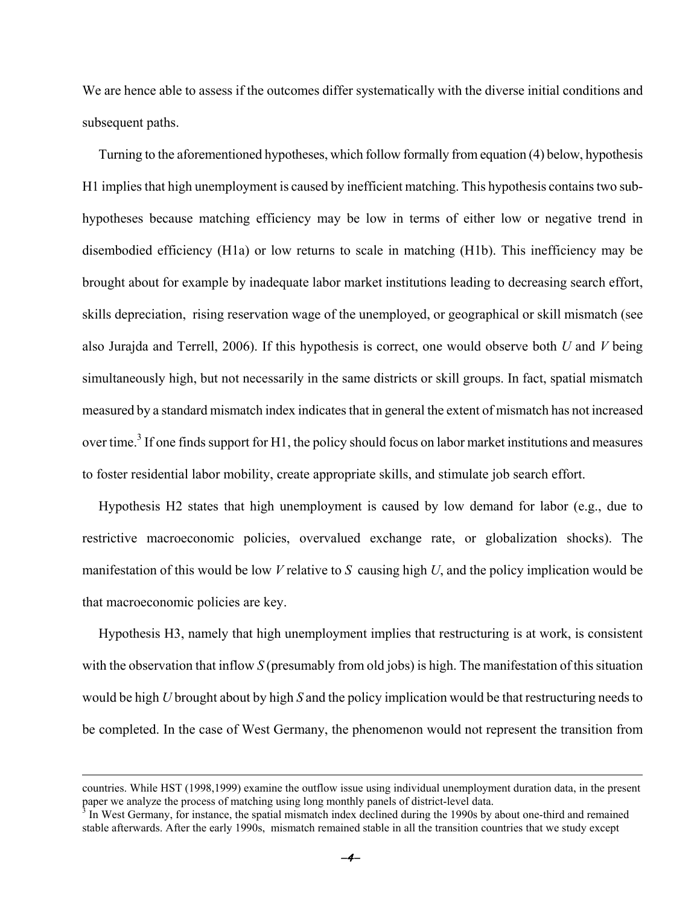We are hence able to assess if the outcomes differ systematically with the diverse initial conditions and subsequent paths.

Turning to the aforementioned hypotheses, which follow formally from equation (4) below, hypothesis H1 implies that high unemployment is caused by inefficient matching. This hypothesis contains two sub-hypotheses because matching efficiency may be low in terms of either low or negative trend in disembodied efficiency (H1a) or low returns to scale in matching (H1b). This inefficiency may be brought about for example by inadequate labor market institutions leading to decreasing search effort, skills depreciation, rising reservation wage of the unemployed, or geographical or skill mismatch (see also Jurajda and Terrell, 2006). If this hypothesis is correct, one would observe both $U$ and $V$ being simultaneously high, but not necessarily in the same districts or skill groups. In fact, spatial mismatch measured by a standard mismatch index indicates that in general the extent of mismatch has not increased over time.[3] If one finds support for H1, the policy should focus on labor market institutions and measures to foster residential labor mobility, create appropriate skills, and stimulate job search effort.

Hypothesis H2 states that high unemployment is caused by low demand for labor (e.g., due to restrictive macroeconomic policies, overvalued exchange rate, or globalization shocks). The manifestation of this would be low $V$ relative to $S$ causing high $U$, and the policy implication would be that macroeconomic policies are key.

Hypothesis H3, namely that high unemployment implies that restructuring is at work, is consistent with the observation that inflow $S$ (presumably from old jobs) is high. The manifestation of this situation would be high $U$ brought about by high $S$ and the policy implication would be that restructuring needs to be completed. In the case of West Germany, the phenomenon would not represent the transition from

countries. While HST (1998,1999) examine the outflow issue using individual unemployment duration data, in the present paper we analyze the process of matching using long monthly panels of district-level data.

[3] In West Germany, for instance, the spatial mismatch index declined during the 1990s by about one-third and remained stable afterwards. After the early 1990s, mismatch remained stable in all the transition countries that we study except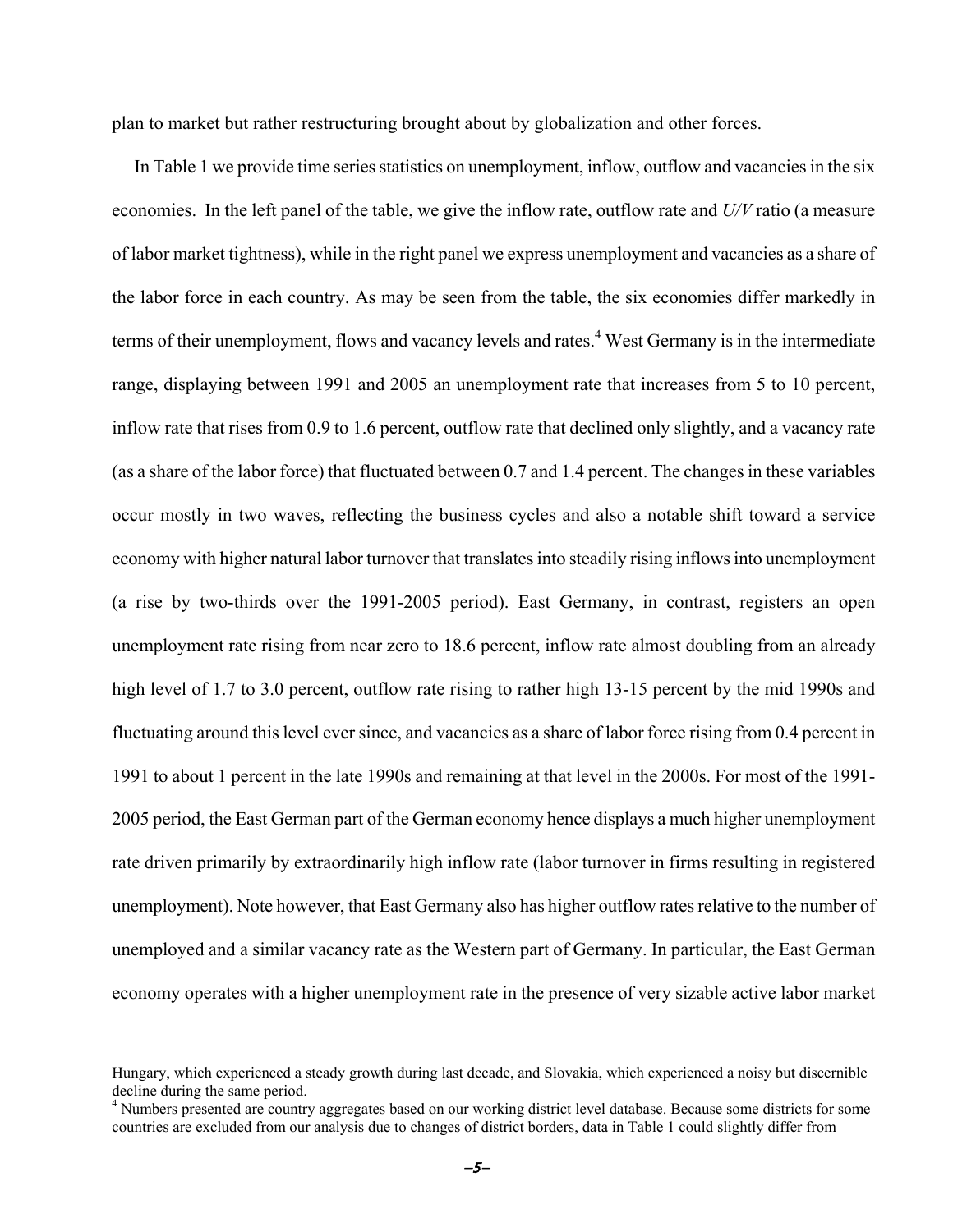plan to market but rather restructuring brought about by globalization and other forces.

In Table 1 we provide time series statistics on unemployment, inflow, outflow and vacancies in the six economies. In the left panel of the table, we give the inflow rate, outflow rate and *U/V* ratio (a measure of labor market tightness), while in the right panel we express unemployment and vacancies as a share of the labor force in each country. As may be seen from the table, the six economies differ markedly in terms of their unemployment, flows and vacancy levels and rates.[4] West Germany is in the intermediate range, displaying between 1991 and 2005 an unemployment rate that increases from 5 to 10 percent, inflow rate that rises from 0.9 to 1.6 percent, outflow rate that declined only slightly, and a vacancy rate (as a share of the labor force) that fluctuated between 0.7 and 1.4 percent. The changes in these variables occur mostly in two waves, reflecting the business cycles and also a notable shift toward a service economy with higher natural labor turnover that translates into steadily rising inflows into unemployment (a rise by two-thirds over the 1991-2005 period). East Germany, in contrast, registers an open unemployment rate rising from near zero to 18.6 percent, inflow rate almost doubling from an already high level of 1.7 to 3.0 percent, outflow rate rising to rather high 13-15 percent by the mid 1990s and fluctuating around this level ever since, and vacancies as a share of labor force rising from 0.4 percent in 1991 to about 1 percent in the late 1990s and remaining at that level in the 2000s. For most of the 1991-2005 period, the East German part of the German economy hence displays a much higher unemployment rate driven primarily by extraordinarily high inflow rate (labor turnover in firms resulting in registered unemployment). Note however, that East Germany also has higher outflow rates relative to the number of unemployed and a similar vacancy rate as the Western part of Germany. In particular, the East German economy operates with a higher unemployment rate in the presence of very sizable active labor market

---

Hungary, which experienced a steady growth during last decade, and Slovakia, which experienced a noisy but discernible decline during the same period.

[4] Numbers presented are country aggregates based on our working district level database. Because some districts for some countries are excluded from our analysis due to changes of district borders, data in Table 1 could slightly differ from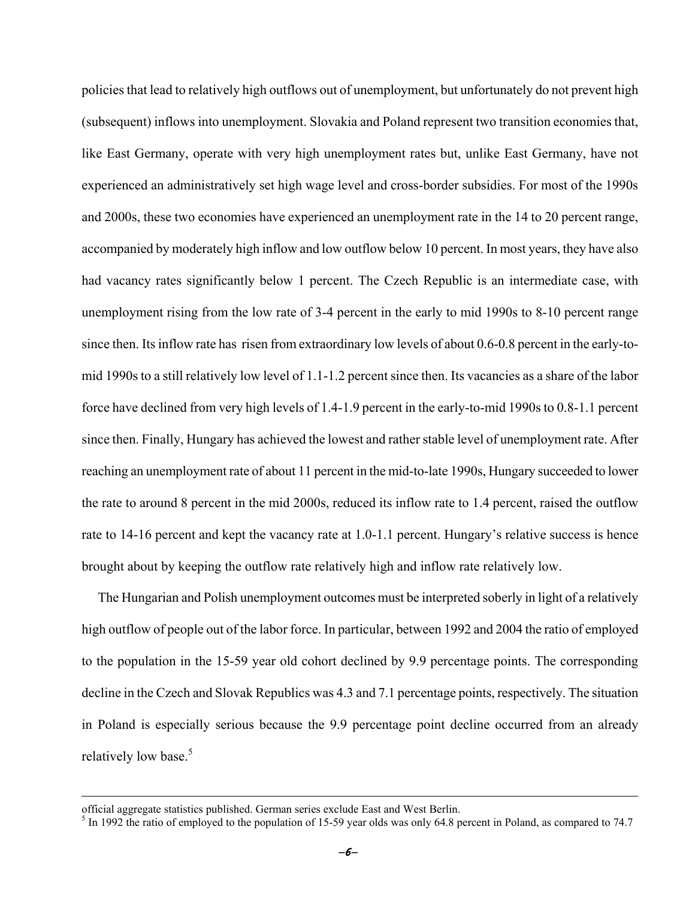policies that lead to relatively high outflows out of unemployment, but unfortunately do not prevent high (subsequent) inflows into unemployment. Slovakia and Poland represent two transition economies that, like East Germany, operate with very high unemployment rates but, unlike East Germany, have not experienced an administratively set high wage level and cross-border subsidies. For most of the 1990s and 2000s, these two economies have experienced an unemployment rate in the 14 to 20 percent range, accompanied by moderately high inflow and low outflow below 10 percent. In most years, they have also had vacancy rates significantly below 1 percent. The Czech Republic is an intermediate case, with unemployment rising from the low rate of 3-4 percent in the early to mid 1990s to 8-10 percent range since then. Its inflow rate has risen from extraordinary low levels of about 0.6-0.8 percent in the early-to-mid 1990s to a still relatively low level of 1.1-1.2 percent since then. Its vacancies as a share of the labor force have declined from very high levels of 1.4-1.9 percent in the early-to-mid 1990s to 0.8-1.1 percent since then. Finally, Hungary has achieved the lowest and rather stable level of unemployment rate. After reaching an unemployment rate of about 11 percent in the mid-to-late 1990s, Hungary succeeded to lower the rate to around 8 percent in the mid 2000s, reduced its inflow rate to 1.4 percent, raised the outflow rate to 14-16 percent and kept the vacancy rate at 1.0-1.1 percent. Hungary's relative success is hence brought about by keeping the outflow rate relatively high and inflow rate relatively low.

The Hungarian and Polish unemployment outcomes must be interpreted soberly in light of a relatively high outflow of people out of the labor force. In particular, between 1992 and 2004 the ratio of employed to the population in the 15-59 year old cohort declined by 9.9 percentage points. The corresponding decline in the Czech and Slovak Republics was 4.3 and 7.1 percentage points, respectively. The situation in Poland is especially serious because the 9.9 percentage point decline occurred from an already relatively low base.[5]

---

official aggregate statistics published. German series exclude East and West Berlin.

[5] In 1992 the ratio of employed to the population of 15-59 year olds was only 64.8 percent in Poland, as compared to 74.7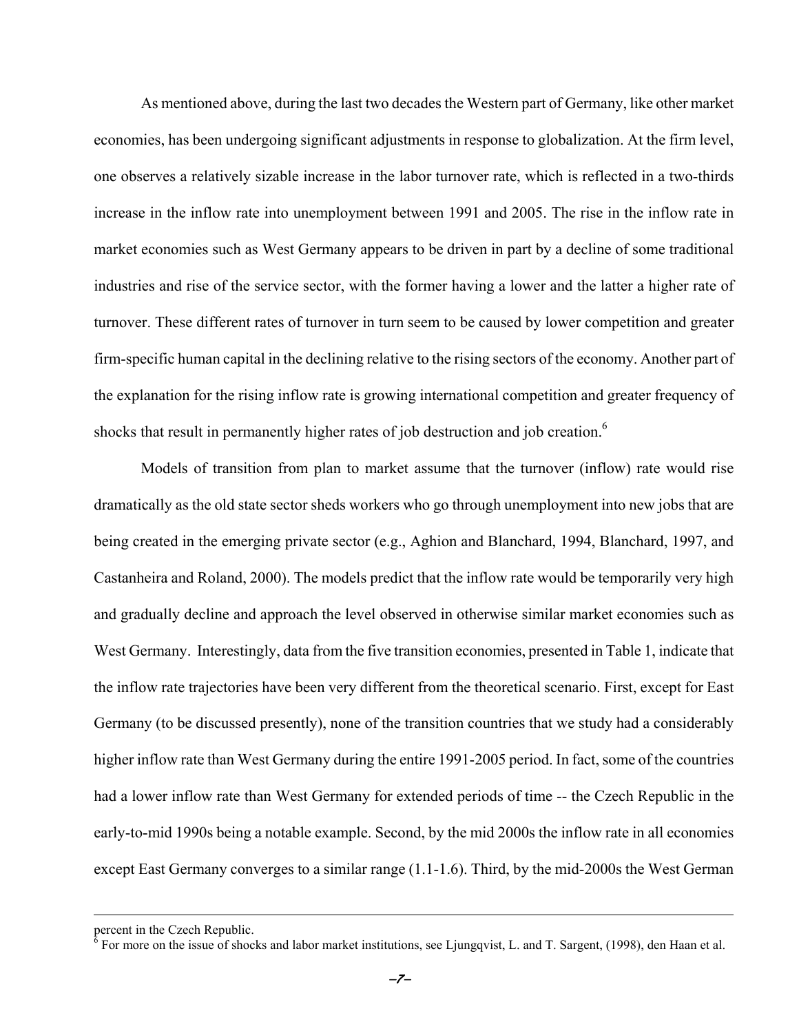As mentioned above, during the last two decades the Western part of Germany, like other market economies, has been undergoing significant adjustments in response to globalization. At the firm level, one observes a relatively sizable increase in the labor turnover rate, which is reflected in a two-thirds increase in the inflow rate into unemployment between 1991 and 2005. The rise in the inflow rate in market economies such as West Germany appears to be driven in part by a decline of some traditional industries and rise of the service sector, with the former having a lower and the latter a higher rate of turnover. These different rates of turnover in turn seem to be caused by lower competition and greater firm-specific human capital in the declining relative to the rising sectors of the economy. Another part of the explanation for the rising inflow rate is growing international competition and greater frequency of shocks that result in permanently higher rates of job destruction and job creation.[6]

Models of transition from plan to market assume that the turnover (inflow) rate would rise dramatically as the old state sector sheds workers who go through unemployment into new jobs that are being created in the emerging private sector (e.g., Aghion and Blanchard, 1994, Blanchard, 1997, and Castanheira and Roland, 2000). The models predict that the inflow rate would be temporarily very high and gradually decline and approach the level observed in otherwise similar market economies such as West Germany. Interestingly, data from the five transition economies, presented in Table 1, indicate that the inflow rate trajectories have been very different from the theoretical scenario. First, except for East Germany (to be discussed presently), none of the transition countries that we study had a considerably higher inflow rate than West Germany during the entire 1991-2005 period. In fact, some of the countries had a lower inflow rate than West Germany for extended periods of time -- the Czech Republic in the early-to-mid 1990s being a notable example. Second, by the mid 2000s the inflow rate in all economies except East Germany converges to a similar range (1.1-1.6). Third, by the mid-2000s the West German

---

percent in the Czech Republic.

[6] For more on the issue of shocks and labor market institutions, see Ljungqvist, L. and T. Sargent, (1998), den Haan et al.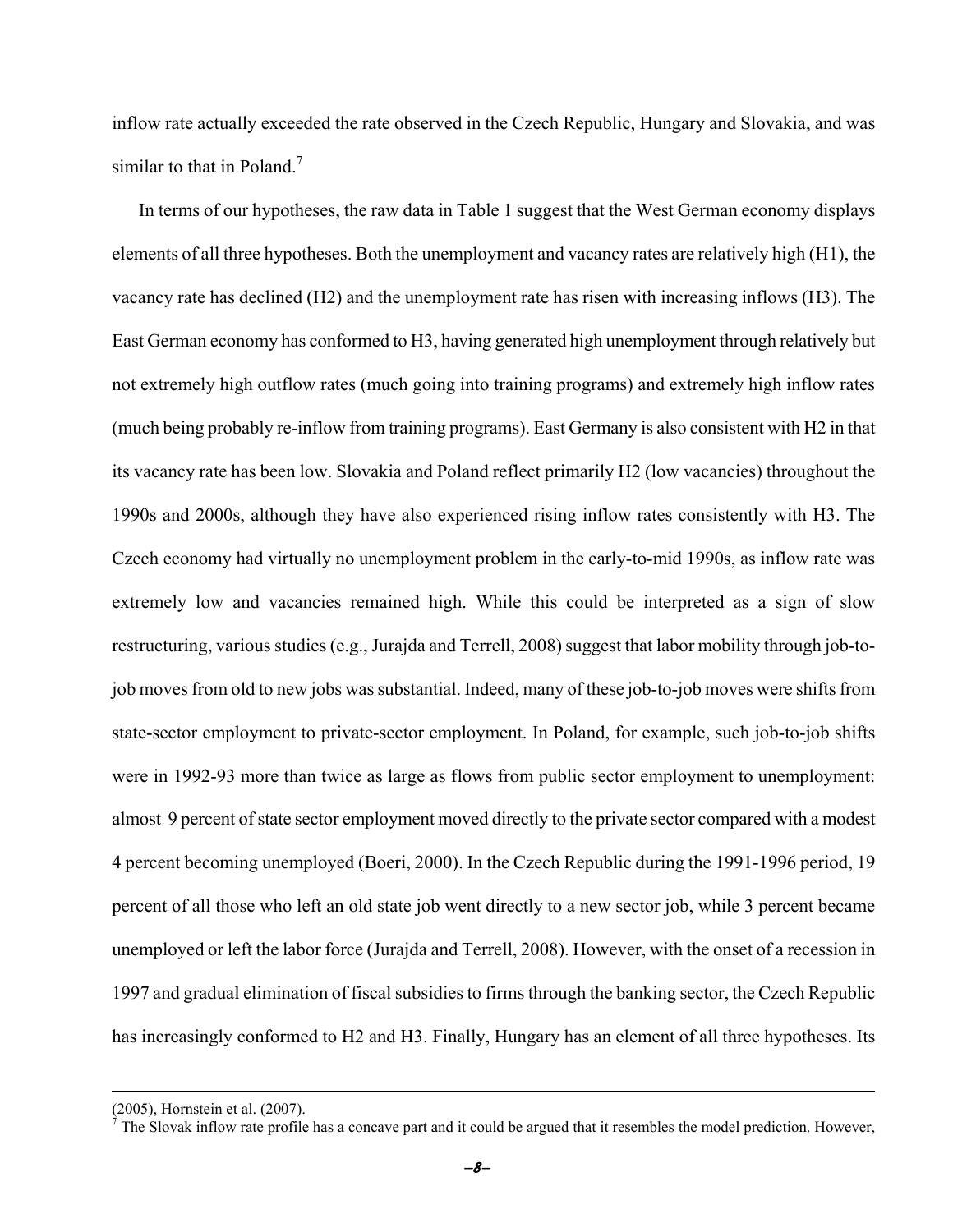inflow rate actually exceeded the rate observed in the Czech Republic, Hungary and Slovakia, and was similar to that in Poland.[7]

In terms of our hypotheses, the raw data in Table 1 suggest that the West German economy displays elements of all three hypotheses. Both the unemployment and vacancy rates are relatively high (H1), the vacancy rate has declined (H2) and the unemployment rate has risen with increasing inflows (H3). The East German economy has conformed to H3, having generated high unemployment through relatively but not extremely high outflow rates (much going into training programs) and extremely high inflow rates (much being probably re-inflow from training programs). East Germany is also consistent with H2 in that its vacancy rate has been low. Slovakia and Poland reflect primarily H2 (low vacancies) throughout the 1990s and 2000s, although they have also experienced rising inflow rates consistently with H3. The Czech economy had virtually no unemployment problem in the early-to-mid 1990s, as inflow rate was extremely low and vacancies remained high. While this could be interpreted as a sign of slow restructuring, various studies (e.g., Jurajda and Terrell, 2008) suggest that labor mobility through job-to-job moves from old to new jobs was substantial. Indeed, many of these job-to-job moves were shifts from state-sector employment to private-sector employment. In Poland, for example, such job-to-job shifts were in 1992-93 more than twice as large as flows from public sector employment to unemployment: almost 9 percent of state sector employment moved directly to the private sector compared with a modest 4 percent becoming unemployed (Boeri, 2000). In the Czech Republic during the 1991-1996 period, 19 percent of all those who left an old state job went directly to a new sector job, while 3 percent became unemployed or left the labor force (Jurajda and Terrell, 2008). However, with the onset of a recession in 1997 and gradual elimination of fiscal subsidies to firms through the banking sector, the Czech Republic has increasingly conformed to H2 and H3. Finally, Hungary has an element of all three hypotheses. Its

---

(2005), Hornstein et al. (2007).

[7] The Slovak inflow rate profile has a concave part and it could be argued that it resembles the model prediction. However,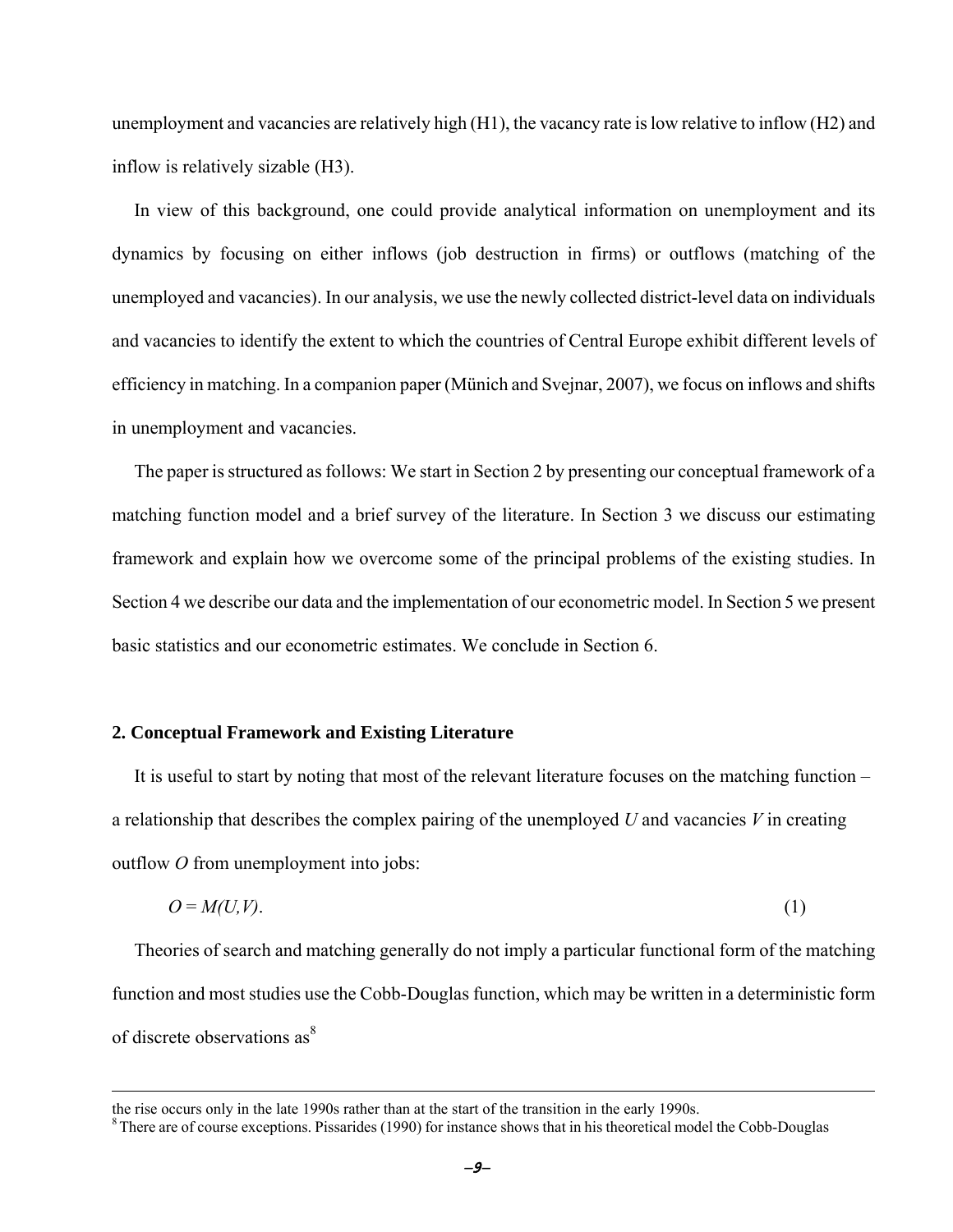unemployment and vacancies are relatively high (H1), the vacancy rate is low relative to inflow (H2) and inflow is relatively sizable (H3).

In view of this background, one could provide analytical information on unemployment and its dynamics by focusing on either inflows (job destruction in firms) or outflows (matching of the unemployed and vacancies). In our analysis, we use the newly collected district-level data on individuals and vacancies to identify the extent to which the countries of Central Europe exhibit different levels of efficiency in matching. In a companion paper (Münich and Svejnar, 2007), we focus on inflows and shifts in unemployment and vacancies.

The paper is structured as follows: We start in Section 2 by presenting our conceptual framework of a matching function model and a brief survey of the literature. In Section 3 we discuss our estimating framework and explain how we overcome some of the principal problems of the existing studies. In Section 4 we describe our data and the implementation of our econometric model. In Section 5 we present basic statistics and our econometric estimates. We conclude in Section 6.

## 2. Conceptual Framework and Existing Literature

It is useful to start by noting that most of the relevant literature focuses on the matching function – a relationship that describes the complex pairing of the unemployed $U$ and vacancies $V$ in creating outflow $O$ from unemployment into jobs:

$$O = M(U,V). \tag{1}$$

Theories of search and matching generally do not imply a particular functional form of the matching function and most studies use the Cobb-Douglas function, which may be written in a deterministic form of discrete observations as[8]

---

the rise occurs only in the late 1990s rather than at the start of the transition in the early 1990s.

[8] There are of course exceptions. Pissarides (1990) for instance shows that in his theoretical model the Cobb-Douglas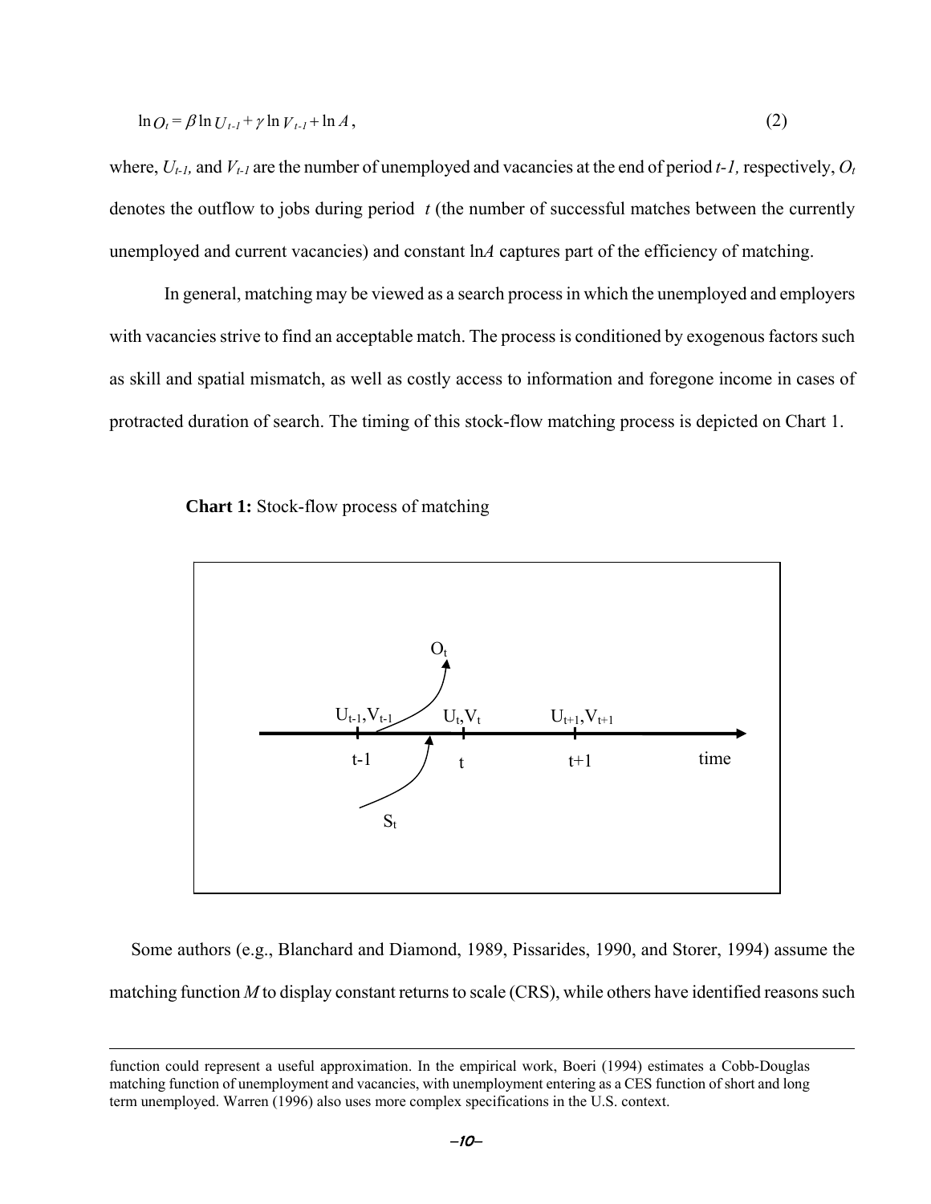$$\ln O_t = \beta \ln U_{t-1} + \gamma \ln V_{t-1} + \ln A, \tag{2}$$

where, $U_{t-1}$, and $V_{t-1}$ are the number of unemployed and vacancies at the end of period $t-1$, respectively, $O_t$ denotes the outflow to jobs during period $t$ (the number of successful matches between the currently unemployed and current vacancies) and constant $\ln A$ captures part of the efficiency of matching.

In general, matching may be viewed as a search process in which the unemployed and employers with vacancies strive to find an acceptable match. The process is conditioned by exogenous factors such as skill and spatial mismatch, as well as costly access to information and foregone income in cases of protracted duration of search. The timing of this stock-flow matching process is depicted on Chart 1.

**Chart 1:** Stock-flow process of matching

Some authors (e.g., Blanchard and Diamond, 1989, Pissarides, 1990, and Storer, 1994) assume the matching function $M$ to display constant returns to scale (CRS), while others have identified reasons such

---

function could represent a useful approximation. In the empirical work, Boeri (1994) estimates a Cobb-Douglas matching function of unemployment and vacancies, with unemployment entering as a CES function of short and long term unemployed. Warren (1996) also uses more complex specifications in the U.S. context.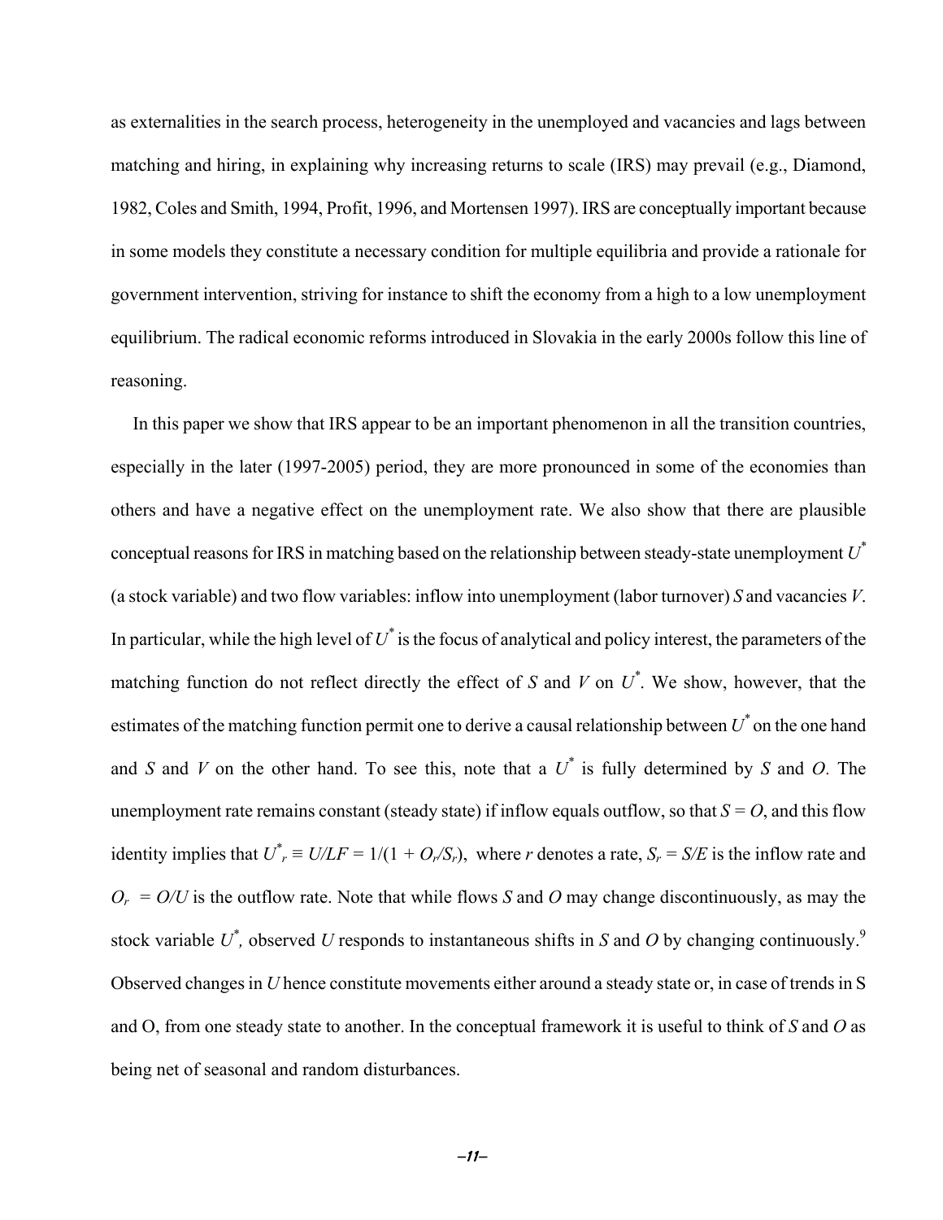as externalities in the search process, heterogeneity in the unemployed and vacancies and lags between matching and hiring, in explaining why increasing returns to scale (IRS) may prevail (e.g., Diamond, 1982, Coles and Smith, 1994, Profit, 1996, and Mortensen 1997). IRS are conceptually important because in some models they constitute a necessary condition for multiple equilibria and provide a rationale for government intervention, striving for instance to shift the economy from a high to a low unemployment equilibrium. The radical economic reforms introduced in Slovakia in the early 2000s follow this line of reasoning.

In this paper we show that IRS appear to be an important phenomenon in all the transition countries, especially in the later (1997-2005) period, they are more pronounced in some of the economies than others and have a negative effect on the unemployment rate. We also show that there are plausible conceptual reasons for IRS in matching based on the relationship between steady-state unemployment $U^*$ (a stock variable) and two flow variables: inflow into unemployment (labor turnover) $S$ and vacancies $V$. In particular, while the high level of $U^*$ is the focus of analytical and policy interest, the parameters of the matching function do not reflect directly the effect of $S$ and $V$ on $U^*$. We show, however, that the estimates of the matching function permit one to derive a causal relationship between $U^*$ on the one hand and $S$ and $V$ on the other hand. To see this, note that a $U^*$ is fully determined by $S$ and $O$. The unemployment rate remains constant (steady state) if inflow equals outflow, so that $S = O$, and this flow identity implies that $U^*_r \equiv U/LF = 1/(1 + O_r/S_r)$, where $r$ denotes a rate, $S_r = S/E$ is the inflow rate and $O_r = O/U$ is the outflow rate. Note that while flows $S$ and $O$ may change discontinuously, as may the stock variable $U^*$, observed $U$ responds to instantaneous shifts in $S$ and $O$ by changing continuously.[9] Observed changes in $U$ hence constitute movements either around a steady state or, in case of trends in S and O, from one steady state to another. In the conceptual framework it is useful to think of $S$ and $O$ as being net of seasonal and random disturbances.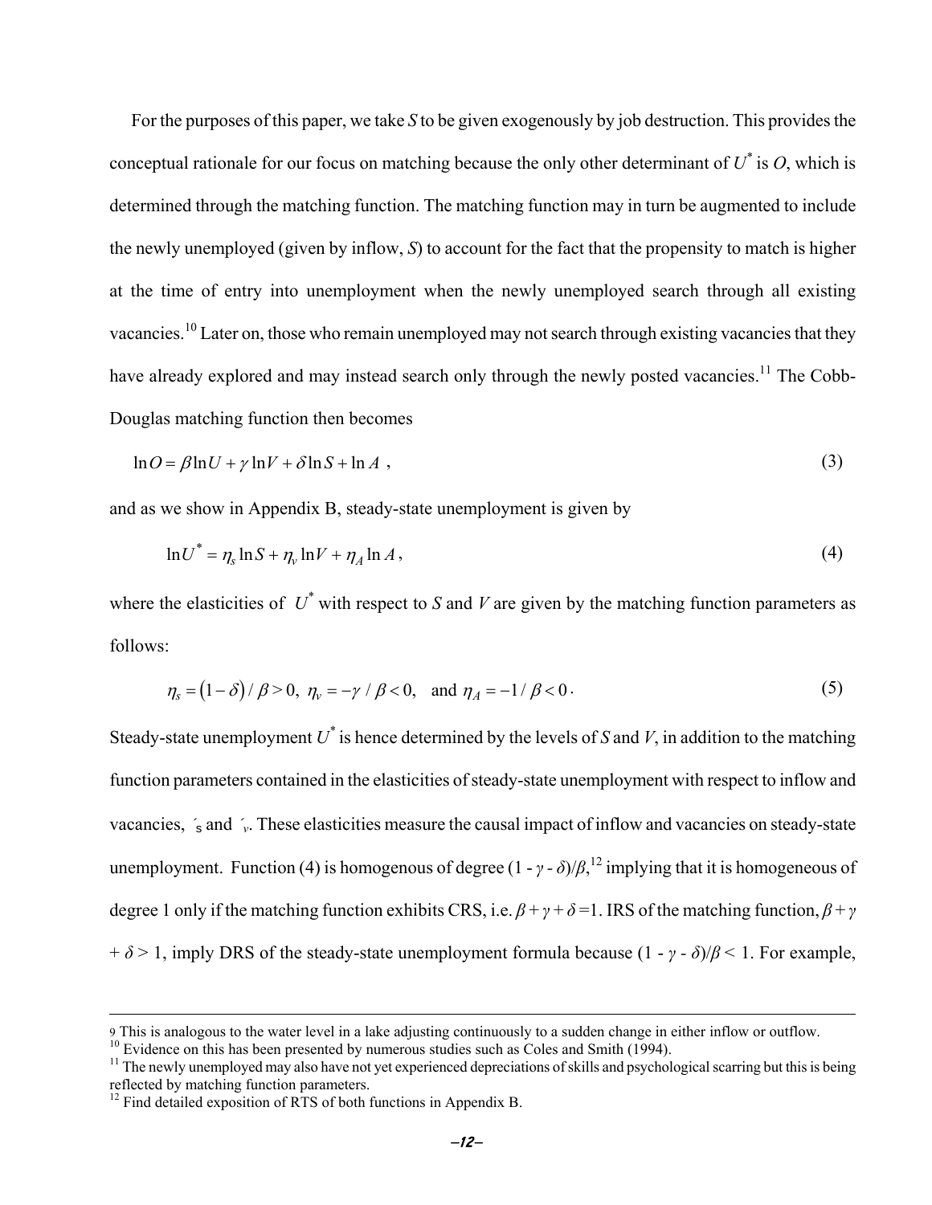For the purposes of this paper, we take $S$ to be given exogenously by job destruction. This provides the conceptual rationale for our focus on matching because the only other determinant of $U^*$ is $O$, which is determined through the matching function. The matching function may in turn be augmented to include the newly unemployed (given by inflow, $S$) to account for the fact that the propensity to match is higher at the time of entry into unemployment when the newly unemployed search through all existing vacancies.[10] Later on, those who remain unemployed may not search through existing vacancies that they have already explored and may instead search only through the newly posted vacancies.[11] The Cobb-Douglas matching function then becomes

$$\ln O = \beta \ln U + \gamma \ln V + \delta \ln S + \ln A \ , \tag{3}$$

and as we show in Appendix B, steady-state unemployment is given by

$$\ln U^* = \eta_s \ln S + \eta_v \ln V + \eta_A \ln A \, , \tag{4}$$

where the elasticities of $U^*$ with respect to $S$ and $V$ are given by the matching function parameters as follows:

$$\eta_s = (1-\delta)/\beta > 0, \ \eta_v = -\gamma/\beta < 0, \ \text{ and } \eta_A = -1/\beta < 0 \, . \tag{5}$$

Steady-state unemployment $U^*$ is hence determined by the levels of $S$ and $V$, in addition to the matching function parameters contained in the elasticities of steady-state unemployment with respect to inflow and vacancies, $\eta_s$ and $\eta_v$. These elasticities measure the causal impact of inflow and vacancies on steady-state unemployment. Function (4) is homogenous of degree $(1 - \gamma - \delta)/\beta$,[12] implying that it is homogeneous of degree 1 only if the matching function exhibits CRS, i.e. $\beta + \gamma + \delta = 1$. IRS of the matching function, $\beta + \gamma + \delta > 1$, imply DRS of the steady-state unemployment formula because $(1 - \gamma - \delta)/\beta < 1$. For example,

---

9 This is analogous to the water level in a lake adjusting continuously to a sudden change in either inflow or outflow.

10 Evidence on this has been presented by numerous studies such as Coles and Smith (1994).

11 The newly unemployed may also have not yet experienced depreciations of skills and psychological scarring but this is being reflected by matching function parameters.

12 Find detailed exposition of RTS of both functions in Appendix B.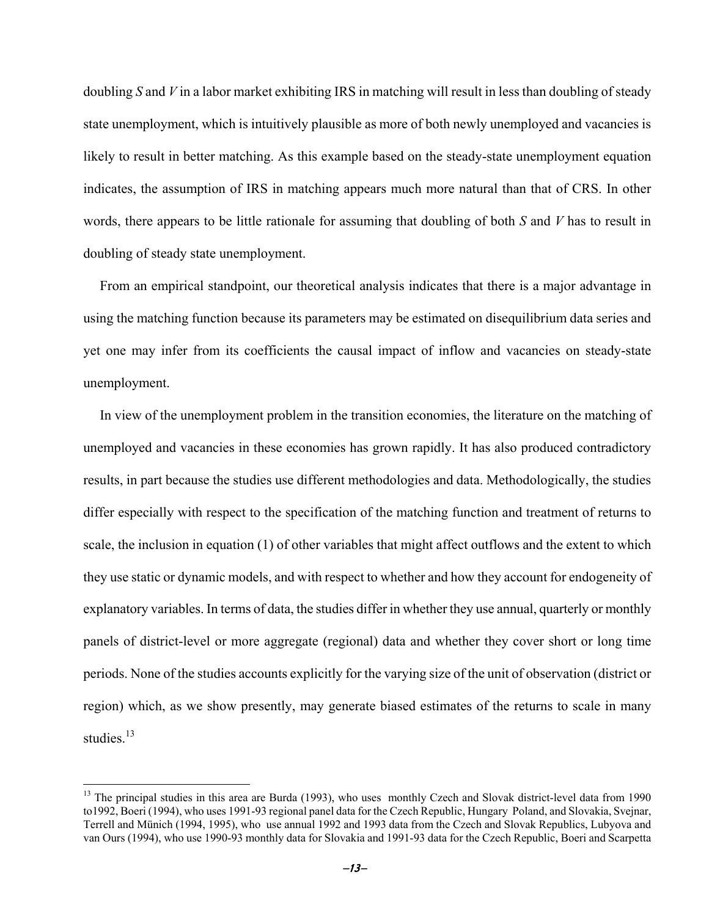doubling $S$ and $V$ in a labor market exhibiting IRS in matching will result in less than doubling of steady state unemployment, which is intuitively plausible as more of both newly unemployed and vacancies is likely to result in better matching. As this example based on the steady-state unemployment equation indicates, the assumption of IRS in matching appears much more natural than that of CRS. In other words, there appears to be little rationale for assuming that doubling of both $S$ and $V$ has to result in doubling of steady state unemployment.

From an empirical standpoint, our theoretical analysis indicates that there is a major advantage in using the matching function because its parameters may be estimated on disequilibrium data series and yet one may infer from its coefficients the causal impact of inflow and vacancies on steady-state unemployment.

In view of the unemployment problem in the transition economies, the literature on the matching of unemployed and vacancies in these economies has grown rapidly. It has also produced contradictory results, in part because the studies use different methodologies and data. Methodologically, the studies differ especially with respect to the specification of the matching function and treatment of returns to scale, the inclusion in equation (1) of other variables that might affect outflows and the extent to which they use static or dynamic models, and with respect to whether and how they account for endogeneity of explanatory variables. In terms of data, the studies differ in whether they use annual, quarterly or monthly panels of district-level or more aggregate (regional) data and whether they cover short or long time periods. None of the studies accounts explicitly for the varying size of the unit of observation (district or region) which, as we show presently, may generate biased estimates of the returns to scale in many studies.[13]

[13] The principal studies in this area are Burda (1993), who uses monthly Czech and Slovak district-level data from 1990 to1992, Boeri (1994), who uses 1991-93 regional panel data for the Czech Republic, Hungary Poland, and Slovakia, Svejnar, Terrell and Münich (1994, 1995), who use annual 1992 and 1993 data from the Czech and Slovak Republics, Lubyova and van Ours (1994), who use 1990-93 monthly data for Slovakia and 1991-93 data for the Czech Republic, Boeri and Scarpetta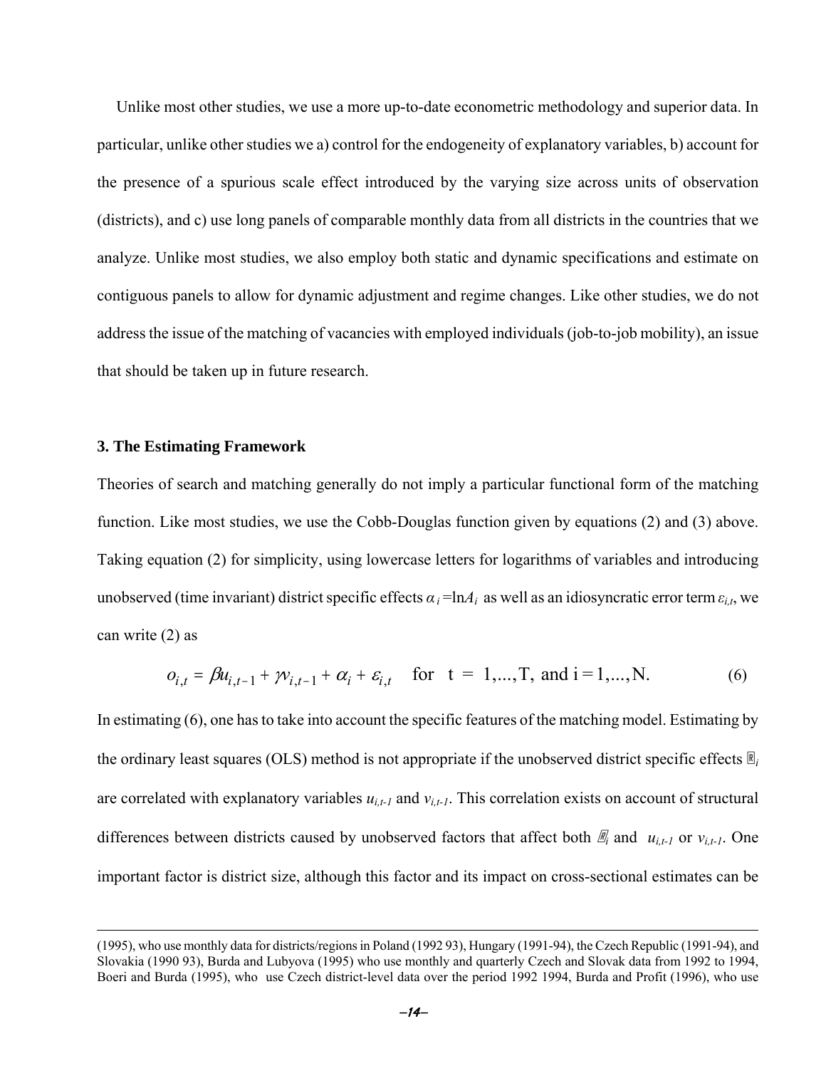Unlike most other studies, we use a more up-to-date econometric methodology and superior data. In particular, unlike other studies we a) control for the endogeneity of explanatory variables, b) account for the presence of a spurious scale effect introduced by the varying size across units of observation (districts), and c) use long panels of comparable monthly data from all districts in the countries that we analyze. Unlike most studies, we also employ both static and dynamic specifications and estimate on contiguous panels to allow for dynamic adjustment and regime changes. Like other studies, we do not address the issue of the matching of vacancies with employed individuals (job-to-job mobility), an issue that should be taken up in future research.

### 3. The Estimating Framework

Theories of search and matching generally do not imply a particular functional form of the matching function. Like most studies, we use the Cobb-Douglas function given by equations (2) and (3) above. Taking equation (2) for simplicity, using lowercase letters for logarithms of variables and introducing unobserved (time invariant) district specific effects $\alpha_i = \ln A_i$ as well as an idiosyncratic error term $\varepsilon_{i,t}$, we can write (2) as

$$o_{i,t} = \beta u_{i,t-1} + \gamma v_{i,t-1} + \alpha_i + \varepsilon_{i,t} \quad \text{for} \quad t = 1,...,T, \text{ and } i = 1,...,N. \tag{6}$$

In estimating (6), one has to take into account the specific features of the matching model. Estimating by the ordinary least squares (OLS) method is not appropriate if the unobserved district specific effects $\alpha_i$ are correlated with explanatory variables $u_{i,t-1}$ and $v_{i,t-1}$. This correlation exists on account of structural differences between districts caused by unobserved factors that affect both $\alpha_i$ and $u_{i,t-1}$ or $v_{i,t-1}$. One important factor is district size, although this factor and its impact on cross-sectional estimates can be

---

(1995), who use monthly data for districts/regions in Poland (1992 93), Hungary (1991-94), the Czech Republic (1991-94), and Slovakia (1990 93), Burda and Lubyova (1995) who use monthly and quarterly Czech and Slovak data from 1992 to 1994, Boeri and Burda (1995), who use Czech district-level data over the period 1992 1994, Burda and Profit (1996), who use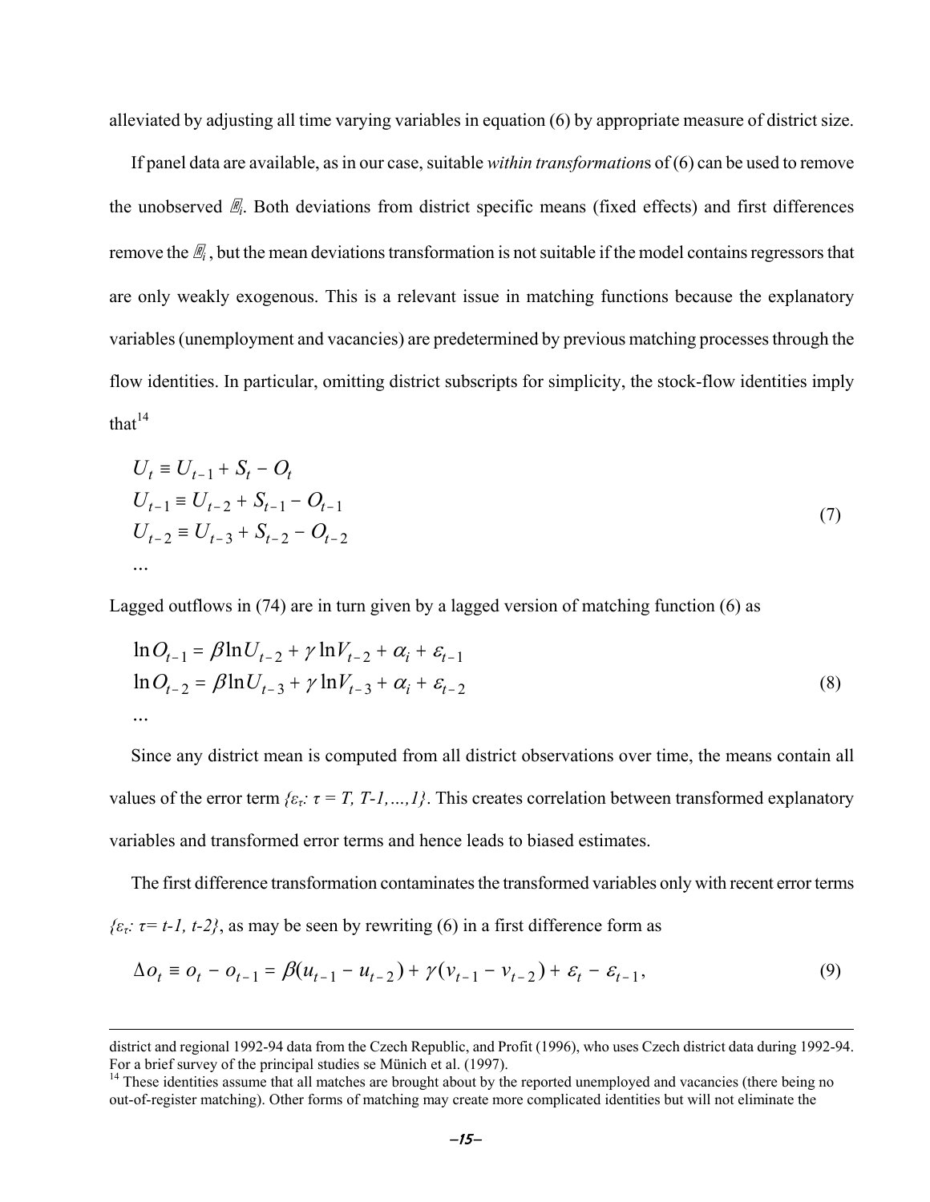alleviated by adjusting all time varying variables in equation (6) by appropriate measure of district size.

If panel data are available, as in our case, suitable *within transformation*s of (6) can be used to remove the unobserved $\alpha_i$. Both deviations from district specific means (fixed effects) and first differences remove the $\alpha_i$, but the mean deviations transformation is not suitable if the model contains regressors that are only weakly exogenous. This is a relevant issue in matching functions because the explanatory variables (unemployment and vacancies) are predetermined by previous matching processes through the flow identities. In particular, omitting district subscripts for simplicity, the stock-flow identities imply that[14]

$$
\begin{aligned}
U_t &\equiv U_{t-1} + S_t - O_t \\
U_{t-1} &\equiv U_{t-2} + S_{t-1} - O_{t-1} \\
U_{t-2} &\equiv U_{t-3} + S_{t-2} - O_{t-2} \\
&\ldots
\end{aligned}
\tag{7}
$$

Lagged outflows in (74) are in turn given by a lagged version of matching function (6) as

$$
\begin{aligned}
\ln O_{t-1} &= \beta \ln U_{t-2} + \gamma \ln V_{t-2} + \alpha_i + \varepsilon_{t-1} \\
\ln O_{t-2} &= \beta \ln U_{t-3} + \gamma \ln V_{t-3} + \alpha_i + \varepsilon_{t-2} \\
&\ldots
\end{aligned}
\tag{8}
$$

Since any district mean is computed from all district observations over time, the means contain all values of the error term $\{\varepsilon_\tau: \tau = T, T-1, \ldots, 1\}$. This creates correlation between transformed explanatory variables and transformed error terms and hence leads to biased estimates.

The first difference transformation contaminates the transformed variables only with recent error terms $\{\varepsilon_\tau: \tau = t-1, t-2\}$, as may be seen by rewriting (6) in a first difference form as

$$
\Delta o_t \equiv o_t - o_{t-1} = \beta(u_{t-1} - u_{t-2}) + \gamma(v_{t-1} - v_{t-2}) + \varepsilon_t - \varepsilon_{t-1}, \tag{9}
$$

---

district and regional 1992-94 data from the Czech Republic, and Profit (1996), who uses Czech district data during 1992-94. For a brief survey of the principal studies se Münich et al. (1997).

[14] These identities assume that all matches are brought about by the reported unemployed and vacancies (there being no out-of-register matching). Other forms of matching may create more complicated identities but will not eliminate the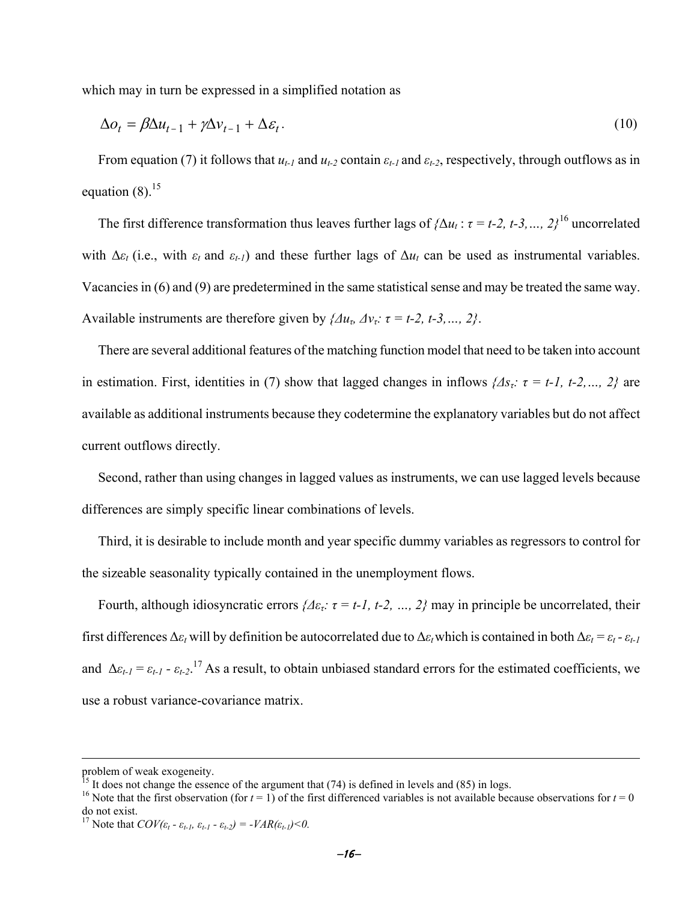which may in turn be expressed in a simplified notation as

$$\Delta o_t = \beta \Delta u_{t-1} + \gamma \Delta v_{t-1} + \Delta \varepsilon_t . \tag{10}$$

From equation (7) it follows that $u_{t-1}$ and $u_{t-2}$ contain $\varepsilon_{t-1}$ and $\varepsilon_{t-2}$, respectively, through outflows as in equation (8).[15]

The first difference transformation thus leaves further lags of $\{\Delta u_t : \tau = t\text{-}2, t\text{-}3, \ldots, 2\}$[16] uncorrelated with $\Delta\varepsilon_t$ (i.e., with $\varepsilon_t$ and $\varepsilon_{t-1}$) and these further lags of $\Delta u_t$ can be used as instrumental variables. Vacancies in (6) and (9) are predetermined in the same statistical sense and may be treated the same way. Available instruments are therefore given by $\{\Delta u_\tau, \Delta v_\tau : \tau = t\text{-}2, t\text{-}3, \ldots, 2\}$.

There are several additional features of the matching function model that need to be taken into account in estimation. First, identities in (7) show that lagged changes in inflows $\{\Delta s_\tau : \tau = t\text{-}1, t\text{-}2, \ldots, 2\}$ are available as additional instruments because they codetermine the explanatory variables but do not affect current outflows directly.

Second, rather than using changes in lagged values as instruments, we can use lagged levels because differences are simply specific linear combinations of levels.

Third, it is desirable to include month and year specific dummy variables as regressors to control for the sizeable seasonality typically contained in the unemployment flows.

Fourth, although idiosyncratic errors $\{\Delta\varepsilon_\tau : \tau = t\text{-}1, t\text{-}2, \ldots, 2\}$ may in principle be uncorrelated, their first differences $\Delta\varepsilon_t$ will by definition be autocorrelated due to $\Delta\varepsilon_t$ which is contained in both $\Delta\varepsilon_t = \varepsilon_t - \varepsilon_{t-1}$ and $\Delta\varepsilon_{t-1} = \varepsilon_{t-1} - \varepsilon_{t-2}$.[17] As a result, to obtain unbiased standard errors for the estimated coefficients, we use a robust variance-covariance matrix.

---

problem of weak exogeneity.

[15] It does not change the essence of the argument that (74) is defined in levels and (85) in logs.

[16] Note that the first observation (for $t = 1$) of the first differenced variables is not available because observations for $t = 0$ do not exist.

[17] Note that $COV(\varepsilon_t - \varepsilon_{t-1}, \varepsilon_{t-1} - \varepsilon_{t-2}) = -VAR(\varepsilon_{t-1}) < 0$.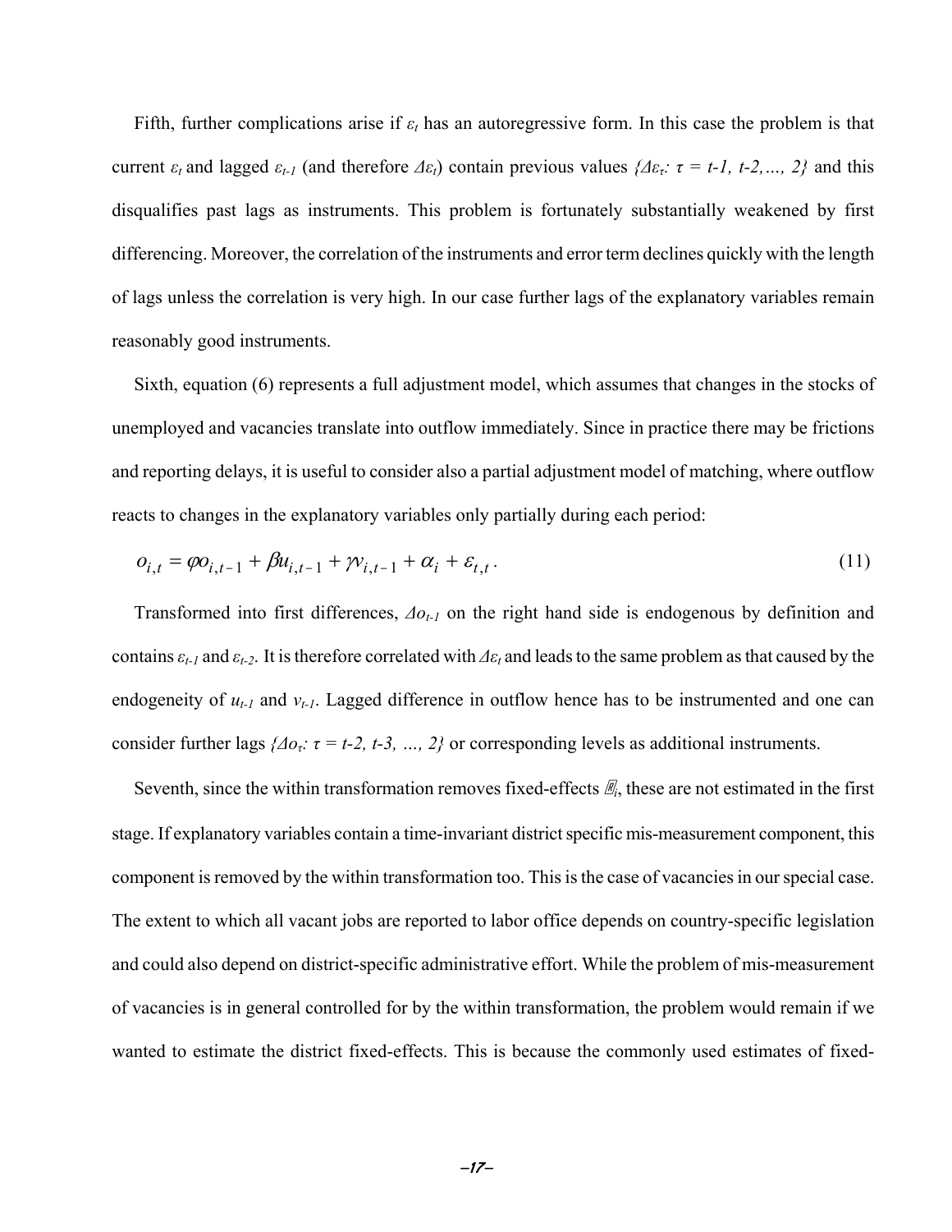Fifth, further complications arise if $\varepsilon_t$ has an autoregressive form. In this case the problem is that current $\varepsilon_t$ and lagged $\varepsilon_{t-1}$ (and therefore $\Delta\varepsilon_t$) contain previous values $\{\Delta\varepsilon_\tau: \tau = t-1, t-2, \ldots, 2\}$ and this disqualifies past lags as instruments. This problem is fortunately substantially weakened by first differencing. Moreover, the correlation of the instruments and error term declines quickly with the length of lags unless the correlation is very high. In our case further lags of the explanatory variables remain reasonably good instruments.

Sixth, equation (6) represents a full adjustment model, which assumes that changes in the stocks of unemployed and vacancies translate into outflow immediately. Since in practice there may be frictions and reporting delays, it is useful to consider also a partial adjustment model of matching, where outflow reacts to changes in the explanatory variables only partially during each period:

$$o_{i,t} = \varphi o_{i,t-1} + \beta u_{i,t-1} + \gamma v_{i,t-1} + \alpha_i + \varepsilon_{t,t}\,. \tag{11}$$

Transformed into first differences, $\Delta o_{t-1}$ on the right hand side is endogenous by definition and contains $\varepsilon_{t-1}$ and $\varepsilon_{t-2}$. It is therefore correlated with $\Delta\varepsilon_t$ and leads to the same problem as that caused by the endogeneity of $u_{t-1}$ and $v_{t-1}$. Lagged difference in outflow hence has to be instrumented and one can consider further lags $\{\Delta o_\tau: \tau = t-2, t-3, \ldots, 2\}$ or corresponding levels as additional instruments.

Seventh, since the within transformation removes fixed-effects $\alpha_i$, these are not estimated in the first stage. If explanatory variables contain a time-invariant district specific mis-measurement component, this component is removed by the within transformation too. This is the case of vacancies in our special case. The extent to which all vacant jobs are reported to labor office depends on country-specific legislation and could also depend on district-specific administrative effort. While the problem of mis-measurement of vacancies is in general controlled for by the within transformation, the problem would remain if we wanted to estimate the district fixed-effects. This is because the commonly used estimates of fixed-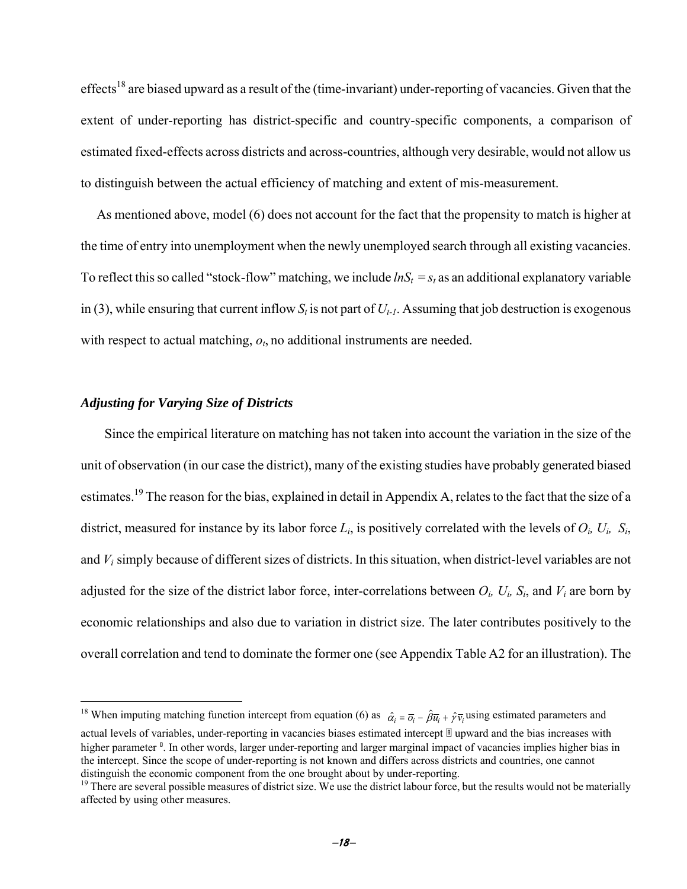effects[18] are biased upward as a result of the (time-invariant) under-reporting of vacancies. Given that the extent of under-reporting has district-specific and country-specific components, a comparison of estimated fixed-effects across districts and across-countries, although very desirable, would not allow us to distinguish between the actual efficiency of matching and extent of mis-measurement.

As mentioned above, model (6) does not account for the fact that the propensity to match is higher at the time of entry into unemployment when the newly unemployed search through all existing vacancies. To reflect this so called "stock-flow" matching, we include $lnS_t = s_t$ as an additional explanatory variable in (3), while ensuring that current inflow $S_t$ is not part of $U_{t-1}$. Assuming that job destruction is exogenous with respect to actual matching, $o_t$, no additional instruments are needed.

### *Adjusting for Varying Size of Districts*

Since the empirical literature on matching has not taken into account the variation in the size of the unit of observation (in our case the district), many of the existing studies have probably generated biased estimates.[19] The reason for the bias, explained in detail in Appendix A, relates to the fact that the size of a district, measured for instance by its labor force $L_i$, is positively correlated with the levels of $O_i$, $U_i$, $S_i$, and $V_i$ simply because of different sizes of districts. In this situation, when district-level variables are not adjusted for the size of the district labor force, inter-correlations between $O_i$, $U_i$, $S_i$, and $V_i$ are born by economic relationships and also due to variation in district size. The later contributes positively to the overall correlation and tend to dominate the former one (see Appendix Table A2 for an illustration). The

---

[18] When imputing matching function intercept from equation (6) as $\hat{\alpha}_i = \bar{o}_i - \hat{\beta}\bar{u}_i + \hat{\gamma}\bar{v}_i$ using estimated parameters and actual levels of variables, under-reporting in vacancies biases estimated intercept upward and the bias increases with higher parameter . In other words, larger under-reporting and larger marginal impact of vacancies implies higher bias in the intercept. Since the scope of under-reporting is not known and differs across districts and countries, one cannot distinguish the economic component from the one brought about by under-reporting.

[19] There are several possible measures of district size. We use the district labour force, but the results would not be materially affected by using other measures.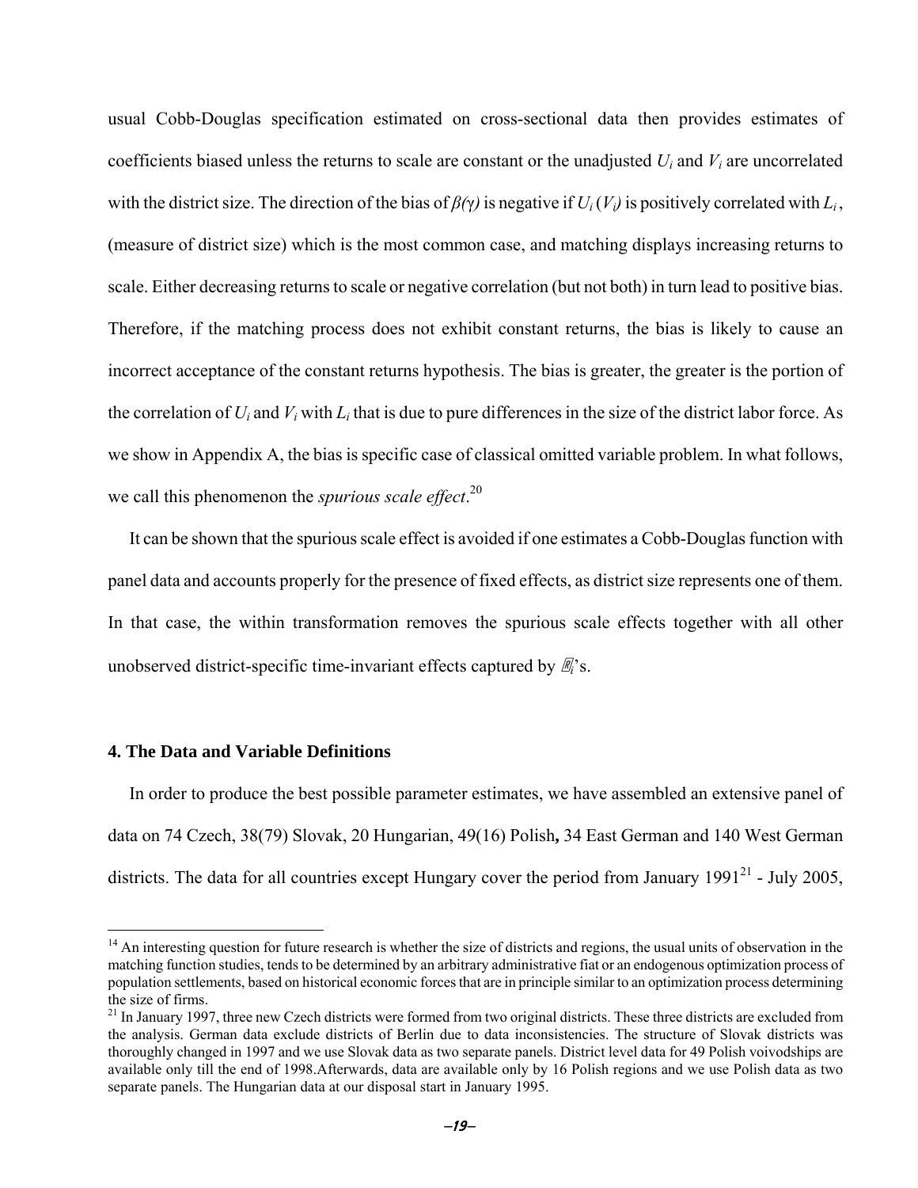usual Cobb-Douglas specification estimated on cross-sectional data then provides estimates of coefficients biased unless the returns to scale are constant or the unadjusted $U_i$ and $V_i$ are uncorrelated with the district size. The direction of the bias of $\beta(\gamma)$ is negative if $U_i$ ($V_i$) is positively correlated with $L_i$, (measure of district size) which is the most common case, and matching displays increasing returns to scale. Either decreasing returns to scale or negative correlation (but not both) in turn lead to positive bias. Therefore, if the matching process does not exhibit constant returns, the bias is likely to cause an incorrect acceptance of the constant returns hypothesis. The bias is greater, the greater is the portion of the correlation of $U_i$ and $V_i$ with $L_i$ that is due to pure differences in the size of the district labor force. As we show in Appendix A, the bias is specific case of classical omitted variable problem. In what follows, we call this phenomenon the *spurious scale effect*.[20]

It can be shown that the spurious scale effect is avoided if one estimates a Cobb-Douglas function with panel data and accounts properly for the presence of fixed effects, as district size represents one of them. In that case, the within transformation removes the spurious scale effects together with all other unobserved district-specific time-invariant effects captured by $\mu_i$'s.

## 4. The Data and Variable Definitions

In order to produce the best possible parameter estimates, we have assembled an extensive panel of data on 74 Czech, 38(79) Slovak, 20 Hungarian, 49(16) Polish**,** 34 East German and 140 West German districts. The data for all countries except Hungary cover the period from January 1991[21] - July 2005,

---

[14] An interesting question for future research is whether the size of districts and regions, the usual units of observation in the matching function studies, tends to be determined by an arbitrary administrative fiat or an endogenous optimization process of population settlements, based on historical economic forces that are in principle similar to an optimization process determining the size of firms.

[21] In January 1997, three new Czech districts were formed from two original districts. These three districts are excluded from the analysis. German data exclude districts of Berlin due to data inconsistencies. The structure of Slovak districts was thoroughly changed in 1997 and we use Slovak data as two separate panels. District level data for 49 Polish voivodships are available only till the end of 1998.Afterwards, data are available only by 16 Polish regions and we use Polish data as two separate panels. The Hungarian data at our disposal start in January 1995.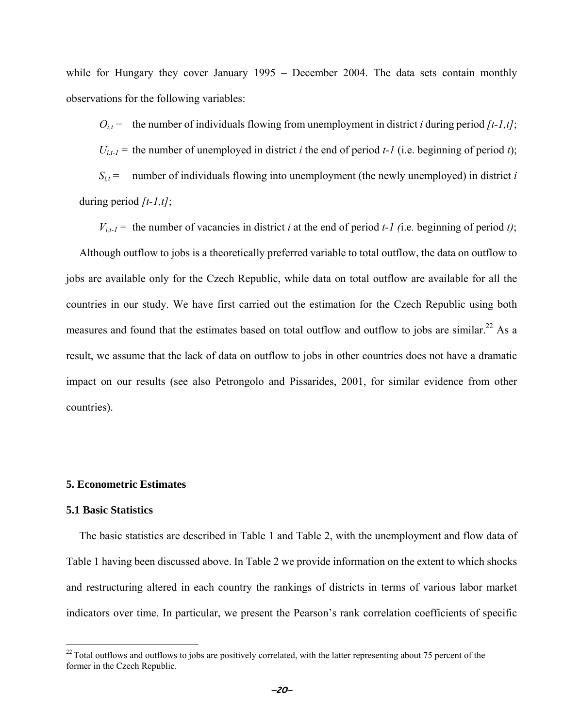while for Hungary they cover January 1995 – December 2004. The data sets contain monthly observations for the following variables:

$O_{i,t}$ = the number of individuals flowing from unemployment in district *i* during period *[t-1,t]*;

$U_{i,t-1}$ = the number of unemployed in district *i* the end of period *t-1* (i.e. beginning of period *t*);

$S_{i,t}$ = number of individuals flowing into unemployment (the newly unemployed) in district *i* during period *[t-1,t]*;

$V_{i,t-1}$ = the number of vacancies in district *i* at the end of period *t-1 (*i.e*.* beginning of period *t)*;

Although outflow to jobs is a theoretically preferred variable to total outflow, the data on outflow to jobs are available only for the Czech Republic, while data on total outflow are available for all the countries in our study. We have first carried out the estimation for the Czech Republic using both measures and found that the estimates based on total outflow and outflow to jobs are similar.[22] As a result, we assume that the lack of data on outflow to jobs in other countries does not have a dramatic impact on our results (see also Petrongolo and Pissarides, 2001, for similar evidence from other countries).

## 5. Econometric Estimates

### 5.1 Basic Statistics

The basic statistics are described in Table 1 and Table 2, with the unemployment and flow data of Table 1 having been discussed above. In Table 2 we provide information on the extent to which shocks and restructuring altered in each country the rankings of districts in terms of various labor market indicators over time. In particular, we present the Pearson's rank correlation coefficients of specific

[22] Total outflows and outflows to jobs are positively correlated, with the latter representing about 75 percent of the former in the Czech Republic.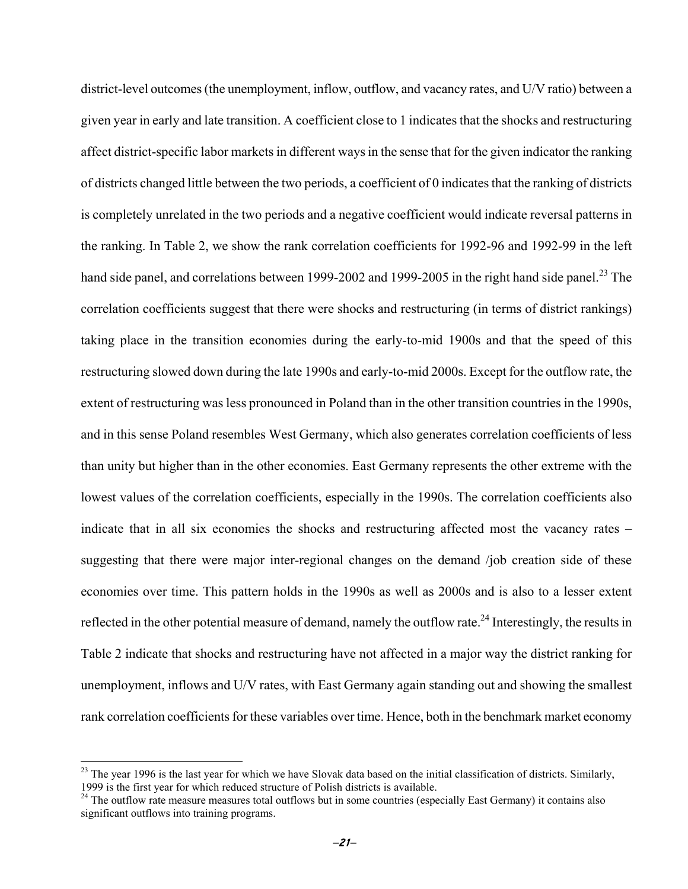district-level outcomes (the unemployment, inflow, outflow, and vacancy rates, and U/V ratio) between a given year in early and late transition. A coefficient close to 1 indicates that the shocks and restructuring affect district-specific labor markets in different ways in the sense that for the given indicator the ranking of districts changed little between the two periods, a coefficient of 0 indicates that the ranking of districts is completely unrelated in the two periods and a negative coefficient would indicate reversal patterns in the ranking. In Table 2, we show the rank correlation coefficients for 1992-96 and 1992-99 in the left hand side panel, and correlations between 1999-2002 and 1999-2005 in the right hand side panel.[23] The correlation coefficients suggest that there were shocks and restructuring (in terms of district rankings) taking place in the transition economies during the early-to-mid 1900s and that the speed of this restructuring slowed down during the late 1990s and early-to-mid 2000s. Except for the outflow rate, the extent of restructuring was less pronounced in Poland than in the other transition countries in the 1990s, and in this sense Poland resembles West Germany, which also generates correlation coefficients of less than unity but higher than in the other economies. East Germany represents the other extreme with the lowest values of the correlation coefficients, especially in the 1990s. The correlation coefficients also indicate that in all six economies the shocks and restructuring affected most the vacancy rates – suggesting that there were major inter-regional changes on the demand /job creation side of these economies over time. This pattern holds in the 1990s as well as 2000s and is also to a lesser extent reflected in the other potential measure of demand, namely the outflow rate.[24] Interestingly, the results in Table 2 indicate that shocks and restructuring have not affected in a major way the district ranking for unemployment, inflows and U/V rates, with East Germany again standing out and showing the smallest rank correlation coefficients for these variables over time. Hence, both in the benchmark market economy

[23] The year 1996 is the last year for which we have Slovak data based on the initial classification of districts. Similarly, 1999 is the first year for which reduced structure of Polish districts is available.

[24] The outflow rate measure measures total outflows but in some countries (especially East Germany) it contains also significant outflows into training programs.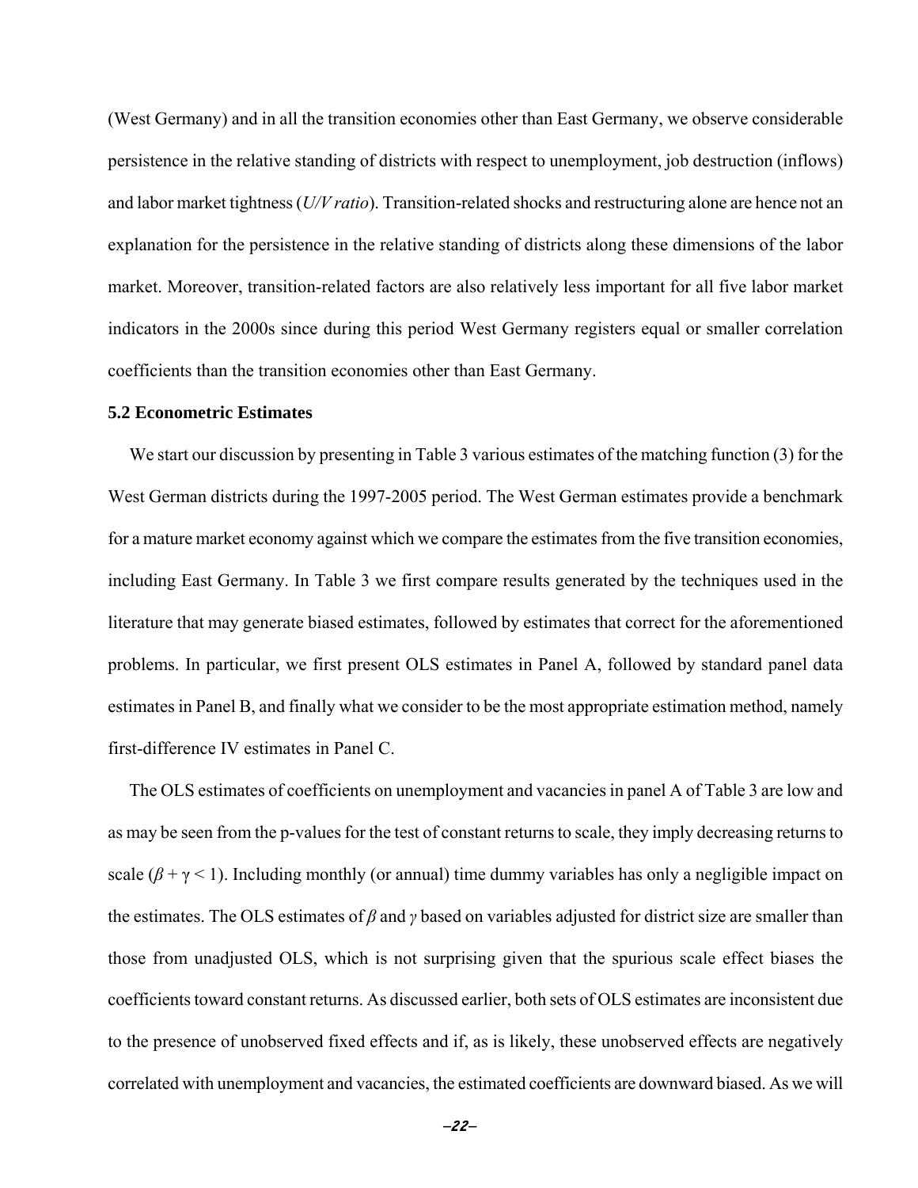(West Germany) and in all the transition economies other than East Germany, we observe considerable persistence in the relative standing of districts with respect to unemployment, job destruction (inflows) and labor market tightness (*U/V ratio*). Transition-related shocks and restructuring alone are hence not an explanation for the persistence in the relative standing of districts along these dimensions of the labor market. Moreover, transition-related factors are also relatively less important for all five labor market indicators in the 2000s since during this period West Germany registers equal or smaller correlation coefficients than the transition economies other than East Germany.

### 5.2 Econometric Estimates

We start our discussion by presenting in Table 3 various estimates of the matching function (3) for the West German districts during the 1997-2005 period. The West German estimates provide a benchmark for a mature market economy against which we compare the estimates from the five transition economies, including East Germany. In Table 3 we first compare results generated by the techniques used in the literature that may generate biased estimates, followed by estimates that correct for the aforementioned problems. In particular, we first present OLS estimates in Panel A, followed by standard panel data estimates in Panel B, and finally what we consider to be the most appropriate estimation method, namely first-difference IV estimates in Panel C.

The OLS estimates of coefficients on unemployment and vacancies in panel A of Table 3 are low and as may be seen from the p-values for the test of constant returns to scale, they imply decreasing returns to scale ($\beta + \gamma < 1$). Including monthly (or annual) time dummy variables has only a negligible impact on the estimates. The OLS estimates of $\beta$ and $\gamma$ based on variables adjusted for district size are smaller than those from unadjusted OLS, which is not surprising given that the spurious scale effect biases the coefficients toward constant returns. As discussed earlier, both sets of OLS estimates are inconsistent due to the presence of unobserved fixed effects and if, as is likely, these unobserved effects are negatively correlated with unemployment and vacancies, the estimated coefficients are downward biased. As we will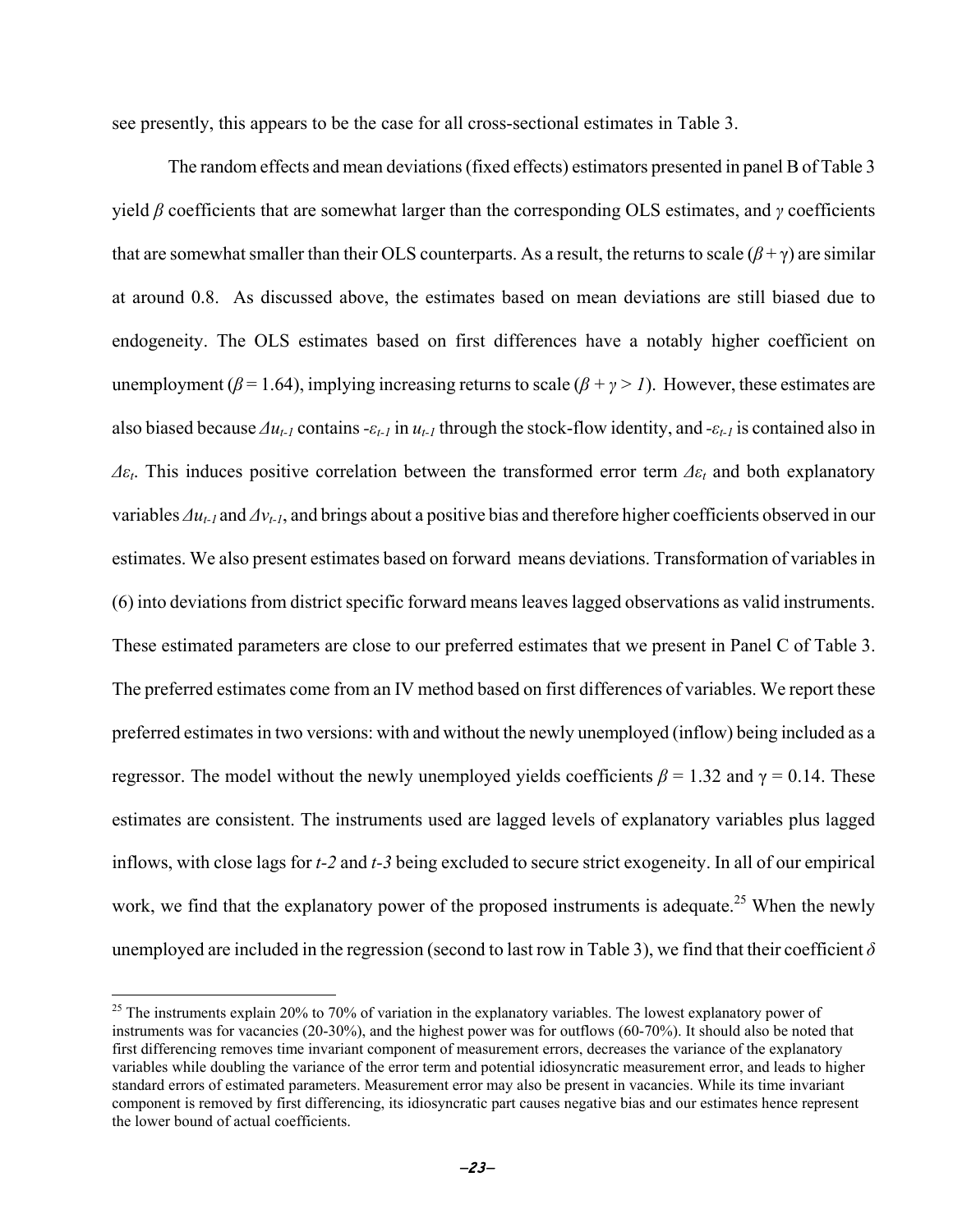see presently, this appears to be the case for all cross-sectional estimates in Table 3.

The random effects and mean deviations (fixed effects) estimators presented in panel B of Table 3 yield $\beta$ coefficients that are somewhat larger than the corresponding OLS estimates, and $\gamma$ coefficients that are somewhat smaller than their OLS counterparts. As a result, the returns to scale ($\beta + \gamma$) are similar at around 0.8. As discussed above, the estimates based on mean deviations are still biased due to endogeneity. The OLS estimates based on first differences have a notably higher coefficient on unemployment ($\beta = 1.64$), implying increasing returns to scale ($\beta + \gamma > 1$). However, these estimates are also biased because $\Delta u_{t-1}$ contains $-\varepsilon_{t-1}$ in $u_{t-1}$ through the stock-flow identity, and $-\varepsilon_{t-1}$ is contained also in $\Delta\varepsilon_t$. This induces positive correlation between the transformed error term $\Delta\varepsilon_t$ and both explanatory variables $\Delta u_{t-1}$ and $\Delta v_{t-1}$, and brings about a positive bias and therefore higher coefficients observed in our estimates. We also present estimates based on forward means deviations. Transformation of variables in (6) into deviations from district specific forward means leaves lagged observations as valid instruments. These estimated parameters are close to our preferred estimates that we present in Panel C of Table 3. The preferred estimates come from an IV method based on first differences of variables. We report these preferred estimates in two versions: with and without the newly unemployed (inflow) being included as a regressor. The model without the newly unemployed yields coefficients $\beta = 1.32$ and $\gamma = 0.14$. These estimates are consistent. The instruments used are lagged levels of explanatory variables plus lagged inflows, with close lags for $t$-2 and $t$-3 being excluded to secure strict exogeneity. In all of our empirical work, we find that the explanatory power of the proposed instruments is adequate.[25] When the newly unemployed are included in the regression (second to last row in Table 3), we find that their coefficient $\delta$

[25] The instruments explain 20% to 70% of variation in the explanatory variables. The lowest explanatory power of instruments was for vacancies (20-30%), and the highest power was for outflows (60-70%). It should also be noted that first differencing removes time invariant component of measurement errors, decreases the variance of the explanatory variables while doubling the variance of the error term and potential idiosyncratic measurement error, and leads to higher standard errors of estimated parameters. Measurement error may also be present in vacancies. While its time invariant component is removed by first differencing, its idiosyncratic part causes negative bias and our estimates hence represent the lower bound of actual coefficients.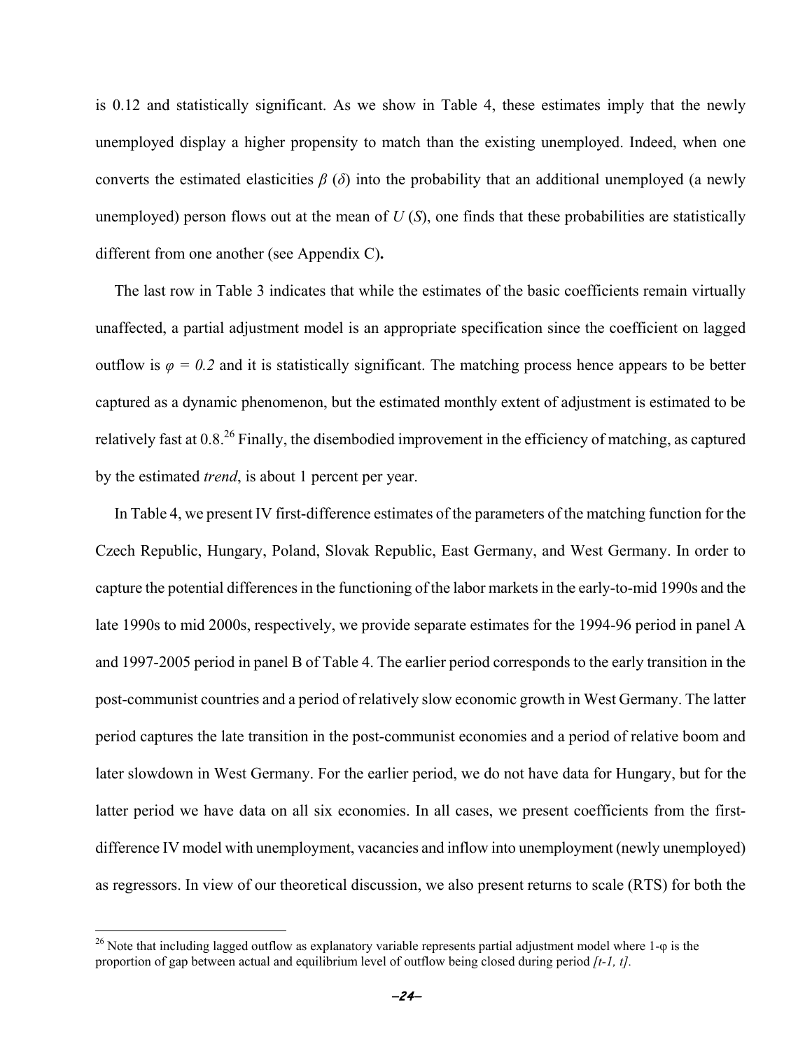is 0.12 and statistically significant. As we show in Table 4, these estimates imply that the newly unemployed display a higher propensity to match than the existing unemployed. Indeed, when one converts the estimated elasticities $\beta$ ($\delta$) into the probability that an additional unemployed (a newly unemployed) person flows out at the mean of $U$ ($S$), one finds that these probabilities are statistically different from one another (see Appendix C)**.**

The last row in Table 3 indicates that while the estimates of the basic coefficients remain virtually unaffected, a partial adjustment model is an appropriate specification since the coefficient on lagged outflow is $\varphi = 0.2$ and it is statistically significant. The matching process hence appears to be better captured as a dynamic phenomenon, but the estimated monthly extent of adjustment is estimated to be relatively fast at 0.8.[26] Finally, the disembodied improvement in the efficiency of matching, as captured by the estimated *trend*, is about 1 percent per year.

In Table 4, we present IV first-difference estimates of the parameters of the matching function for the Czech Republic, Hungary, Poland, Slovak Republic, East Germany, and West Germany. In order to capture the potential differences in the functioning of the labor markets in the early-to-mid 1990s and the late 1990s to mid 2000s, respectively, we provide separate estimates for the 1994-96 period in panel A and 1997-2005 period in panel B of Table 4. The earlier period corresponds to the early transition in the post-communist countries and a period of relatively slow economic growth in West Germany. The latter period captures the late transition in the post-communist economies and a period of relative boom and later slowdown in West Germany. For the earlier period, we do not have data for Hungary, but for the latter period we have data on all six economies. In all cases, we present coefficients from the first-difference IV model with unemployment, vacancies and inflow into unemployment (newly unemployed) as regressors. In view of our theoretical discussion, we also present returns to scale (RTS) for both the

[26] Note that including lagged outflow as explanatory variable represents partial adjustment model where $1-\varphi$ is the proportion of gap between actual and equilibrium level of outflow being closed during period *[t-1, t].*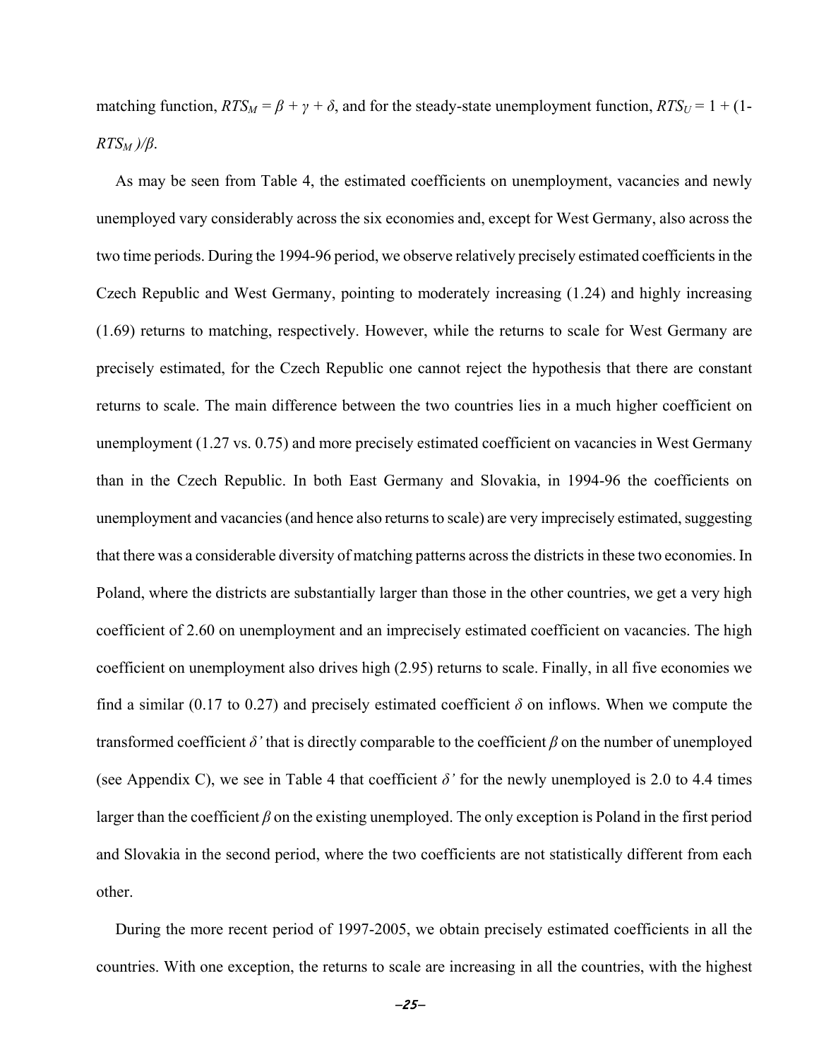matching function, $RTS_M = \beta + \gamma + \delta$, and for the steady-state unemployment function, $RTS_U = 1 + (1-RTS_M)/\beta$.

As may be seen from Table 4, the estimated coefficients on unemployment, vacancies and newly unemployed vary considerably across the six economies and, except for West Germany, also across the two time periods. During the 1994-96 period, we observe relatively precisely estimated coefficients in the Czech Republic and West Germany, pointing to moderately increasing (1.24) and highly increasing (1.69) returns to matching, respectively. However, while the returns to scale for West Germany are precisely estimated, for the Czech Republic one cannot reject the hypothesis that there are constant returns to scale. The main difference between the two countries lies in a much higher coefficient on unemployment (1.27 vs. 0.75) and more precisely estimated coefficient on vacancies in West Germany than in the Czech Republic. In both East Germany and Slovakia, in 1994-96 the coefficients on unemployment and vacancies (and hence also returns to scale) are very imprecisely estimated, suggesting that there was a considerable diversity of matching patterns across the districts in these two economies. In Poland, where the districts are substantially larger than those in the other countries, we get a very high coefficient of 2.60 on unemployment and an imprecisely estimated coefficient on vacancies. The high coefficient on unemployment also drives high (2.95) returns to scale. Finally, in all five economies we find a similar (0.17 to 0.27) and precisely estimated coefficient $\delta$ on inflows. When we compute the transformed coefficient $\delta'$ that is directly comparable to the coefficient $\beta$ on the number of unemployed (see Appendix C), we see in Table 4 that coefficient $\delta'$ for the newly unemployed is 2.0 to 4.4 times larger than the coefficient $\beta$ on the existing unemployed. The only exception is Poland in the first period and Slovakia in the second period, where the two coefficients are not statistically different from each other.

During the more recent period of 1997-2005, we obtain precisely estimated coefficients in all the countries. With one exception, the returns to scale are increasing in all the countries, with the highest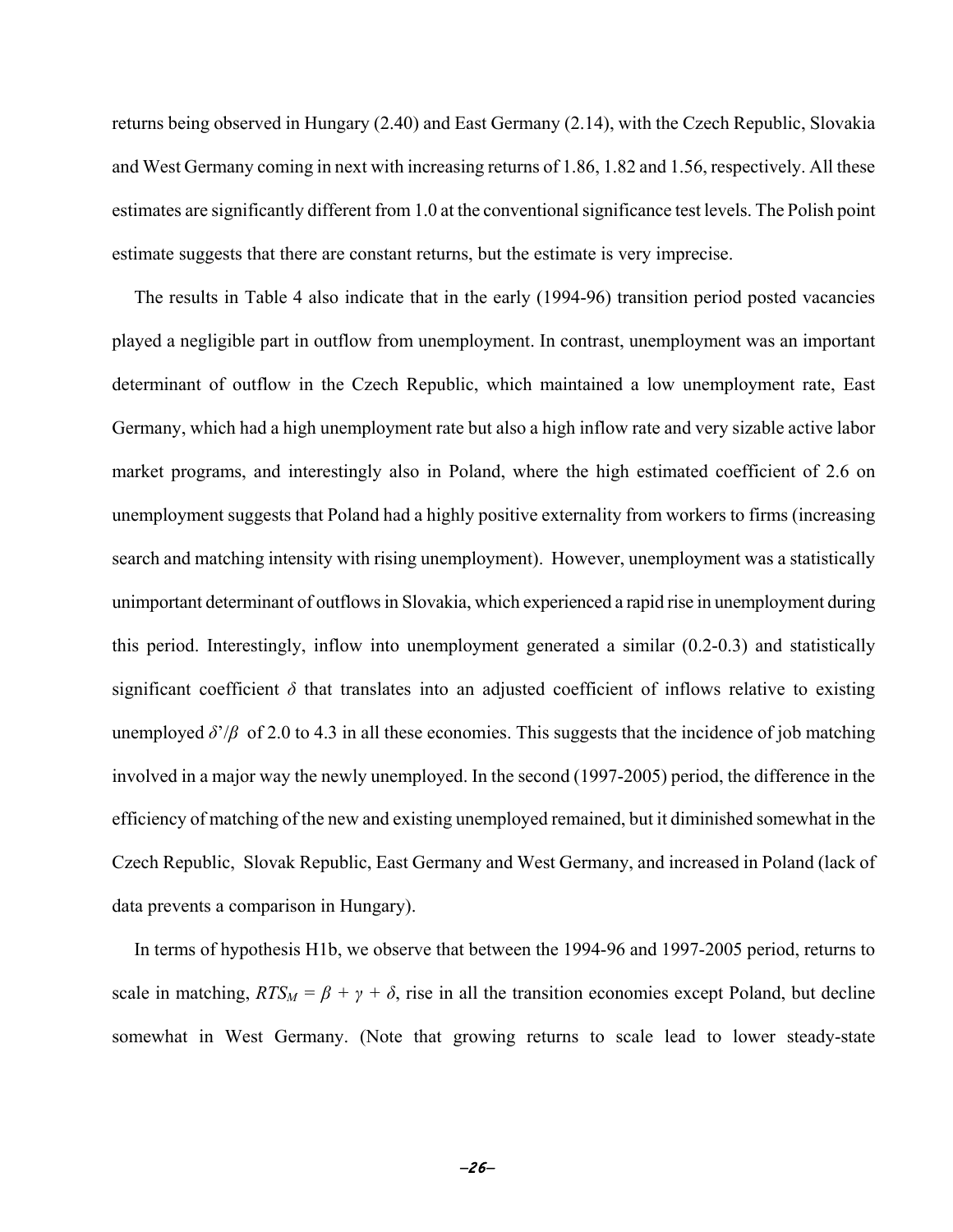returns being observed in Hungary (2.40) and East Germany (2.14), with the Czech Republic, Slovakia and West Germany coming in next with increasing returns of 1.86, 1.82 and 1.56, respectively. All these estimates are significantly different from 1.0 at the conventional significance test levels. The Polish point estimate suggests that there are constant returns, but the estimate is very imprecise.

The results in Table 4 also indicate that in the early (1994-96) transition period posted vacancies played a negligible part in outflow from unemployment. In contrast, unemployment was an important determinant of outflow in the Czech Republic, which maintained a low unemployment rate, East Germany, which had a high unemployment rate but also a high inflow rate and very sizable active labor market programs, and interestingly also in Poland, where the high estimated coefficient of 2.6 on unemployment suggests that Poland had a highly positive externality from workers to firms (increasing search and matching intensity with rising unemployment). However, unemployment was a statistically unimportant determinant of outflows in Slovakia, which experienced a rapid rise in unemployment during this period. Interestingly, inflow into unemployment generated a similar (0.2-0.3) and statistically significant coefficient $\delta$ that translates into an adjusted coefficient of inflows relative to existing unemployed $\delta'/\beta$ of 2.0 to 4.3 in all these economies. This suggests that the incidence of job matching involved in a major way the newly unemployed. In the second (1997-2005) period, the difference in the efficiency of matching of the new and existing unemployed remained, but it diminished somewhat in the Czech Republic, Slovak Republic, East Germany and West Germany, and increased in Poland (lack of data prevents a comparison in Hungary).

In terms of hypothesis H1b, we observe that between the 1994-96 and 1997-2005 period, returns to scale in matching, $RTS_M = \beta + \gamma + \delta$, rise in all the transition economies except Poland, but decline somewhat in West Germany. (Note that growing returns to scale lead to lower steady-state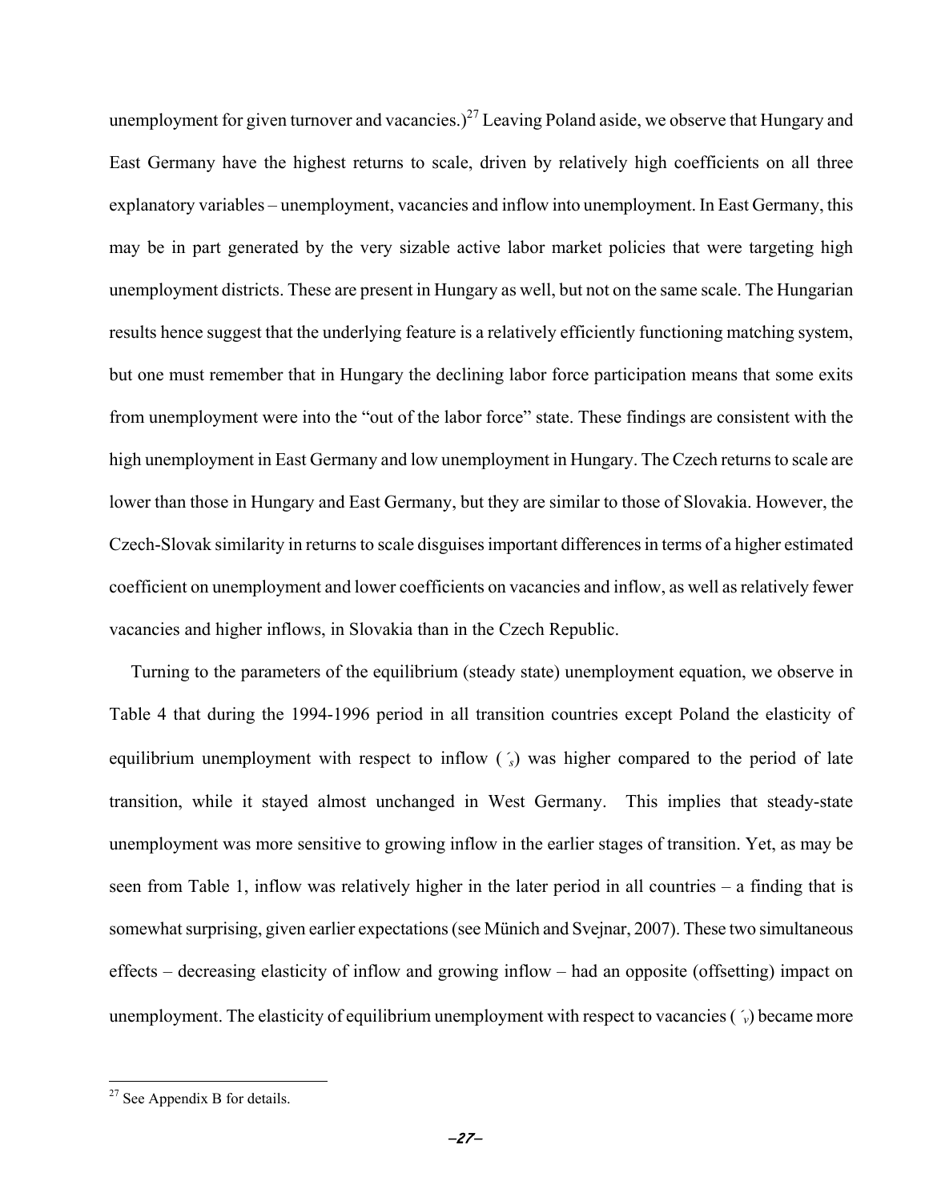unemployment for given turnover and vacancies.)[27] Leaving Poland aside, we observe that Hungary and East Germany have the highest returns to scale, driven by relatively high coefficients on all three explanatory variables – unemployment, vacancies and inflow into unemployment. In East Germany, this may be in part generated by the very sizable active labor market policies that were targeting high unemployment districts. These are present in Hungary as well, but not on the same scale. The Hungarian results hence suggest that the underlying feature is a relatively efficiently functioning matching system, but one must remember that in Hungary the declining labor force participation means that some exits from unemployment were into the "out of the labor force" state. These findings are consistent with the high unemployment in East Germany and low unemployment in Hungary. The Czech returns to scale are lower than those in Hungary and East Germany, but they are similar to those of Slovakia. However, the Czech-Slovak similarity in returns to scale disguises important differences in terms of a higher estimated coefficient on unemployment and lower coefficients on vacancies and inflow, as well as relatively fewer vacancies and higher inflows, in Slovakia than in the Czech Republic.

Turning to the parameters of the equilibrium (steady state) unemployment equation, we observe in Table 4 that during the 1994-1996 period in all transition countries except Poland the elasticity of equilibrium unemployment with respect to inflow ($\gamma_s$) was higher compared to the period of late transition, while it stayed almost unchanged in West Germany. This implies that steady-state unemployment was more sensitive to growing inflow in the earlier stages of transition. Yet, as may be seen from Table 1, inflow was relatively higher in the later period in all countries – a finding that is somewhat surprising, given earlier expectations (see Münich and Svejnar, 2007). These two simultaneous effects – decreasing elasticity of inflow and growing inflow – had an opposite (offsetting) impact on unemployment. The elasticity of equilibrium unemployment with respect to vacancies ($\gamma_v$) became more

[27] See Appendix B for details.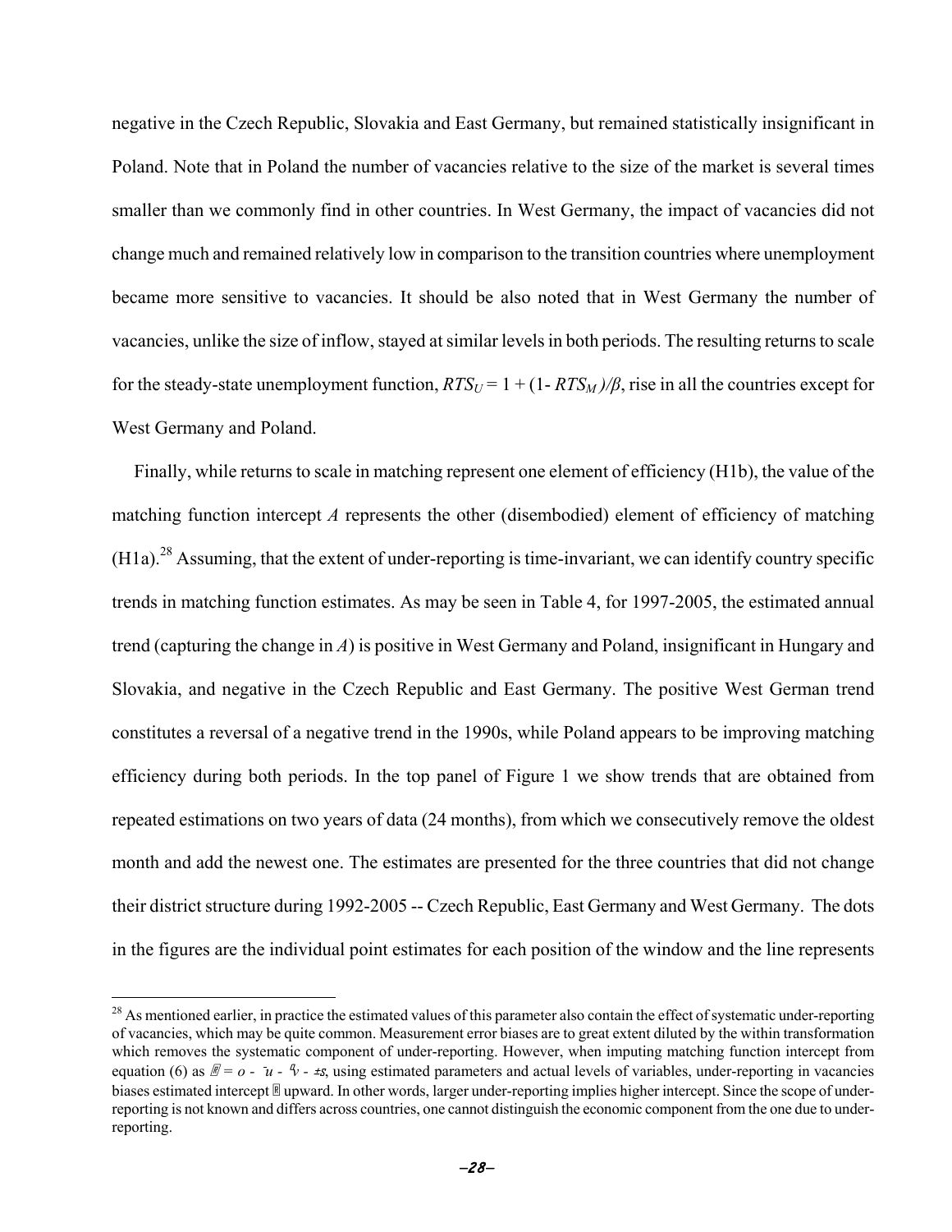negative in the Czech Republic, Slovakia and East Germany, but remained statistically insignificant in Poland. Note that in Poland the number of vacancies relative to the size of the market is several times smaller than we commonly find in other countries. In West Germany, the impact of vacancies did not change much and remained relatively low in comparison to the transition countries where unemployment became more sensitive to vacancies. It should be also noted that in West Germany the number of vacancies, unlike the size of inflow, stayed at similar levels in both periods. The resulting returns to scale for the steady-state unemployment function, $RTS_U = 1 + (1 - RTS_M)/\beta$, rise in all the countries except for West Germany and Poland.

Finally, while returns to scale in matching represent one element of efficiency (H1b), the value of the matching function intercept *A* represents the other (disembodied) element of efficiency of matching (H1a).[28] Assuming, that the extent of under-reporting is time-invariant, we can identify country specific trends in matching function estimates. As may be seen in Table 4, for 1997-2005, the estimated annual trend (capturing the change in *A*) is positive in West Germany and Poland, insignificant in Hungary and Slovakia, and negative in the Czech Republic and East Germany. The positive West German trend constitutes a reversal of a negative trend in the 1990s, while Poland appears to be improving matching efficiency during both periods. In the top panel of Figure 1 we show trends that are obtained from repeated estimations on two years of data (24 months), from which we consecutively remove the oldest month and add the newest one. The estimates are presented for the three countries that did not change their district structure during 1992-2005 -- Czech Republic, East Germany and West Germany. The dots in the figures are the individual point estimates for each position of the window and the line represents

[28] As mentioned earlier, in practice the estimated values of this parameter also contain the effect of systematic under-reporting of vacancies, which may be quite common. Measurement error biases are to great extent diluted by the within transformation which removes the systematic component of under-reporting. However, when imputing matching function intercept from equation (6) as $\hat{A} = o - \bar{u} - \hat{v} - \pm s$, using estimated parameters and actual levels of variables, under-reporting in vacancies biases estimated intercept $\hat{A}$ upward. In other words, larger under-reporting implies higher intercept. Since the scope of under-reporting is not known and differs across countries, one cannot distinguish the economic component from the one due to under-reporting.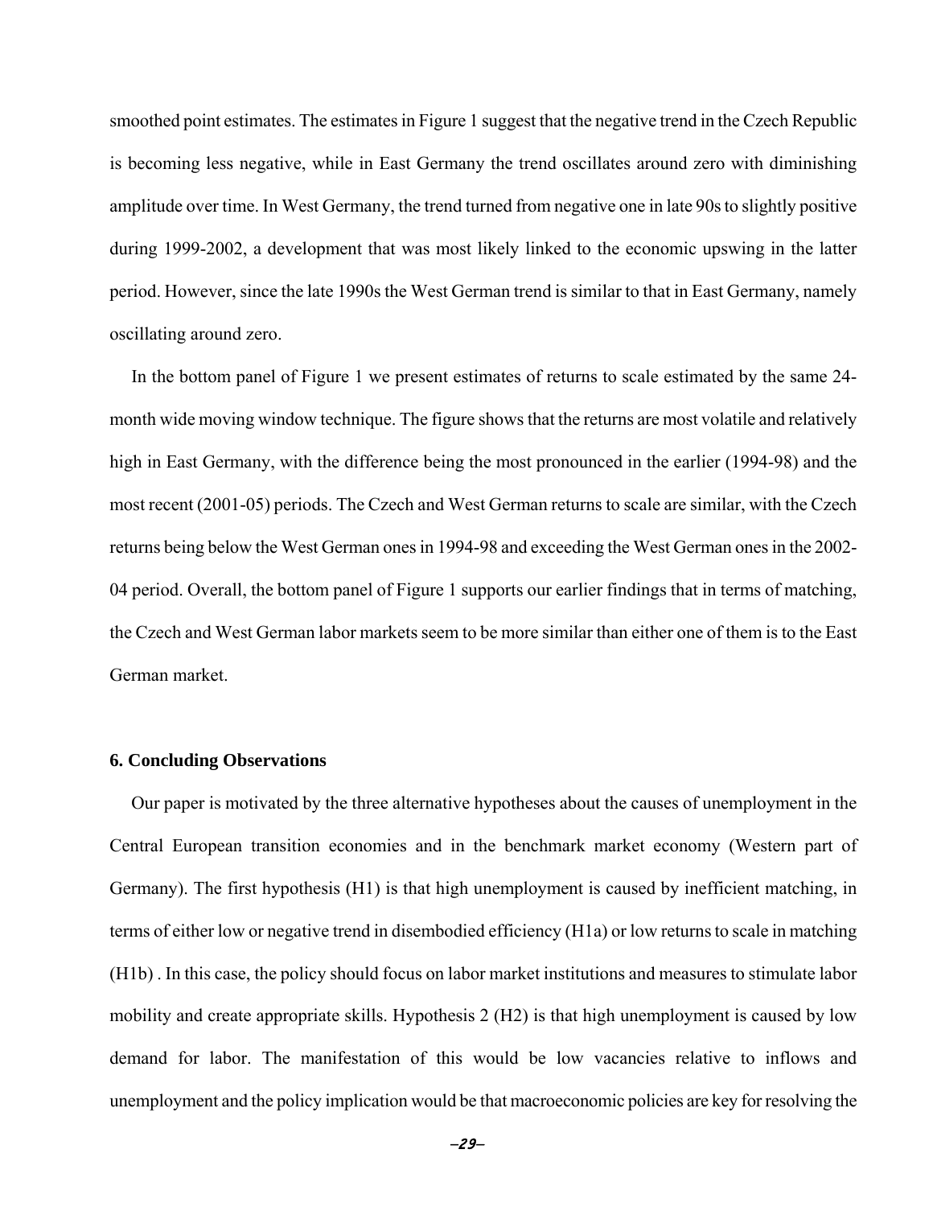smoothed point estimates. The estimates in Figure 1 suggest that the negative trend in the Czech Republic is becoming less negative, while in East Germany the trend oscillates around zero with diminishing amplitude over time. In West Germany, the trend turned from negative one in late 90s to slightly positive during 1999-2002, a development that was most likely linked to the economic upswing in the latter period. However, since the late 1990s the West German trend is similar to that in East Germany, namely oscillating around zero.

In the bottom panel of Figure 1 we present estimates of returns to scale estimated by the same 24-month wide moving window technique. The figure shows that the returns are most volatile and relatively high in East Germany, with the difference being the most pronounced in the earlier (1994-98) and the most recent (2001-05) periods. The Czech and West German returns to scale are similar, with the Czech returns being below the West German ones in 1994-98 and exceeding the West German ones in the 2002-04 period. Overall, the bottom panel of Figure 1 supports our earlier findings that in terms of matching, the Czech and West German labor markets seem to be more similar than either one of them is to the East German market.

## 6. Concluding Observations

Our paper is motivated by the three alternative hypotheses about the causes of unemployment in the Central European transition economies and in the benchmark market economy (Western part of Germany). The first hypothesis (H1) is that high unemployment is caused by inefficient matching, in terms of either low or negative trend in disembodied efficiency (H1a) or low returns to scale in matching (H1b) . In this case, the policy should focus on labor market institutions and measures to stimulate labor mobility and create appropriate skills. Hypothesis 2 (H2) is that high unemployment is caused by low demand for labor. The manifestation of this would be low vacancies relative to inflows and unemployment and the policy implication would be that macroeconomic policies are key for resolving the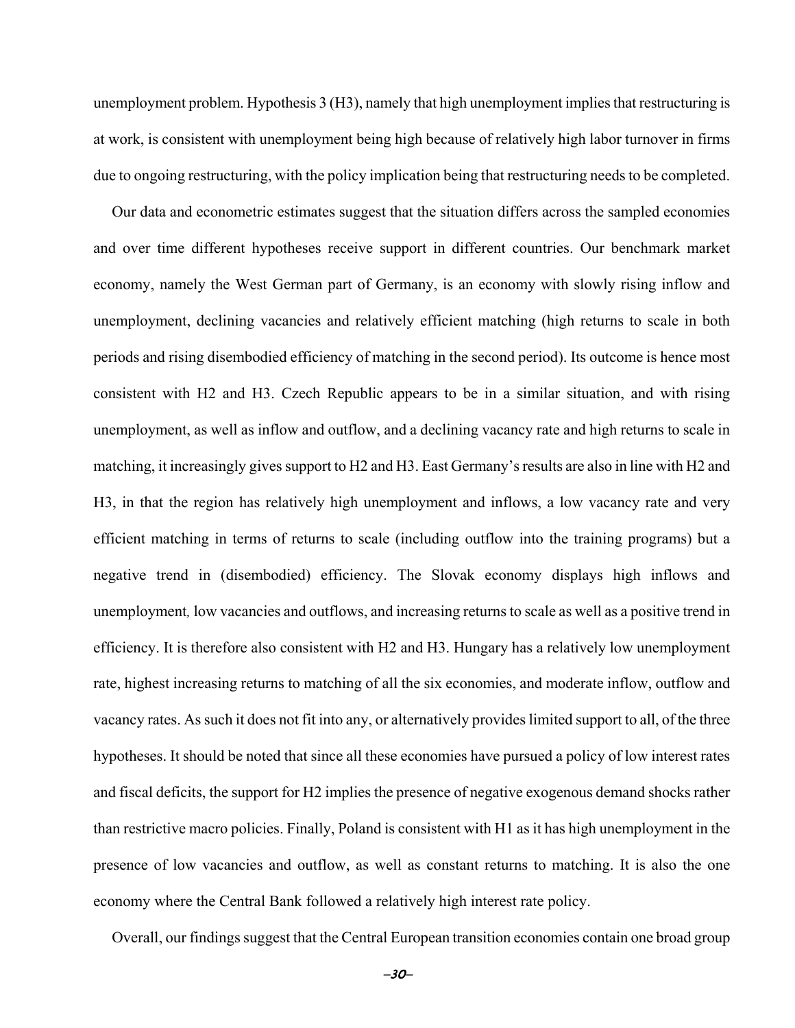unemployment problem. Hypothesis 3 (H3), namely that high unemployment implies that restructuring is at work, is consistent with unemployment being high because of relatively high labor turnover in firms due to ongoing restructuring, with the policy implication being that restructuring needs to be completed.

Our data and econometric estimates suggest that the situation differs across the sampled economies and over time different hypotheses receive support in different countries. Our benchmark market economy, namely the West German part of Germany, is an economy with slowly rising inflow and unemployment, declining vacancies and relatively efficient matching (high returns to scale in both periods and rising disembodied efficiency of matching in the second period). Its outcome is hence most consistent with H2 and H3. Czech Republic appears to be in a similar situation, and with rising unemployment, as well as inflow and outflow, and a declining vacancy rate and high returns to scale in matching, it increasingly gives support to H2 and H3. East Germany's results are also in line with H2 and H3, in that the region has relatively high unemployment and inflows, a low vacancy rate and very efficient matching in terms of returns to scale (including outflow into the training programs) but a negative trend in (disembodied) efficiency. The Slovak economy displays high inflows and unemployment*,* low vacancies and outflows, and increasing returns to scale as well as a positive trend in efficiency. It is therefore also consistent with H2 and H3. Hungary has a relatively low unemployment rate, highest increasing returns to matching of all the six economies, and moderate inflow, outflow and vacancy rates. As such it does not fit into any, or alternatively provides limited support to all, of the three hypotheses. It should be noted that since all these economies have pursued a policy of low interest rates and fiscal deficits, the support for H2 implies the presence of negative exogenous demand shocks rather than restrictive macro policies. Finally, Poland is consistent with H1 as it has high unemployment in the presence of low vacancies and outflow, as well as constant returns to matching. It is also the one economy where the Central Bank followed a relatively high interest rate policy.

Overall, our findings suggest that the Central European transition economies contain one broad group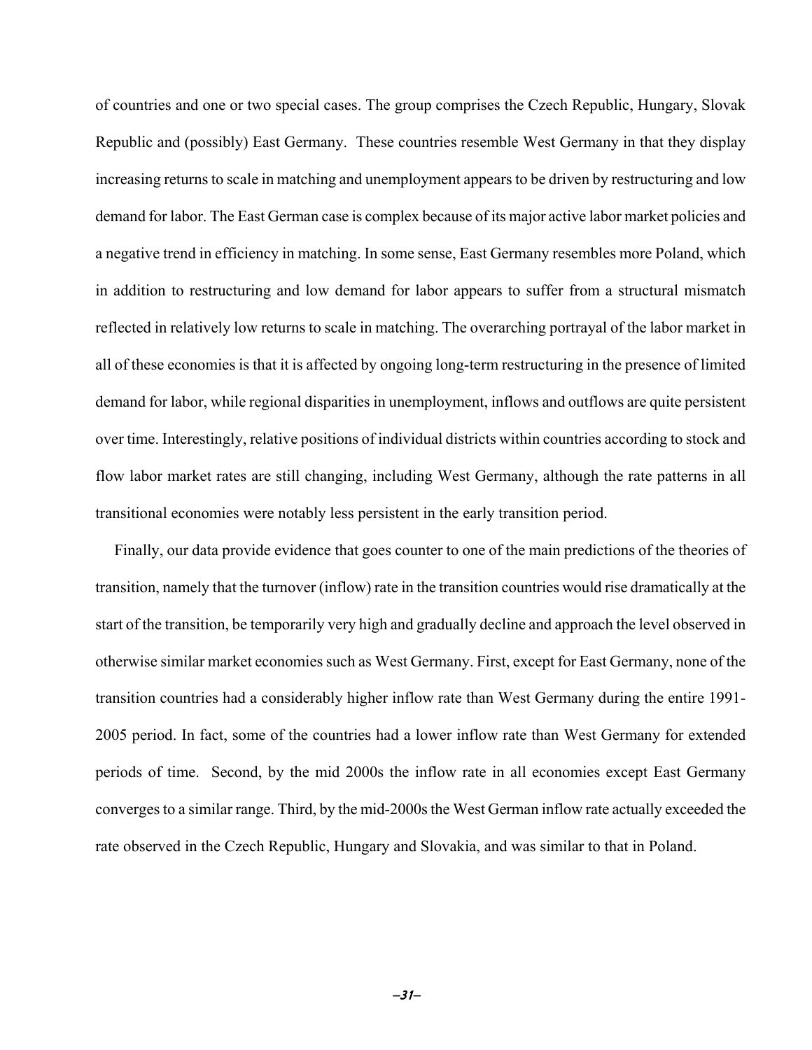of countries and one or two special cases. The group comprises the Czech Republic, Hungary, Slovak Republic and (possibly) East Germany. These countries resemble West Germany in that they display increasing returns to scale in matching and unemployment appears to be driven by restructuring and low demand for labor. The East German case is complex because of its major active labor market policies and a negative trend in efficiency in matching. In some sense, East Germany resembles more Poland, which in addition to restructuring and low demand for labor appears to suffer from a structural mismatch reflected in relatively low returns to scale in matching. The overarching portrayal of the labor market in all of these economies is that it is affected by ongoing long-term restructuring in the presence of limited demand for labor, while regional disparities in unemployment, inflows and outflows are quite persistent over time. Interestingly, relative positions of individual districts within countries according to stock and flow labor market rates are still changing, including West Germany, although the rate patterns in all transitional economies were notably less persistent in the early transition period.

Finally, our data provide evidence that goes counter to one of the main predictions of the theories of transition, namely that the turnover (inflow) rate in the transition countries would rise dramatically at the start of the transition, be temporarily very high and gradually decline and approach the level observed in otherwise similar market economies such as West Germany. First, except for East Germany, none of the transition countries had a considerably higher inflow rate than West Germany during the entire 1991-2005 period. In fact, some of the countries had a lower inflow rate than West Germany for extended periods of time. Second, by the mid 2000s the inflow rate in all economies except East Germany converges to a similar range. Third, by the mid-2000s the West German inflow rate actually exceeded the rate observed in the Czech Republic, Hungary and Slovakia, and was similar to that in Poland.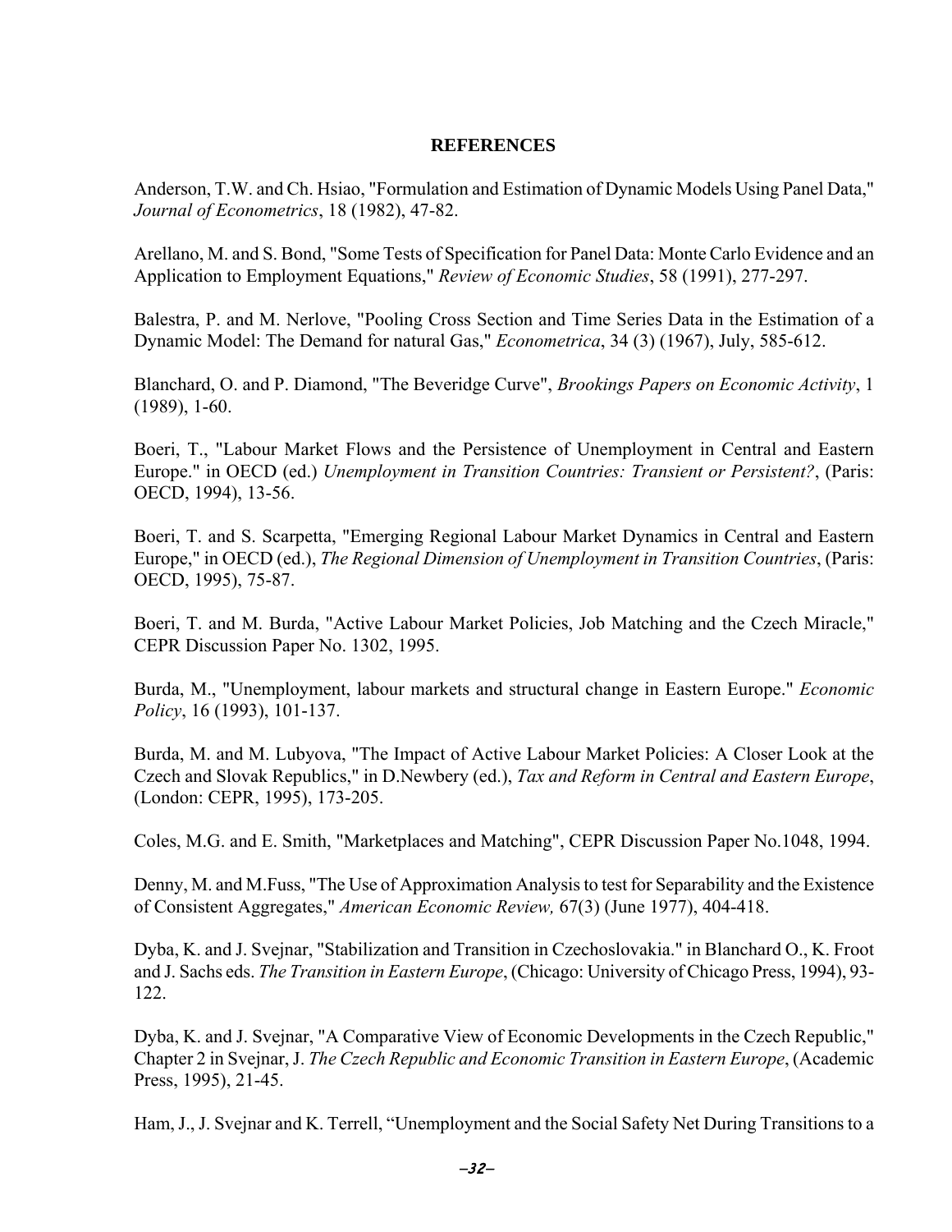## REFERENCES

Anderson, T.W. and Ch. Hsiao, "Formulation and Estimation of Dynamic Models Using Panel Data," *Journal of Econometrics*, 18 (1982), 47-82.

Arellano, M. and S. Bond, "Some Tests of Specification for Panel Data: Monte Carlo Evidence and an Application to Employment Equations," *Review of Economic Studies*, 58 (1991), 277-297.

Balestra, P. and M. Nerlove, "Pooling Cross Section and Time Series Data in the Estimation of a Dynamic Model: The Demand for natural Gas," *Econometrica*, 34 (3) (1967), July, 585-612.

Blanchard, O. and P. Diamond, "The Beveridge Curve", *Brookings Papers on Economic Activity*, 1 (1989), 1-60.

Boeri, T., "Labour Market Flows and the Persistence of Unemployment in Central and Eastern Europe." in OECD (ed.) *Unemployment in Transition Countries: Transient or Persistent?*, (Paris: OECD, 1994), 13-56.

Boeri, T. and S. Scarpetta, "Emerging Regional Labour Market Dynamics in Central and Eastern Europe," in OECD (ed.), *The Regional Dimension of Unemployment in Transition Countries*, (Paris: OECD, 1995), 75-87.

Boeri, T. and M. Burda, "Active Labour Market Policies, Job Matching and the Czech Miracle," CEPR Discussion Paper No. 1302, 1995.

Burda, M., "Unemployment, labour markets and structural change in Eastern Europe." *Economic Policy*, 16 (1993), 101-137.

Burda, M. and M. Lubyova, "The Impact of Active Labour Market Policies: A Closer Look at the Czech and Slovak Republics," in D.Newbery (ed.), *Tax and Reform in Central and Eastern Europe*, (London: CEPR, 1995), 173-205.

Coles, M.G. and E. Smith, "Marketplaces and Matching", CEPR Discussion Paper No.1048, 1994.

Denny, M. and M.Fuss, "The Use of Approximation Analysis to test for Separability and the Existence of Consistent Aggregates," *American Economic Review,* 67(3) (June 1977), 404-418.

Dyba, K. and J. Svejnar, "Stabilization and Transition in Czechoslovakia." in Blanchard O., K. Froot and J. Sachs eds. *The Transition in Eastern Europe*, (Chicago: University of Chicago Press, 1994), 93-122.

Dyba, K. and J. Svejnar, "A Comparative View of Economic Developments in the Czech Republic," Chapter 2 in Svejnar, J. *The Czech Republic and Economic Transition in Eastern Europe*, (Academic Press, 1995), 21-45.

Ham, J., J. Svejnar and K. Terrell, "Unemployment and the Social Safety Net During Transitions to a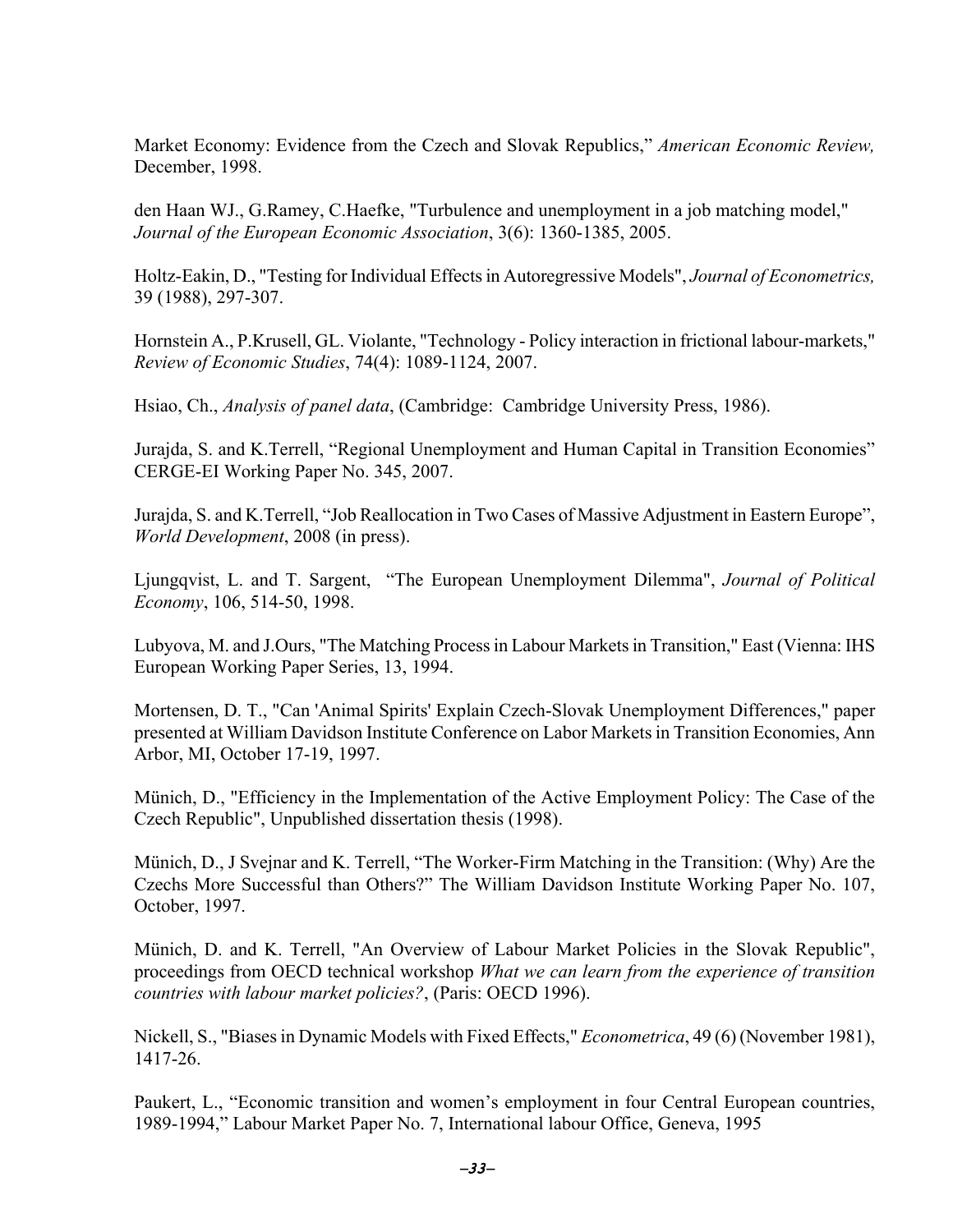Market Economy: Evidence from the Czech and Slovak Republics," *American Economic Review,* December, 1998.

den Haan WJ., G.Ramey, C.Haefke, "Turbulence and unemployment in a job matching model," *Journal of the European Economic Association*, 3(6): 1360-1385, 2005.

Holtz-Eakin, D., "Testing for Individual Effects in Autoregressive Models", *Journal of Econometrics,* 39 (1988), 297-307.

Hornstein A., P.Krusell, GL. Violante, "Technology - Policy interaction in frictional labour-markets," *Review of Economic Studies*, 74(4): 1089-1124, 2007.

Hsiao, Ch., *Analysis of panel data*, (Cambridge: Cambridge University Press, 1986).

Jurajda, S. and K.Terrell, "Regional Unemployment and Human Capital in Transition Economies" CERGE-EI Working Paper No. 345, 2007.

Jurajda, S. and K.Terrell, "Job Reallocation in Two Cases of Massive Adjustment in Eastern Europe", *World Development*, 2008 (in press).

Ljungqvist, L. and T. Sargent, "The European Unemployment Dilemma", *Journal of Political Economy*, 106, 514-50, 1998.

Lubyova, M. and J.Ours, "The Matching Process in Labour Markets in Transition," East (Vienna: IHS European Working Paper Series, 13, 1994.

Mortensen, D. T., "Can 'Animal Spirits' Explain Czech-Slovak Unemployment Differences," paper presented at William Davidson Institute Conference on Labor Markets in Transition Economies, Ann Arbor, MI, October 17-19, 1997.

Münich, D., "Efficiency in the Implementation of the Active Employment Policy: The Case of the Czech Republic", Unpublished dissertation thesis (1998).

Münich, D., J Svejnar and K. Terrell, "The Worker-Firm Matching in the Transition: (Why) Are the Czechs More Successful than Others?" The William Davidson Institute Working Paper No. 107, October, 1997.

Münich, D. and K. Terrell, "An Overview of Labour Market Policies in the Slovak Republic", proceedings from OECD technical workshop *What we can learn from the experience of transition countries with labour market policies?*, (Paris: OECD 1996).

Nickell, S., "Biases in Dynamic Models with Fixed Effects," *Econometrica*, 49 (6) (November 1981), 1417-26.

Paukert, L., "Economic transition and women's employment in four Central European countries, 1989-1994," Labour Market Paper No. 7, International labour Office, Geneva, 1995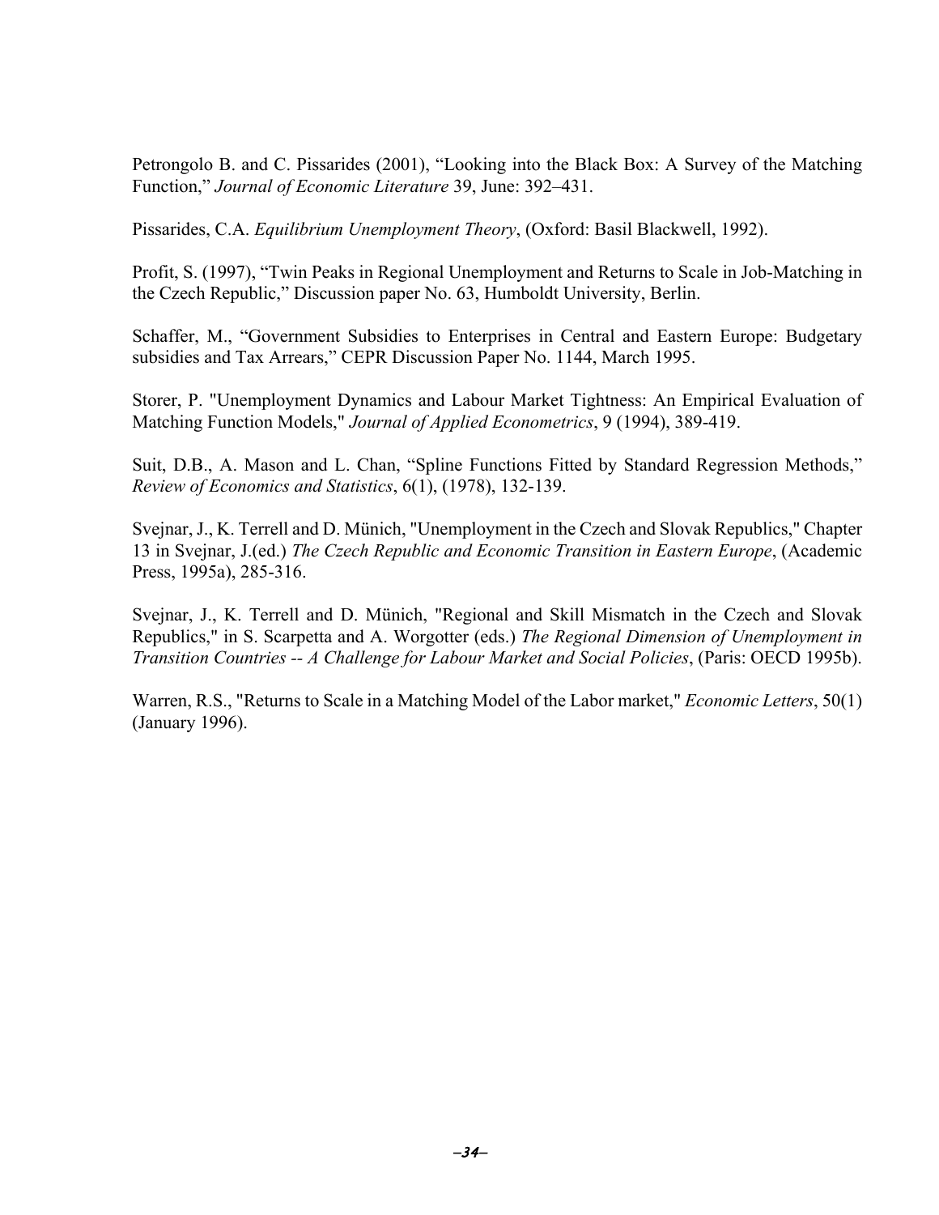Petrongolo B. and C. Pissarides (2001), "Looking into the Black Box: A Survey of the Matching Function," *Journal of Economic Literature* 39, June: 392–431.

Pissarides, C.A. *Equilibrium Unemployment Theory*, (Oxford: Basil Blackwell, 1992).

Profit, S. (1997), "Twin Peaks in Regional Unemployment and Returns to Scale in Job-Matching in the Czech Republic," Discussion paper No. 63, Humboldt University, Berlin.

Schaffer, M., "Government Subsidies to Enterprises in Central and Eastern Europe: Budgetary subsidies and Tax Arrears," CEPR Discussion Paper No. 1144, March 1995.

Storer, P. "Unemployment Dynamics and Labour Market Tightness: An Empirical Evaluation of Matching Function Models," *Journal of Applied Econometrics*, 9 (1994), 389-419.

Suit, D.B., A. Mason and L. Chan, "Spline Functions Fitted by Standard Regression Methods," *Review of Economics and Statistics*, 6(1), (1978), 132-139.

Svejnar, J., K. Terrell and D. Münich, "Unemployment in the Czech and Slovak Republics," Chapter 13 in Svejnar, J.(ed.) *The Czech Republic and Economic Transition in Eastern Europe*, (Academic Press, 1995a), 285-316.

Svejnar, J., K. Terrell and D. Münich, "Regional and Skill Mismatch in the Czech and Slovak Republics," in S. Scarpetta and A. Worgotter (eds.) *The Regional Dimension of Unemployment in Transition Countries -- A Challenge for Labour Market and Social Policies*, (Paris: OECD 1995b).

Warren, R.S., "Returns to Scale in a Matching Model of the Labor market," *Economic Letters*, 50(1) (January 1996).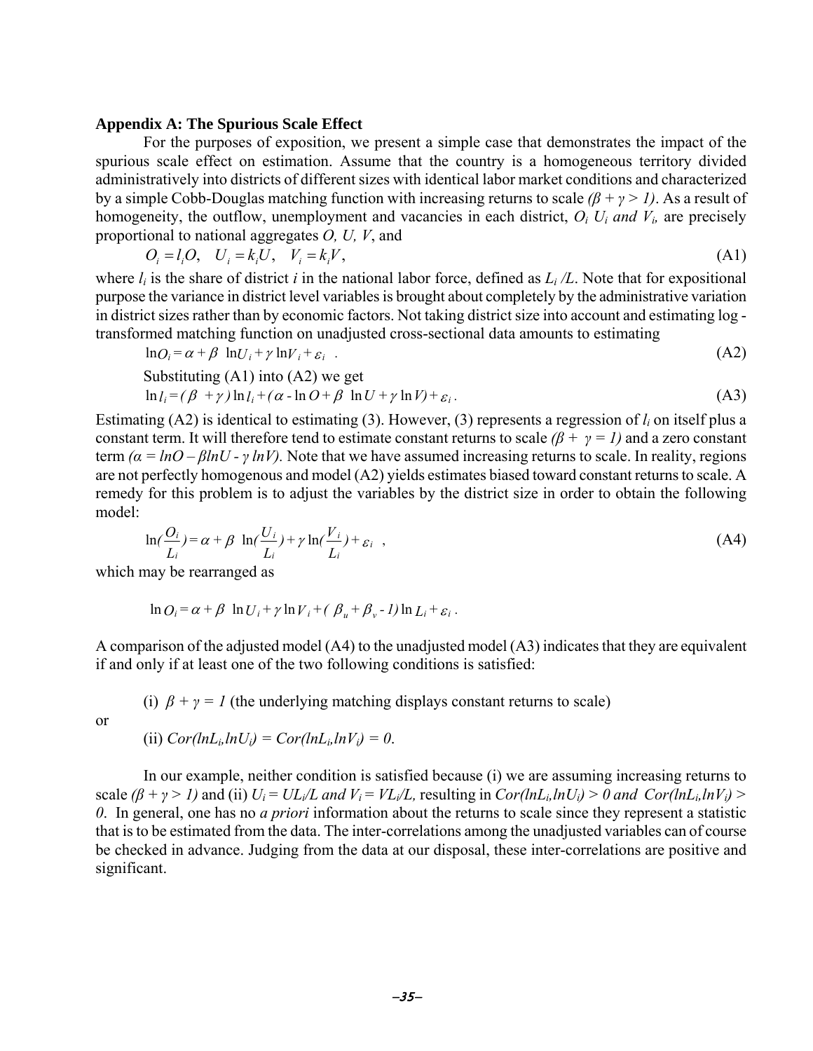**Appendix A: The Spurious Scale Effect**

For the purposes of exposition, we present a simple case that demonstrates the impact of the spurious scale effect on estimation. Assume that the country is a homogeneous territory divided administratively into districts of different sizes with identical labor market conditions and characterized by a simple Cobb-Douglas matching function with increasing returns to scale *($\beta + \gamma > 1$)*. As a result of homogeneity, the outflow, unemployment and vacancies in each district, $O_i$ $U_i$ *and* $V_i$, are precisely proportional to national aggregates *O, U, V*, and

$$O_i = l_i O, \quad U_i = k_i U, \quad V_i = k_i V, \tag{A1}$$

where $l_i$ is the share of district *i* in the national labor force, defined as $L_i / L$. Note that for expositional purpose the variance in district level variables is brought about completely by the administrative variation in district sizes rather than by economic factors. Not taking district size into account and estimating log - transformed matching function on unadjusted cross-sectional data amounts to estimating

$$\ln O_i = \alpha + \beta \ \ln U_i + \gamma \ln V_i + \varepsilon_i \ . \tag{A2}$$

Substituting (A1) into (A2) we get

$$\ln l_i = (\beta \ + \gamma) \ln l_i + (\alpha - \ln O + \beta \ \ln U + \gamma \ln V) + \varepsilon_i \, . \tag{A3}$$

Estimating (A2) is identical to estimating (3). However, (3) represents a regression of $l_i$ on itself plus a constant term. It will therefore tend to estimate constant returns to scale *($\beta + \gamma = 1$)* and a zero constant term *($\alpha = lnO - \beta lnU - \gamma lnV$)*. Note that we have assumed increasing returns to scale. In reality, regions are not perfectly homogenous and model (A2) yields estimates biased toward constant returns to scale. A remedy for this problem is to adjust the variables by the district size in order to obtain the following model:

$$\ln(\frac{O_i}{L_i}) = \alpha + \beta \ \ln(\frac{U_i}{L_i}) + \gamma \ln(\frac{V_i}{L_i}) + \varepsilon_i \ \ , \tag{A4}$$

which may be rearranged as

$$\ln O_i = \alpha + \beta \ \ln U_i + \gamma \ln V_i + (\ \beta_u + \beta_v - 1) \ln L_i + \varepsilon_i \ .$$

A comparison of the adjusted model (A4) to the unadjusted model (A3) indicates that they are equivalent if and only if at least one of the two following conditions is satisfied:

(i) $\beta + \gamma = 1$ (the underlying matching displays constant returns to scale)

or

(ii) $Cor(lnL_i, lnU_i) = Cor(lnL_i, lnV_i) = 0$.

In our example, neither condition is satisfied because (i) we are assuming increasing returns to scale *($\beta + \gamma > 1$)* and (ii) $U_i = UL_i/L$ *and* $V_i = VL_i/L$, resulting in $Cor(lnL_i, lnU_i) > 0$ *and* $Cor(lnL_i, lnV_i) > 0$. In general, one has no *a priori* information about the returns to scale since they represent a statistic that is to be estimated from the data. The inter-correlations among the unadjusted variables can of course be checked in advance. Judging from the data at our disposal, these inter-correlations are positive and significant.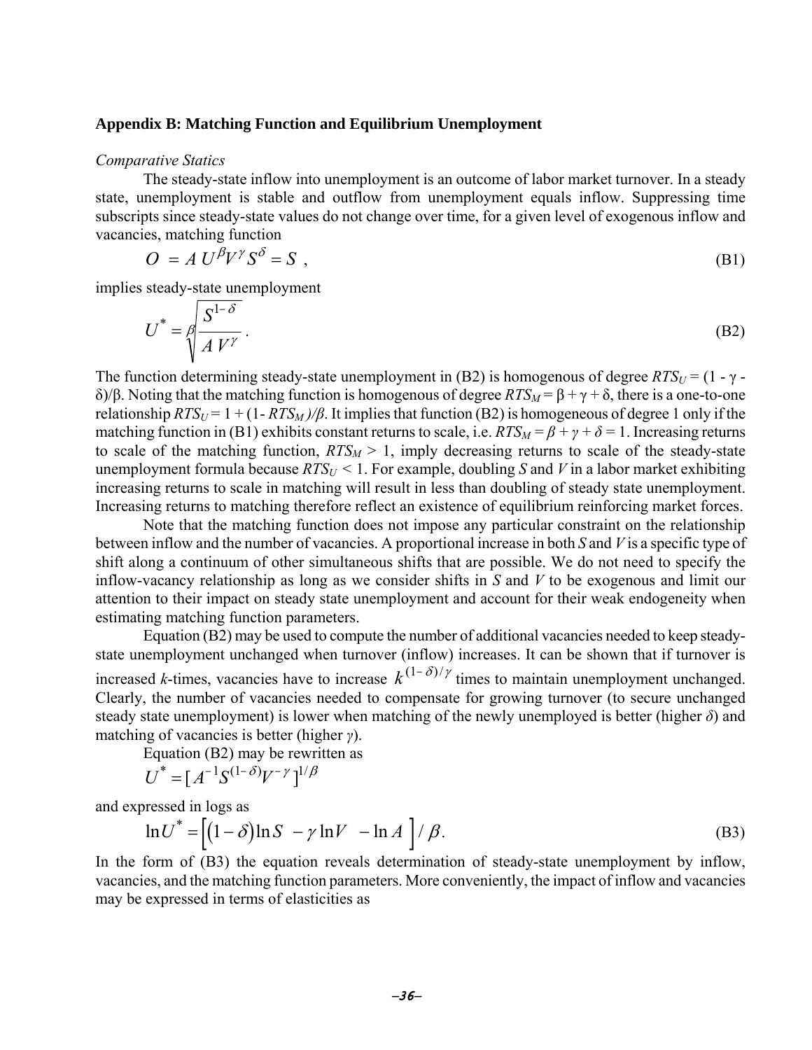**Appendix B: Matching Function and Equilibrium Unemployment**

*Comparative Statics*

The steady-state inflow into unemployment is an outcome of labor market turnover. In a steady state, unemployment is stable and outflow from unemployment equals inflow. Suppressing time subscripts since steady-state values do not change over time, for a given level of exogenous inflow and vacancies, matching function

$$O = A\, U^{\beta} V^{\gamma} S^{\delta} = S \ , \tag{B1}$$

implies steady-state unemployment

$$U^{*} = \sqrt[\beta]{\frac{S^{1-\delta}}{A\, V^{\gamma}}} \, . \tag{B2}$$

The function determining steady-state unemployment in (B2) is homogenous of degree $RTS_U = (1 - \gamma - \delta)/\beta$. Noting that the matching function is homogenous of degree $RTS_M = \beta + \gamma + \delta$, there is a one-to-one relationship $RTS_U = 1 + (1 - RTS_M)/\beta$. It implies that function (B2) is homogeneous of degree 1 only if the matching function in (B1) exhibits constant returns to scale, i.e. $RTS_M = \beta + \gamma + \delta = 1$. Increasing returns to scale of the matching function, $RTS_M > 1$, imply decreasing returns to scale of the steady-state unemployment formula because $RTS_U < 1$. For example, doubling *S* and *V* in a labor market exhibiting increasing returns to scale in matching will result in less than doubling of steady state unemployment. Increasing returns to matching therefore reflect an existence of equilibrium reinforcing market forces.

Note that the matching function does not impose any particular constraint on the relationship between inflow and the number of vacancies. A proportional increase in both *S* and *V* is a specific type of shift along a continuum of other simultaneous shifts that are possible. We do not need to specify the inflow-vacancy relationship as long as we consider shifts in *S* and *V* to be exogenous and limit our attention to their impact on steady state unemployment and account for their weak endogeneity when estimating matching function parameters.

Equation (B2) may be used to compute the number of additional vacancies needed to keep steady-state unemployment unchanged when turnover (inflow) increases. It can be shown that if turnover is increased *k*-times, vacancies have to increase $k^{(1-\delta)/\gamma}$ times to maintain unemployment unchanged. Clearly, the number of vacancies needed to compensate for growing turnover (to secure unchanged steady state unemployment) is lower when matching of the newly unemployed is better (higher $\delta$) and matching of vacancies is better (higher $\gamma$).

Equation (B2) may be rewritten as

$$U^{*} = [\, A^{-1} S^{(1-\delta)} V^{-\gamma} \,]^{1/\beta}$$

and expressed in logs as

$$\ln U^{*} = \Big[ (1-\delta) \ln S \ - \gamma \ln V \ - \ln A \ \Big] / \beta . \tag{B3}$$

In the form of (B3) the equation reveals determination of steady-state unemployment by inflow, vacancies, and the matching function parameters. More conveniently, the impact of inflow and vacancies may be expressed in terms of elasticities as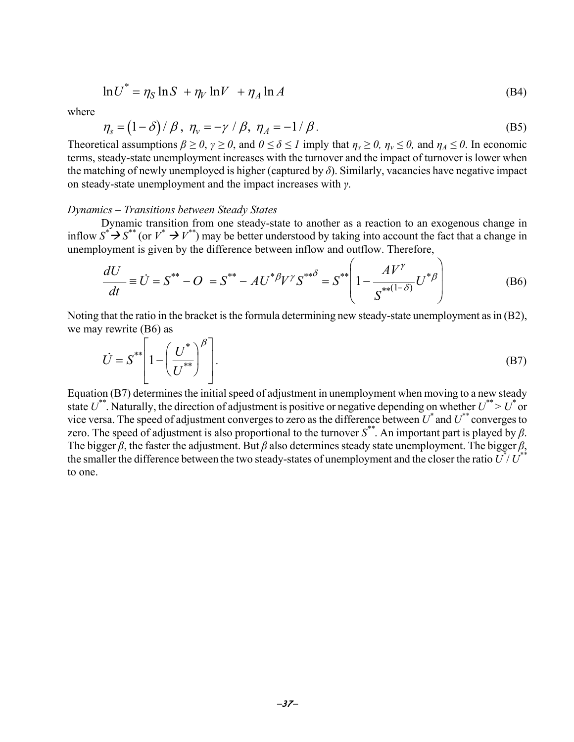$$\ln U^* = \eta_S \ln S + \eta_V \ln V + \eta_A \ln A \tag{B4}$$

where

$$\eta_s = (1-\delta)/\beta,\ \eta_v = -\gamma/\beta,\ \eta_A = -1/\beta. \tag{B5}$$

Theoretical assumptions $\beta \geq 0$, $\gamma \geq 0$, and $0 \leq \delta \leq 1$ imply that $\eta_s \geq 0$, $\eta_v \leq 0$, and $\eta_A \leq 0$. In economic terms, steady-state unemployment increases with the turnover and the impact of turnover is lower when the matching of newly unemployed is higher (captured by $\delta$). Similarly, vacancies have negative impact on steady-state unemployment and the impact increases with $\gamma$.

*Dynamics – Transitions between Steady States*

Dynamic transition from one steady-state to another as a reaction to an exogenous change in inflow $S^* \rightarrow S^{**}$ (or $V^* \rightarrow V^{**}$) may be better understood by taking into account the fact that a change in unemployment is given by the difference between inflow and outflow. Therefore,

$$\frac{dU}{dt} \equiv \dot{U} = S^{**} - O = S^{**} - AU^{*\beta}V^{\gamma}S^{**\delta} = S^{**}\left(1 - \frac{AV^{\gamma}}{S^{**(1-\delta)}}U^{*\beta}\right) \tag{B6}$$

Noting that the ratio in the bracket is the formula determining new steady-state unemployment as in (B2), we may rewrite (B6) as

$$\dot{U} = S^{**}\left[1 - \left(\frac{U^*}{U^{**}}\right)^{\beta}\right]. \tag{B7}$$

Equation (B7) determines the initial speed of adjustment in unemployment when moving to a new steady state $U^{**}$. Naturally, the direction of adjustment is positive or negative depending on whether $U^{**} > U^*$ or vice versa. The speed of adjustment converges to zero as the difference between $U^*$ and $U^{**}$ converges to zero. The speed of adjustment is also proportional to the turnover $S^{**}$. An important part is played by $\beta$. The bigger $\beta$, the faster the adjustment. But $\beta$ also determines steady state unemployment. The bigger $\beta$, the smaller the difference between the two steady-states of unemployment and the closer the ratio $U^*/U^{**}$ to one.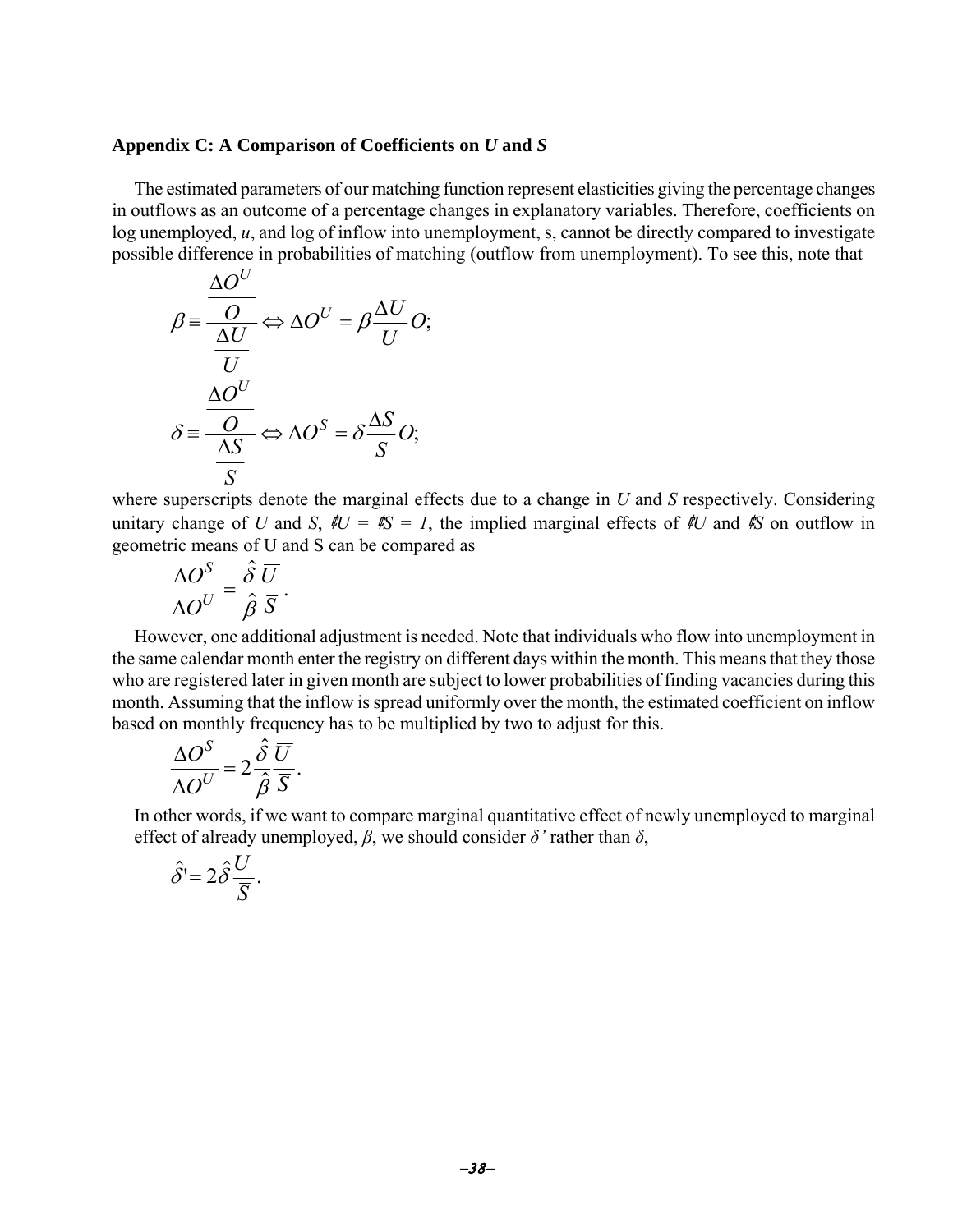### Appendix C: A Comparison of Coefficients on *U* and *S*

The estimated parameters of our matching function represent elasticities giving the percentage changes in outflows as an outcome of a percentage changes in explanatory variables. Therefore, coefficients on log unemployed, *u*, and log of inflow into unemployment, s, cannot be directly compared to investigate possible difference in probabilities of matching (outflow from unemployment). To see this, note that

$$\beta \equiv \frac{\frac{\Delta O^U}{O}}{\frac{\Delta U}{U}} \Leftrightarrow \Delta O^U = \beta \frac{\Delta U}{U} O;$$

$$\delta \equiv \frac{\frac{\Delta O^U}{O}}{\frac{\Delta S}{S}} \Leftrightarrow \Delta O^S = \delta \frac{\Delta S}{S} O;$$

where superscripts denote the marginal effects due to a change in *U* and *S* respectively. Considering unitary change of *U* and *S*, $\Delta U = \Delta S = 1$, the implied marginal effects of $\Delta U$ and $\Delta S$ on outflow in geometric means of U and S can be compared as

$$\frac{\Delta O^S}{\Delta O^U} = \frac{\hat{\delta}}{\hat{\beta}} \frac{\overline{U}}{\overline{S}}.$$

However, one additional adjustment is needed. Note that individuals who flow into unemployment in the same calendar month enter the registry on different days within the month. This means that they those who are registered later in given month are subject to lower probabilities of finding vacancies during this month. Assuming that the inflow is spread uniformly over the month, the estimated coefficient on inflow based on monthly frequency has to be multiplied by two to adjust for this.

$$\frac{\Delta O^S}{\Delta O^U} = 2 \frac{\hat{\delta}}{\hat{\beta}} \frac{\overline{U}}{\overline{S}}.$$

In other words, if we want to compare marginal quantitative effect of newly unemployed to marginal effect of already unemployed, $\beta$, we should consider $\delta'$ rather than $\delta$,

$$\hat{\delta}' = 2 \hat{\delta} \frac{\overline{U}}{\overline{S}}.$$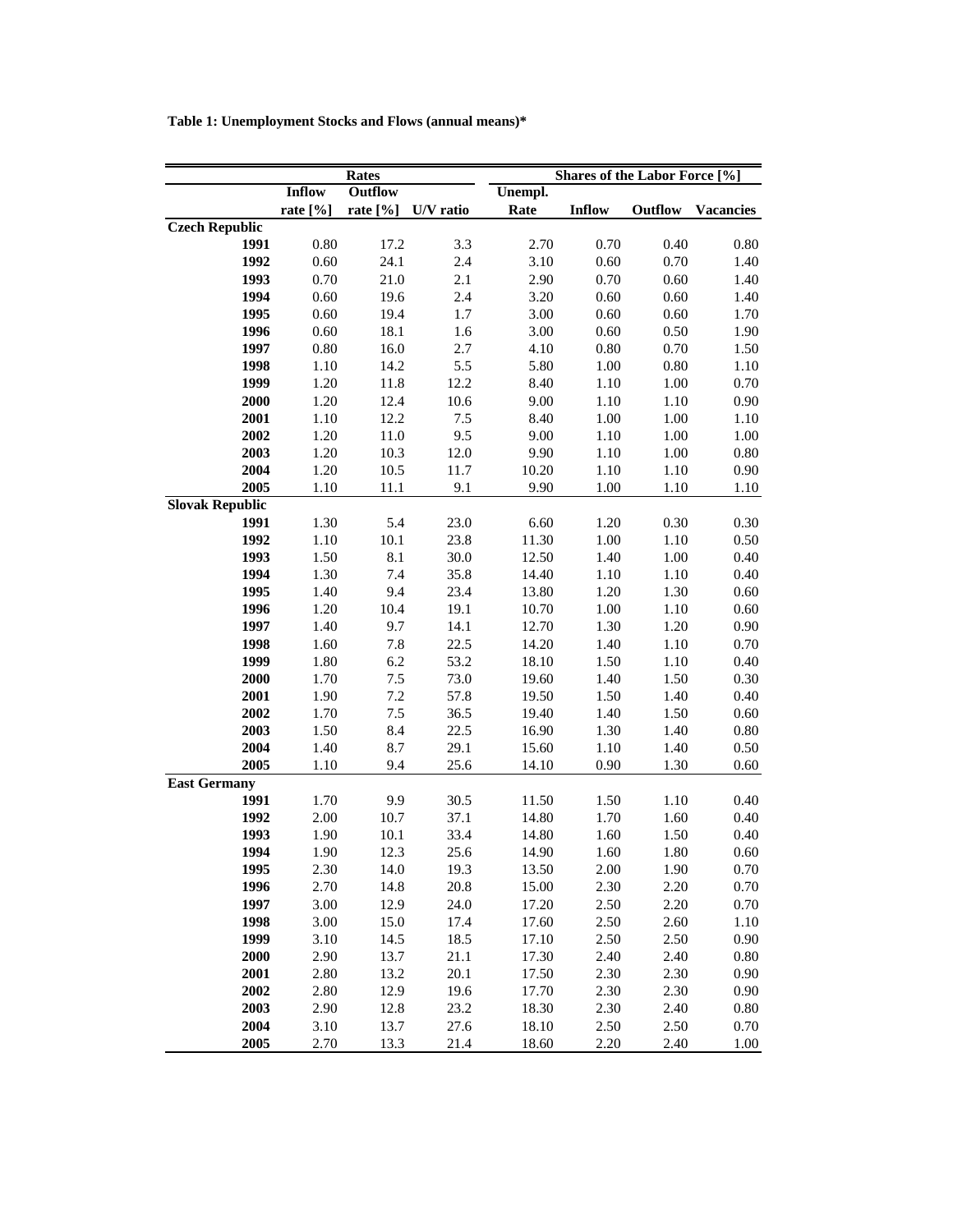**Table 1: Unemployment Stocks and Flows (annual means)***

| | Rates | | | Shares of the Labor Force [%] | | | |
|---|---|---|---|---|---|---|---|
| | Inflow rate [%] | Outflow rate [%] | U/V ratio | Unempl. Rate | Inflow | Outflow | Vacancies |
| **Czech Republic** | | | | | | | |
| **1991** | 0.80 | 17.2 | 3.3 | 2.70 | 0.70 | 0.40 | 0.80 |
| **1992** | 0.60 | 24.1 | 2.4 | 3.10 | 0.60 | 0.70 | 1.40 |
| **1993** | 0.70 | 21.0 | 2.1 | 2.90 | 0.70 | 0.60 | 1.40 |
| **1994** | 0.60 | 19.6 | 2.4 | 3.20 | 0.60 | 0.60 | 1.40 |
| **1995** | 0.60 | 19.4 | 1.7 | 3.00 | 0.60 | 0.60 | 1.70 |
| **1996** | 0.60 | 18.1 | 1.6 | 3.00 | 0.60 | 0.50 | 1.90 |
| **1997** | 0.80 | 16.0 | 2.7 | 4.10 | 0.80 | 0.70 | 1.50 |
| **1998** | 1.10 | 14.2 | 5.5 | 5.80 | 1.00 | 0.80 | 1.10 |
| **1999** | 1.20 | 11.8 | 12.2 | 8.40 | 1.10 | 1.00 | 0.70 |
| **2000** | 1.20 | 12.4 | 10.6 | 9.00 | 1.10 | 1.10 | 0.90 |
| **2001** | 1.10 | 12.2 | 7.5 | 8.40 | 1.00 | 1.00 | 1.10 |
| **2002** | 1.20 | 11.0 | 9.5 | 9.00 | 1.10 | 1.00 | 1.00 |
| **2003** | 1.20 | 10.3 | 12.0 | 9.90 | 1.10 | 1.00 | 0.80 |
| **2004** | 1.20 | 10.5 | 11.7 | 10.20 | 1.10 | 1.10 | 0.90 |
| **2005** | 1.10 | 11.1 | 9.1 | 9.90 | 1.00 | 1.10 | 1.10 |
| **Slovak Republic** | | | | | | | |
| **1991** | 1.30 | 5.4 | 23.0 | 6.60 | 1.20 | 0.30 | 0.30 |
| **1992** | 1.10 | 10.1 | 23.8 | 11.30 | 1.00 | 1.10 | 0.50 |
| **1993** | 1.50 | 8.1 | 30.0 | 12.50 | 1.40 | 1.00 | 0.40 |
| **1994** | 1.30 | 7.4 | 35.8 | 14.40 | 1.10 | 1.10 | 0.40 |
| **1995** | 1.40 | 9.4 | 23.4 | 13.80 | 1.20 | 1.30 | 0.60 |
| **1996** | 1.20 | 10.4 | 19.1 | 10.70 | 1.00 | 1.10 | 0.60 |
| **1997** | 1.40 | 9.7 | 14.1 | 12.70 | 1.30 | 1.20 | 0.90 |
| **1998** | 1.60 | 7.8 | 22.5 | 14.20 | 1.40 | 1.10 | 0.70 |
| **1999** | 1.80 | 6.2 | 53.2 | 18.10 | 1.50 | 1.10 | 0.40 |
| **2000** | 1.70 | 7.5 | 73.0 | 19.60 | 1.40 | 1.50 | 0.30 |
| **2001** | 1.90 | 7.2 | 57.8 | 19.50 | 1.50 | 1.40 | 0.40 |
| **2002** | 1.70 | 7.5 | 36.5 | 19.40 | 1.40 | 1.50 | 0.60 |
| **2003** | 1.50 | 8.4 | 22.5 | 16.90 | 1.30 | 1.40 | 0.80 |
| **2004** | 1.40 | 8.7 | 29.1 | 15.60 | 1.10 | 1.40 | 0.50 |
| **2005** | 1.10 | 9.4 | 25.6 | 14.10 | 0.90 | 1.30 | 0.60 |
| **East Germany** | | | | | | | |
| **1991** | 1.70 | 9.9 | 30.5 | 11.50 | 1.50 | 1.10 | 0.40 |
| **1992** | 2.00 | 10.7 | 37.1 | 14.80 | 1.70 | 1.60 | 0.40 |
| **1993** | 1.90 | 10.1 | 33.4 | 14.80 | 1.60 | 1.50 | 0.40 |
| **1994** | 1.90 | 12.3 | 25.6 | 14.90 | 1.60 | 1.80 | 0.60 |
| **1995** | 2.30 | 14.0 | 19.3 | 13.50 | 2.00 | 1.90 | 0.70 |
| **1996** | 2.70 | 14.8 | 20.8 | 15.00 | 2.30 | 2.20 | 0.70 |
| **1997** | 3.00 | 12.9 | 24.0 | 17.20 | 2.50 | 2.20 | 0.70 |
| **1998** | 3.00 | 15.0 | 17.4 | 17.60 | 2.50 | 2.60 | 1.10 |
| **1999** | 3.10 | 14.5 | 18.5 | 17.10 | 2.50 | 2.50 | 0.90 |
| **2000** | 2.90 | 13.7 | 21.1 | 17.30 | 2.40 | 2.40 | 0.80 |
| **2001** | 2.80 | 13.2 | 20.1 | 17.50 | 2.30 | 2.30 | 0.90 |
| **2002** | 2.80 | 12.9 | 19.6 | 17.70 | 2.30 | 2.30 | 0.90 |
| **2003** | 2.90 | 12.8 | 23.2 | 18.30 | 2.30 | 2.40 | 0.80 |
| **2004** | 3.10 | 13.7 | 27.6 | 18.10 | 2.50 | 2.50 | 0.70 |
| **2005** | 2.70 | 13.3 | 21.4 | 18.60 | 2.20 | 2.40 | 1.00 |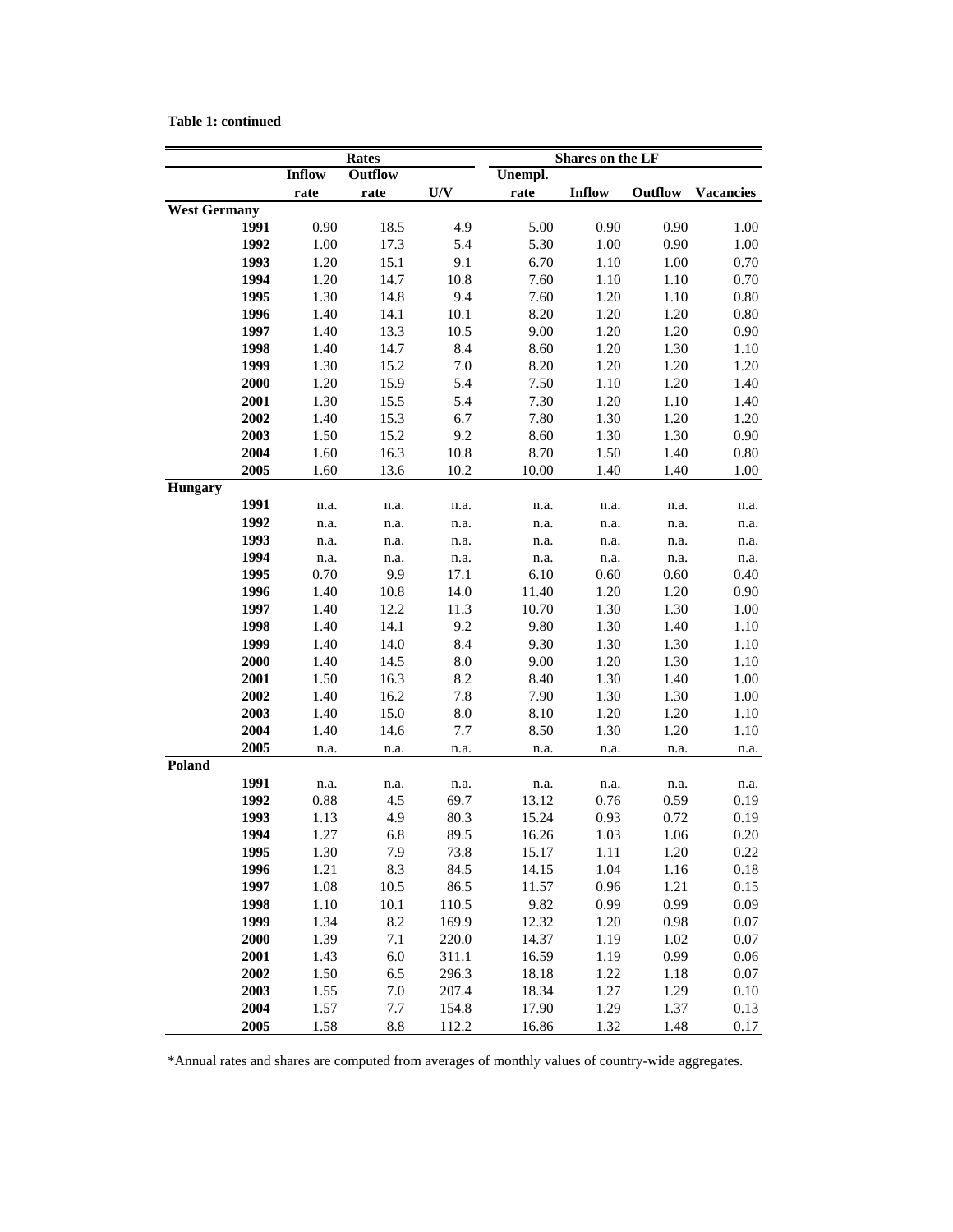**Table 1: continued**

| | Rates | | | Shares on the LF | | | |
|---|---|---|---|---|---|---|---|
| | Inflow rate | Outflow rate | U/V | Unempl. rate | Inflow | Outflow | Vacancies |
| **West Germany** | | | | | | | |
| 1991 | 0.90 | 18.5 | 4.9 | 5.00 | 0.90 | 0.90 | 1.00 |
| 1992 | 1.00 | 17.3 | 5.4 | 5.30 | 1.00 | 0.90 | 1.00 |
| 1993 | 1.20 | 15.1 | 9.1 | 6.70 | 1.10 | 1.00 | 0.70 |
| 1994 | 1.20 | 14.7 | 10.8 | 7.60 | 1.10 | 1.10 | 0.70 |
| 1995 | 1.30 | 14.8 | 9.4 | 7.60 | 1.20 | 1.10 | 0.80 |
| 1996 | 1.40 | 14.1 | 10.1 | 8.20 | 1.20 | 1.20 | 0.80 |
| 1997 | 1.40 | 13.3 | 10.5 | 9.00 | 1.20 | 1.20 | 0.90 |
| 1998 | 1.40 | 14.7 | 8.4 | 8.60 | 1.20 | 1.30 | 1.10 |
| 1999 | 1.30 | 15.2 | 7.0 | 8.20 | 1.20 | 1.20 | 1.20 |
| 2000 | 1.20 | 15.9 | 5.4 | 7.50 | 1.10 | 1.20 | 1.40 |
| 2001 | 1.30 | 15.5 | 5.4 | 7.30 | 1.20 | 1.10 | 1.40 |
| 2002 | 1.40 | 15.3 | 6.7 | 7.80 | 1.30 | 1.20 | 1.20 |
| 2003 | 1.50 | 15.2 | 9.2 | 8.60 | 1.30 | 1.30 | 0.90 |
| 2004 | 1.60 | 16.3 | 10.8 | 8.70 | 1.50 | 1.40 | 0.80 |
| 2005 | 1.60 | 13.6 | 10.2 | 10.00 | 1.40 | 1.40 | 1.00 |
| **Hungary** | | | | | | | |
| 1991 | n.a. | n.a. | n.a. | n.a. | n.a. | n.a. | n.a. |
| 1992 | n.a. | n.a. | n.a. | n.a. | n.a. | n.a. | n.a. |
| 1993 | n.a. | n.a. | n.a. | n.a. | n.a. | n.a. | n.a. |
| 1994 | n.a. | n.a. | n.a. | n.a. | n.a. | n.a. | n.a. |
| 1995 | 0.70 | 9.9 | 17.1 | 6.10 | 0.60 | 0.60 | 0.40 |
| 1996 | 1.40 | 10.8 | 14.0 | 11.40 | 1.20 | 1.20 | 0.90 |
| 1997 | 1.40 | 12.2 | 11.3 | 10.70 | 1.30 | 1.30 | 1.00 |
| 1998 | 1.40 | 14.1 | 9.2 | 9.80 | 1.30 | 1.40 | 1.10 |
| 1999 | 1.40 | 14.0 | 8.4 | 9.30 | 1.30 | 1.30 | 1.10 |
| 2000 | 1.40 | 14.5 | 8.0 | 9.00 | 1.20 | 1.30 | 1.10 |
| 2001 | 1.50 | 16.3 | 8.2 | 8.40 | 1.30 | 1.40 | 1.00 |
| 2002 | 1.40 | 16.2 | 7.8 | 7.90 | 1.30 | 1.30 | 1.00 |
| 2003 | 1.40 | 15.0 | 8.0 | 8.10 | 1.20 | 1.20 | 1.10 |
| 2004 | 1.40 | 14.6 | 7.7 | 8.50 | 1.30 | 1.20 | 1.10 |
| 2005 | n.a. | n.a. | n.a. | n.a. | n.a. | n.a. | n.a. |
| **Poland** | | | | | | | |
| 1991 | n.a. | n.a. | n.a. | n.a. | n.a. | n.a. | n.a. |
| 1992 | 0.88 | 4.5 | 69.7 | 13.12 | 0.76 | 0.59 | 0.19 |
| 1993 | 1.13 | 4.9 | 80.3 | 15.24 | 0.93 | 0.72 | 0.19 |
| 1994 | 1.27 | 6.8 | 89.5 | 16.26 | 1.03 | 1.06 | 0.20 |
| 1995 | 1.30 | 7.9 | 73.8 | 15.17 | 1.11 | 1.20 | 0.22 |
| 1996 | 1.21 | 8.3 | 84.5 | 14.15 | 1.04 | 1.16 | 0.18 |
| 1997 | 1.08 | 10.5 | 86.5 | 11.57 | 0.96 | 1.21 | 0.15 |
| 1998 | 1.10 | 10.1 | 110.5 | 9.82 | 0.99 | 0.99 | 0.09 |
| 1999 | 1.34 | 8.2 | 169.9 | 12.32 | 1.20 | 0.98 | 0.07 |
| 2000 | 1.39 | 7.1 | 220.0 | 14.37 | 1.19 | 1.02 | 0.07 |
| 2001 | 1.43 | 6.0 | 311.1 | 16.59 | 1.19 | 0.99 | 0.06 |
| 2002 | 1.50 | 6.5 | 296.3 | 18.18 | 1.22 | 1.18 | 0.07 |
| 2003 | 1.55 | 7.0 | 207.4 | 18.34 | 1.27 | 1.29 | 0.10 |
| 2004 | 1.57 | 7.7 | 154.8 | 17.90 | 1.29 | 1.37 | 0.13 |
| 2005 | 1.58 | 8.8 | 112.2 | 16.86 | 1.32 | 1.48 | 0.17 |

*Annual rates and shares are computed from averages of monthly values of country-wide aggregates.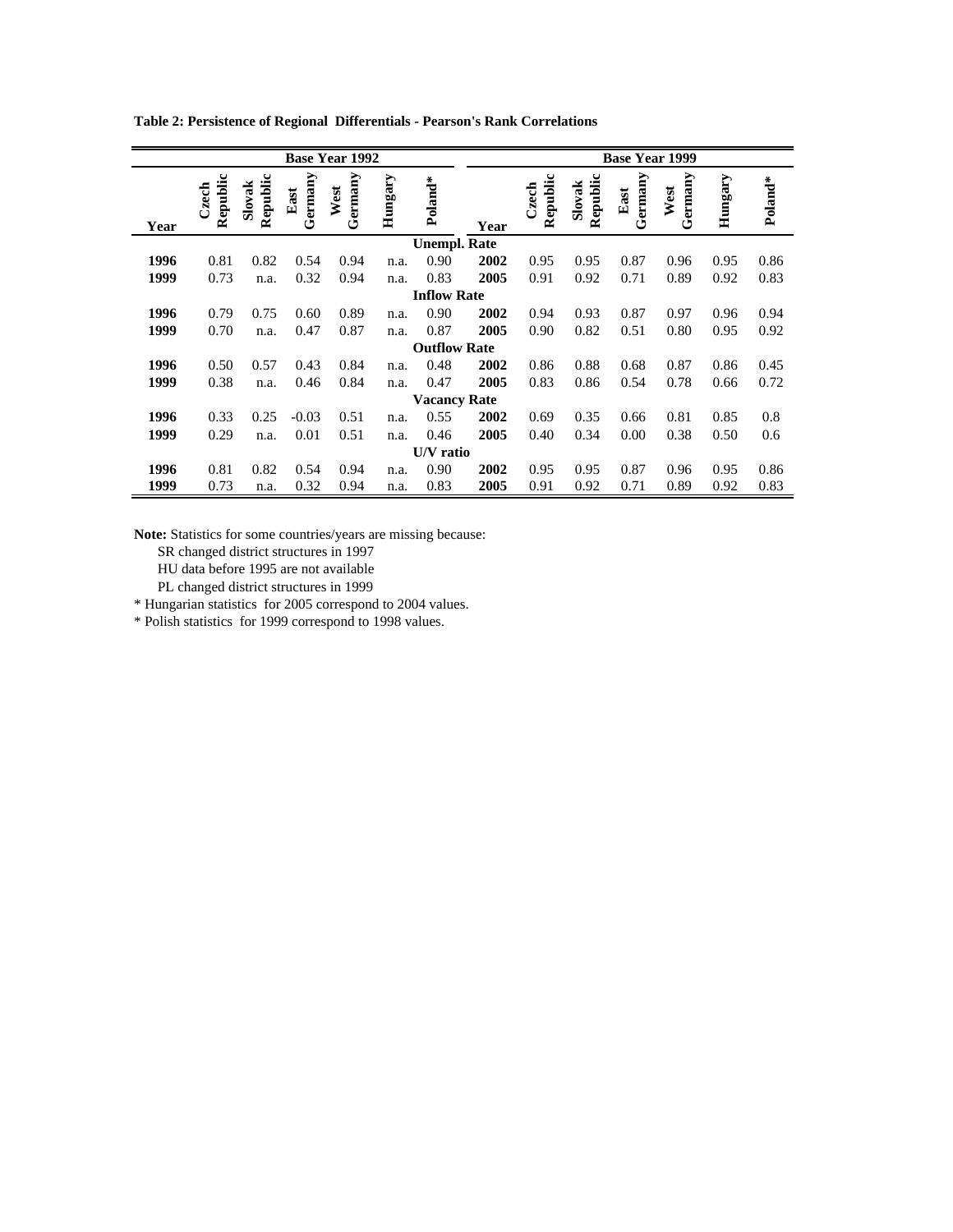**Table 2: Persistence of Regional Differentials - Pearson's Rank Correlations**

| Base Year 1992 | | | | | | | Base Year 1999 | | | | | | |
|---|---|---|---|---|---|---|---|---|---|---|---|---|---|
| Year | Czech Republic | Slovak Republic | East Germany | West Germany | Hungary | Poland* | Year | Czech Republic | Slovak Republic | East Germany | West Germany | Hungary | Poland* |
| **Unempl. Rate** | | | | | | | | | | | | | |
| **1996** | 0.81 | 0.82 | 0.54 | 0.94 | n.a. | 0.90 | **2002** | 0.95 | 0.95 | 0.87 | 0.96 | 0.95 | 0.86 |
| **1999** | 0.73 | n.a. | 0.32 | 0.94 | n.a. | 0.83 | **2005** | 0.91 | 0.92 | 0.71 | 0.89 | 0.92 | 0.83 |
| **Inflow Rate** | | | | | | | | | | | | | |
| **1996** | 0.79 | 0.75 | 0.60 | 0.89 | n.a. | 0.90 | **2002** | 0.94 | 0.93 | 0.87 | 0.97 | 0.96 | 0.94 |
| **1999** | 0.70 | n.a. | 0.47 | 0.87 | n.a. | 0.87 | **2005** | 0.90 | 0.82 | 0.51 | 0.80 | 0.95 | 0.92 |
| **Outflow Rate** | | | | | | | | | | | | | |
| **1996** | 0.50 | 0.57 | 0.43 | 0.84 | n.a. | 0.48 | **2002** | 0.86 | 0.88 | 0.68 | 0.87 | 0.86 | 0.45 |
| **1999** | 0.38 | n.a. | 0.46 | 0.84 | n.a. | 0.47 | **2005** | 0.83 | 0.86 | 0.54 | 0.78 | 0.66 | 0.72 |
| **Vacancy Rate** | | | | | | | | | | | | | |
| **1996** | 0.33 | 0.25 | -0.03 | 0.51 | n.a. | 0.55 | **2002** | 0.69 | 0.35 | 0.66 | 0.81 | 0.85 | 0.8 |
| **1999** | 0.29 | n.a. | 0.01 | 0.51 | n.a. | 0.46 | **2005** | 0.40 | 0.34 | 0.00 | 0.38 | 0.50 | 0.6 |
| **U/V ratio** | | | | | | | | | | | | | |
| **1996** | 0.81 | 0.82 | 0.54 | 0.94 | n.a. | 0.90 | **2002** | 0.95 | 0.95 | 0.87 | 0.96 | 0.95 | 0.86 |
| **1999** | 0.73 | n.a. | 0.32 | 0.94 | n.a. | 0.83 | **2005** | 0.91 | 0.92 | 0.71 | 0.89 | 0.92 | 0.83 |

**Note:** Statistics for some countries/years are missing because:

SR changed district structures in 1997

HU data before 1995 are not available

PL changed district structures in 1999

* Hungarian statistics for 2005 correspond to 2004 values.

* Polish statistics for 1999 correspond to 1998 values.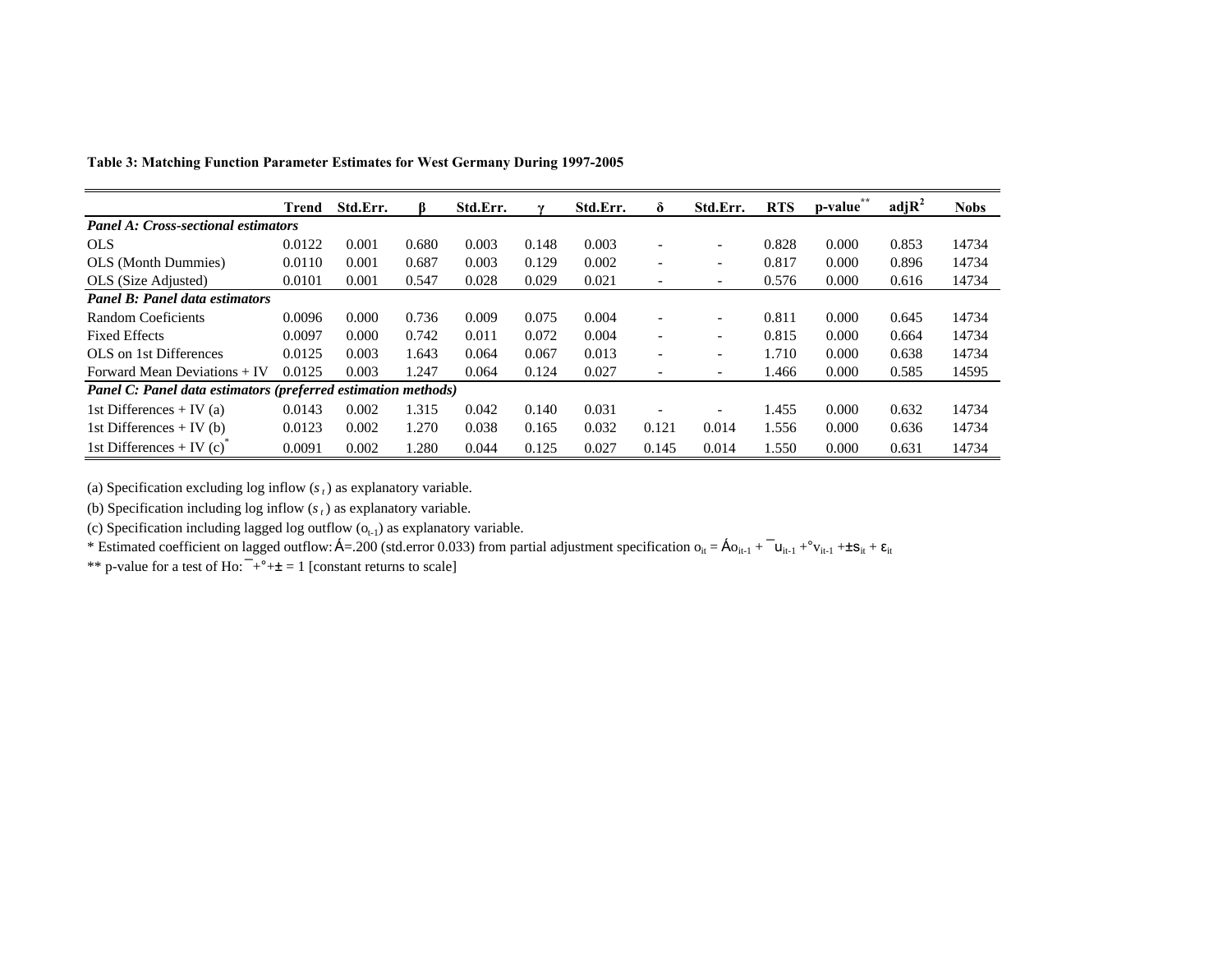**Table 3: Matching Function Parameter Estimates for West Germany During 1997-2005**

| | Trend | Std.Err. | β | Std.Err. | γ | Std.Err. | δ | Std.Err. | RTS | p-value** | adj$R^2$ | Nobs |
|---|---|---|---|---|---|---|---|---|---|---|---|---|
| ***Panel A: Cross-sectional estimators*** | | | | | | | | | | | | |
| OLS | 0.0122 | 0.001 | 0.680 | 0.003 | 0.148 | 0.003 | - | - | 0.828 | 0.000 | 0.853 | 14734 |
| OLS (Month Dummies) | 0.0110 | 0.001 | 0.687 | 0.003 | 0.129 | 0.002 | - | - | 0.817 | 0.000 | 0.896 | 14734 |
| OLS (Size Adjusted) | 0.0101 | 0.001 | 0.547 | 0.028 | 0.029 | 0.021 | - | - | 0.576 | 0.000 | 0.616 | 14734 |
| ***Panel B: Panel data estimators*** | | | | | | | | | | | | |
| Random Coeficients | 0.0096 | 0.000 | 0.736 | 0.009 | 0.075 | 0.004 | - | - | 0.811 | 0.000 | 0.645 | 14734 |
| Fixed Effects | 0.0097 | 0.000 | 0.742 | 0.011 | 0.072 | 0.004 | - | - | 0.815 | 0.000 | 0.664 | 14734 |
| OLS on 1st Differences | 0.0125 | 0.003 | 1.643 | 0.064 | 0.067 | 0.013 | - | - | 1.710 | 0.000 | 0.638 | 14734 |
| Forward Mean Deviations + IV | 0.0125 | 0.003 | 1.247 | 0.064 | 0.124 | 0.027 | - | - | 1.466 | 0.000 | 0.585 | 14595 |
| ***Panel C: Panel data estimators (preferred estimation methods)*** | | | | | | | | | | | | |
| 1st Differences + IV (a) | 0.0143 | 0.002 | 1.315 | 0.042 | 0.140 | 0.031 | - | - | 1.455 | 0.000 | 0.632 | 14734 |
| 1st Differences + IV (b) | 0.0123 | 0.002 | 1.270 | 0.038 | 0.165 | 0.032 | 0.121 | 0.014 | 1.556 | 0.000 | 0.636 | 14734 |
| 1st Differences + IV (c)* | 0.0091 | 0.002 | 1.280 | 0.044 | 0.125 | 0.027 | 0.145 | 0.014 | 1.550 | 0.000 | 0.631 | 14734 |

(a) Specification excluding log inflow ($s_t$) as explanatory variable.

(b) Specification including log inflow ($s_t$) as explanatory variable.

(c) Specification including lagged log outflow ($o_{t-1}$) as explanatory variable.

* Estimated coefficient on lagged outflow: $\rho$=.200 (std.error 0.033) from partial adjustment specification $o_{it} = \rho o_{it-1} + \beta u_{it-1} + \gamma v_{it-1} + \delta s_{it} + \varepsilon_{it}$

** p-value for a test of Ho: $\beta+\gamma+\delta = 1$ [constant returns to scale]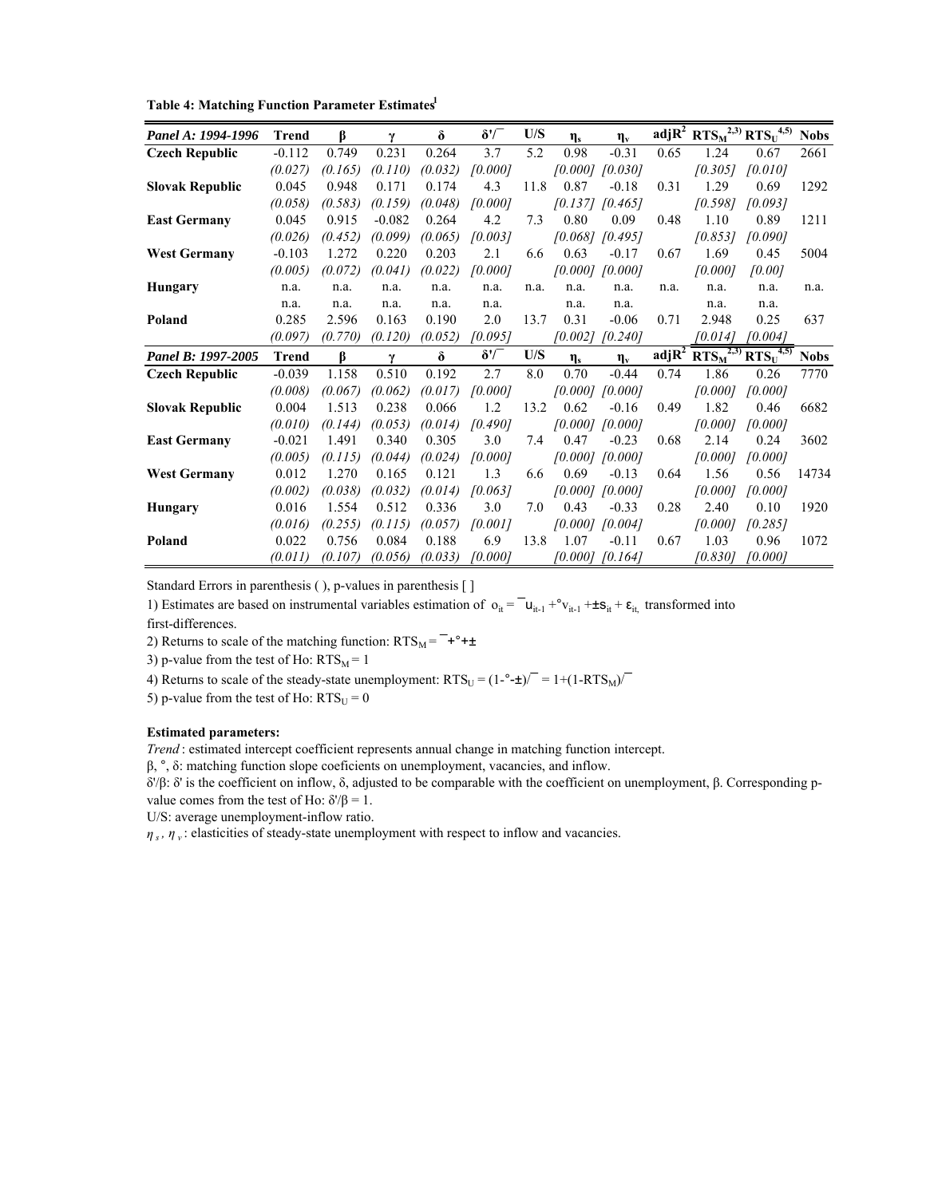**Table 4: Matching Function Parameter Estimates**[1]

| Panel A: 1994-1996 | Trend | β | γ | δ | δ'/β | U/S | $\eta_s$ | $\eta_v$ | adj$R^2$ | $RTS_M$ [2,3] | $RTS_U$ [4,5] | Nobs |
|---|---|---|---|---|---|---|---|---|---|---|---|---|
| **Czech Republic** | -0.112 | 0.749 | 0.231 | 0.264 | 3.7 | 5.2 | 0.98 | -0.31 | 0.65 | 1.24 | 0.67 | 2661 |
| | *(0.027)* | *(0.165)* | *(0.110)* | *(0.032)* | *[0.000]* | | *[0.000]* | *[0.030]* | | *[0.305]* | *[0.010]* | |
| **Slovak Republic** | 0.045 | 0.948 | 0.171 | 0.174 | 4.3 | 11.8 | 0.87 | -0.18 | 0.31 | 1.29 | 0.69 | 1292 |
| | *(0.058)* | *(0.583)* | *(0.159)* | *(0.048)* | *[0.000]* | | *[0.137]* | *[0.465]* | | *[0.598]* | *[0.093]* | |
| **East Germany** | 0.045 | 0.915 | -0.082 | 0.264 | 4.2 | 7.3 | 0.80 | 0.09 | 0.48 | 1.10 | 0.89 | 1211 |
| | *(0.026)* | *(0.452)* | *(0.099)* | *(0.065)* | *[0.003]* | | *[0.068]* | *[0.495]* | | *[0.853]* | *[0.090]* | |
| **West Germany** | -0.103 | 1.272 | 0.220 | 0.203 | 2.1 | 6.6 | 0.63 | -0.17 | 0.67 | 1.69 | 0.45 | 5004 |
| | *(0.005)* | *(0.072)* | *(0.041)* | *(0.022)* | *[0.000]* | | *[0.000]* | *[0.000]* | | *[0.000]* | *[0.00]* | |
| **Hungary** | n.a. | n.a. | n.a. | n.a. | n.a. | n.a. | n.a. | n.a. | n.a. | n.a. | n.a. | n.a. |
| | n.a. | n.a. | n.a. | n.a. | n.a. | | n.a. | n.a. | | n.a. | n.a. | |
| **Poland** | 0.285 | 2.596 | 0.163 | 0.190 | 2.0 | 13.7 | 0.31 | -0.06 | 0.71 | 2.948 | 0.25 | 637 |
| | *(0.097)* | *(0.770)* | *(0.120)* | *(0.052)* | *[0.095]* | | *[0.002]* | *[0.240]* | | *[0.014]* | *[0.004]* | |
| ***Panel B: 1997-2005*** | **Trend** | **β** | **γ** | **δ** | **δ'/β** | **U/S** | $\eta_s$ | $\eta_v$ | **adj$R^2$** | $RTS_M$ [2,3] | $RTS_U$ [4,5] | **Nobs** |
| **Czech Republic** | -0.039 | 1.158 | 0.510 | 0.192 | 2.7 | 8.0 | 0.70 | -0.44 | 0.74 | 1.86 | 0.26 | 7770 |
| | *(0.008)* | *(0.067)* | *(0.062)* | *(0.017)* | *[0.000]* | | *[0.000]* | *[0.000]* | | *[0.000]* | *[0.000]* | |
| **Slovak Republic** | 0.004 | 1.513 | 0.238 | 0.066 | 1.2 | 13.2 | 0.62 | -0.16 | 0.49 | 1.82 | 0.46 | 6682 |
| | *(0.010)* | *(0.144)* | *(0.053)* | *(0.014)* | *[0.490]* | | *[0.000]* | *[0.000]* | | *[0.000]* | *[0.000]* | |
| **East Germany** | -0.021 | 1.491 | 0.340 | 0.305 | 3.0 | 7.4 | 0.47 | -0.23 | 0.68 | 2.14 | 0.24 | 3602 |
| | *(0.005)* | *(0.115)* | *(0.044)* | *(0.024)* | *[0.000]* | | *[0.000]* | *[0.000]* | | *[0.000]* | *[0.000]* | |
| **West Germany** | 0.012 | 1.270 | 0.165 | 0.121 | 1.3 | 6.6 | 0.69 | -0.13 | 0.64 | 1.56 | 0.56 | 14734 |
| | *(0.002)* | *(0.038)* | *(0.032)* | *(0.014)* | *[0.063]* | | *[0.000]* | *[0.000]* | | *[0.000]* | *[0.000]* | |
| **Hungary** | 0.016 | 1.554 | 0.512 | 0.336 | 3.0 | 7.0 | 0.43 | -0.33 | 0.28 | 2.40 | 0.10 | 1920 |
| | *(0.016)* | *(0.255)* | *(0.115)* | *(0.057)* | *[0.001]* | | *[0.000]* | *[0.004]* | | *[0.000]* | *[0.285]* | |
| **Poland** | 0.022 | 0.756 | 0.084 | 0.188 | 6.9 | 13.8 | 1.07 | -0.11 | 0.67 | 1.03 | 0.96 | 1072 |
| | *(0.011)* | *(0.107)* | *(0.056)* | *(0.033)* | *[0.000]* | | *[0.000]* | *[0.164]* | | *[0.830]* | *[0.000]* | |

Standard Errors in parenthesis ( ), p-values in parenthesis [ ]

1) Estimates are based on instrumental variables estimation of $o_{it} = \beta u_{it-1} + \gamma v_{it-1} + \delta s_{it} + \varepsilon_{it}$, transformed into first-differences.

2) Returns to scale of the matching function: $RTS_M = \beta + \gamma + \delta$

3) p-value from the test of Ho: $RTS_M = 1$

4) Returns to scale of the steady-state unemployment: $RTS_U = (1-\gamma-\delta)/\beta = 1+(1-RTS_M)/\beta$

5) p-value from the test of Ho: $RTS_U = 0$

**Estimated parameters:**

*Trend* : estimated intercept coefficient represents annual change in matching function intercept.

β, γ, δ: matching function slope coeficients on unemployment, vacancies, and inflow.

δ'/β: δ' is the coefficient on inflow, δ, adjusted to be comparable with the coefficient on unemployment, β. Corresponding p-value comes from the test of Ho: δ'/β = 1.

U/S: average unemployment-inflow ratio.

$\eta_s$, $\eta_v$ : elasticities of steady-state unemployment with respect to inflow and vacancies.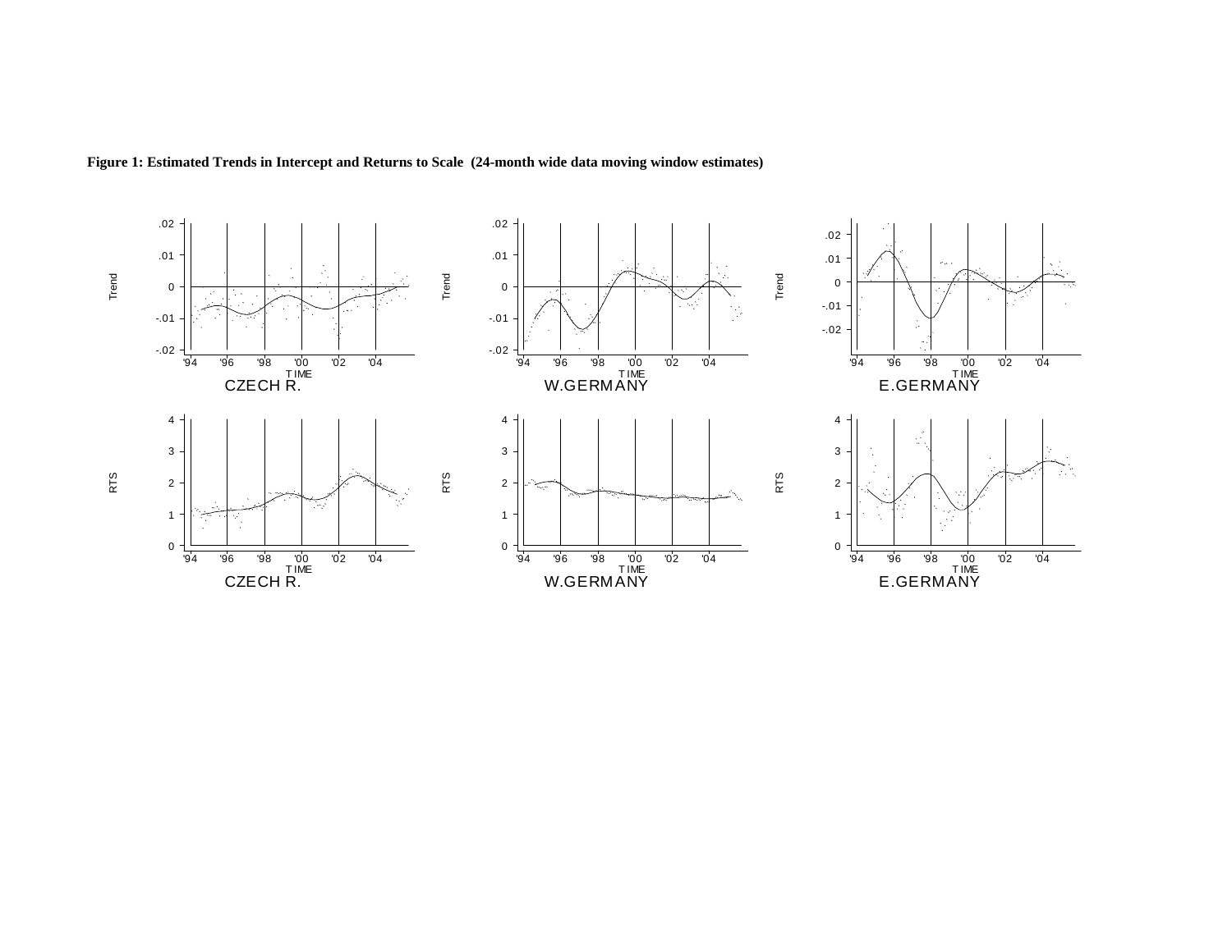**Figure 1: Estimated Trends in Intercept and Returns to Scale (24-month wide data moving window estimates)**

Trend

.02
.01
0
-.01
-.02

'94 '96 '98 '00 '02 '04

TIME

CZECH R.

Trend

.02
.01
0
-.01
-.02

'94 '96 '98 '00 '02 '04

TIME

W.GERMANY

Trend

.02
.01
0
-.01
-.02

'94 '96 '98 '00 '02 '04

TIME

E.GERMANY

RTS

4
3
2
1
0

'94 '96 '98 '00 '02 '04

TIME

CZECH R.

RTS

4
3
2
1
0

'94 '96 '98 '00 '02 '04

TIME

W.GERMANY

RTS

4
3
2
1
0

'94 '96 '98 '00 '02 '04

TIME

E.GERMANY